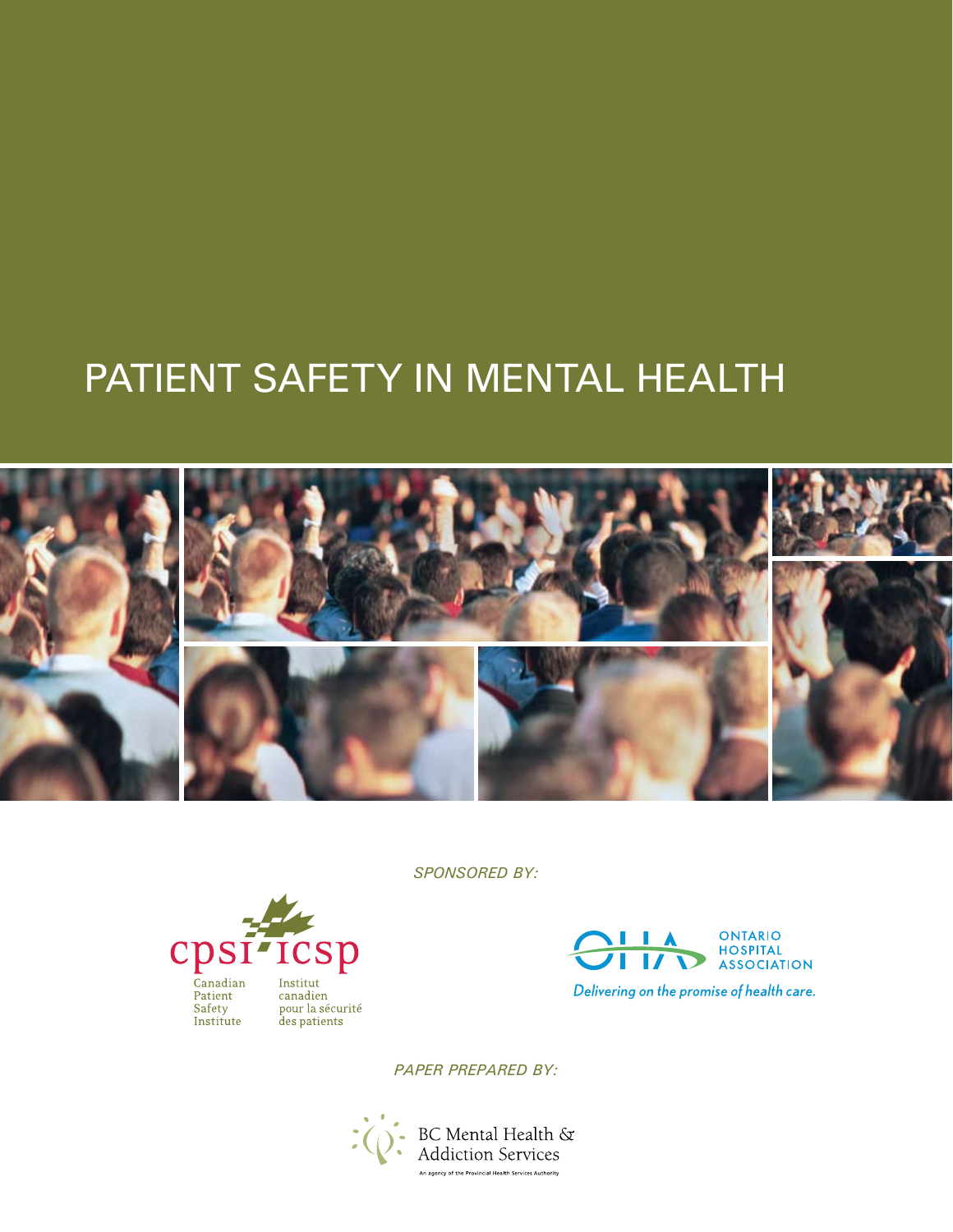# PATIENT SAFETY IN MENTAL HEALTH

*SPONSORED BY:*

cpsi icsp

Canadian Patient Safety Institute

Institut canadien pour la sécurité des patients

OHA ONTARIO HOSPITAL ASSOCIATION

*Delivering on the promise of health care.*

*PAPER PREPARED BY:*

BC Mental Health & Addiction Services

An agency of the Provincial Health Services Authority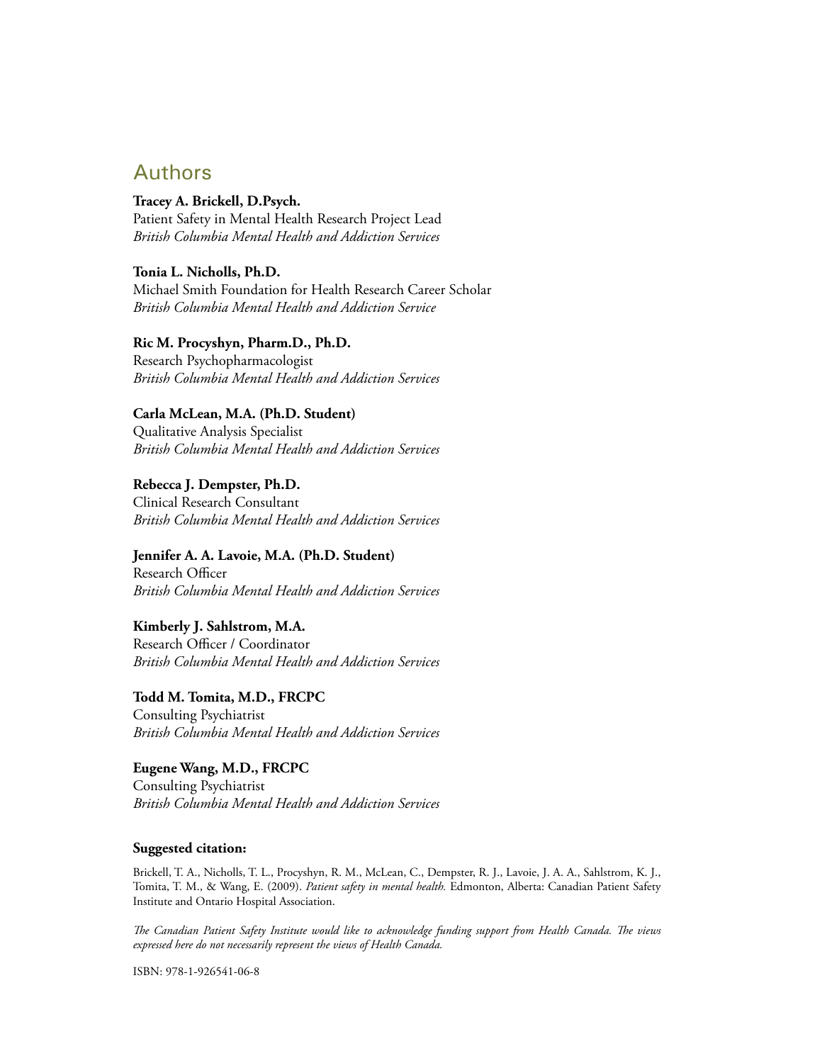## Authors

**Tracey A. Brickell, D.Psych.**
Patient Safety in Mental Health Research Project Lead
*British Columbia Mental Health and Addiction Services*

**Tonia L. Nicholls, Ph.D.**
Michael Smith Foundation for Health Research Career Scholar
*British Columbia Mental Health and Addiction Service*

**Ric M. Procyshyn, Pharm.D., Ph.D.**
Research Psychopharmacologist
*British Columbia Mental Health and Addiction Services*

**Carla McLean, M.A. (Ph.D. Student)**
Qualitative Analysis Specialist
*British Columbia Mental Health and Addiction Services*

**Rebecca J. Dempster, Ph.D.**
Clinical Research Consultant
*British Columbia Mental Health and Addiction Services*

**Jennifer A. A. Lavoie, M.A. (Ph.D. Student)**
Research Officer
*British Columbia Mental Health and Addiction Services*

**Kimberly J. Sahlstrom, M.A.**
Research Officer / Coordinator
*British Columbia Mental Health and Addiction Services*

**Todd M. Tomita, M.D., FRCPC**
Consulting Psychiatrist
*British Columbia Mental Health and Addiction Services*

**Eugene Wang, M.D., FRCPC**
Consulting Psychiatrist
*British Columbia Mental Health and Addiction Services*

**Suggested citation:**

Brickell, T. A., Nicholls, T. L., Procyshyn, R. M., McLean, C., Dempster, R. J., Lavoie, J. A. A., Sahlstrom, K. J., Tomita, T. M., & Wang, E. (2009). *Patient safety in mental health.* Edmonton, Alberta: Canadian Patient Safety Institute and Ontario Hospital Association.

*The Canadian Patient Safety Institute would like to acknowledge funding support from Health Canada. The views expressed here do not necessarily represent the views of Health Canada.*

ISBN: 978-1-926541-06-8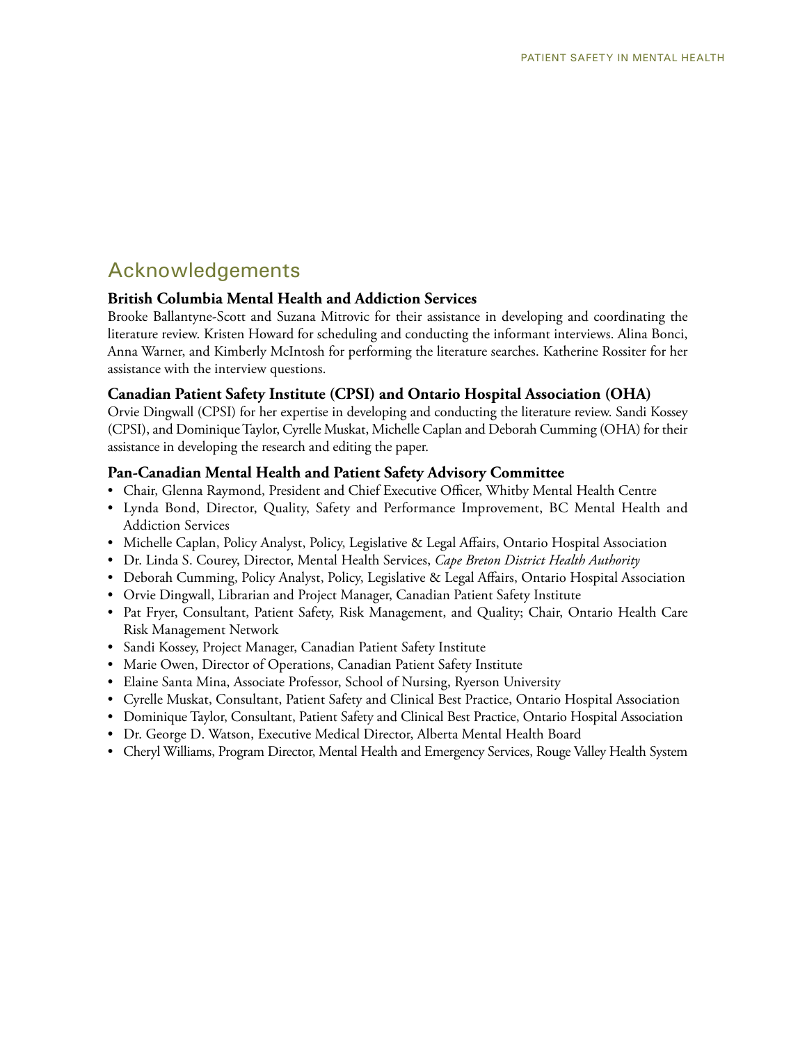## Acknowledgements

### British Columbia Mental Health and Addiction Services

Brooke Ballantyne-Scott and Suzana Mitrovic for their assistance in developing and coordinating the literature review. Kristen Howard for scheduling and conducting the informant interviews. Alina Bonci, Anna Warner, and Kimberly McIntosh for performing the literature searches. Katherine Rossiter for her assistance with the interview questions.

### Canadian Patient Safety Institute (CPSI) and Ontario Hospital Association (OHA)

Orvie Dingwall (CPSI) for her expertise in developing and conducting the literature review. Sandi Kossey (CPSI), and Dominique Taylor, Cyrelle Muskat, Michelle Caplan and Deborah Cumming (OHA) for their assistance in developing the research and editing the paper.

### Pan-Canadian Mental Health and Patient Safety Advisory Committee

- Chair, Glenna Raymond, President and Chief Executive Officer, Whitby Mental Health Centre
- Lynda Bond, Director, Quality, Safety and Performance Improvement, BC Mental Health and Addiction Services
- Michelle Caplan, Policy Analyst, Policy, Legislative & Legal Affairs, Ontario Hospital Association
- Dr. Linda S. Courey, Director, Mental Health Services, *Cape Breton District Health Authority*
- Deborah Cumming, Policy Analyst, Policy, Legislative & Legal Affairs, Ontario Hospital Association
- Orvie Dingwall, Librarian and Project Manager, Canadian Patient Safety Institute
- Pat Fryer, Consultant, Patient Safety, Risk Management, and Quality; Chair, Ontario Health Care Risk Management Network
- Sandi Kossey, Project Manager, Canadian Patient Safety Institute
- Marie Owen, Director of Operations, Canadian Patient Safety Institute
- Elaine Santa Mina, Associate Professor, School of Nursing, Ryerson University
- Cyrelle Muskat, Consultant, Patient Safety and Clinical Best Practice, Ontario Hospital Association
- Dominique Taylor, Consultant, Patient Safety and Clinical Best Practice, Ontario Hospital Association
- Dr. George D. Watson, Executive Medical Director, Alberta Mental Health Board
- Cheryl Williams, Program Director, Mental Health and Emergency Services, Rouge Valley Health System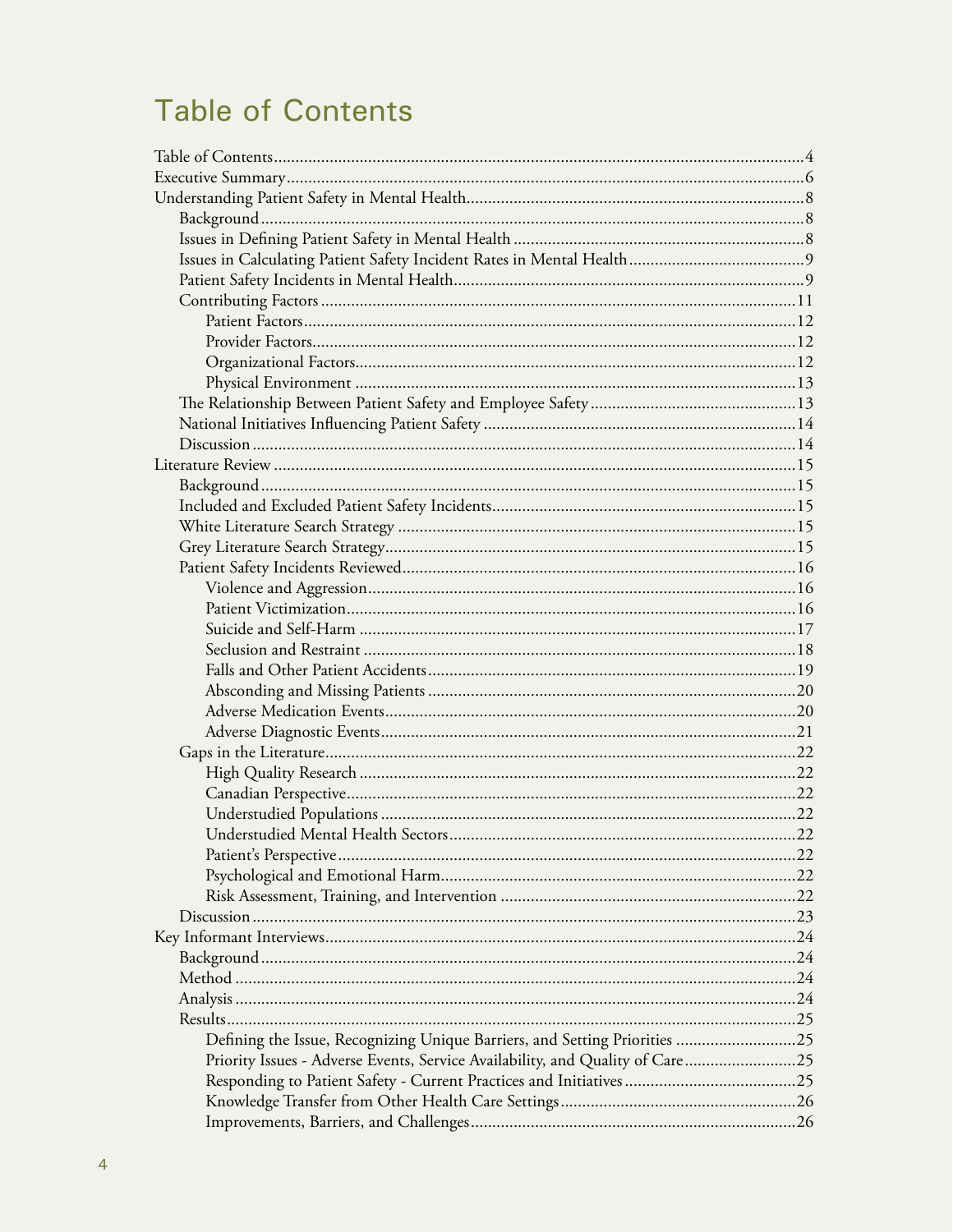# Table of Contents

- Table of Contents ....... 4
- Executive Summary ....... 6
- Understanding Patient Safety in Mental Health ....... 8
  - Background ....... 8
  - Issues in Defining Patient Safety in Mental Health ....... 8
  - Issues in Calculating Patient Safety Incident Rates in Mental Health ....... 9
  - Patient Safety Incidents in Mental Health ....... 9
  - Contributing Factors ....... 11
    - Patient Factors ....... 12
    - Provider Factors ....... 12
    - Organizational Factors ....... 12
    - Physical Environment ....... 13
  - The Relationship Between Patient Safety and Employee Safety ....... 13
  - National Initiatives Influencing Patient Safety ....... 14
  - Discussion ....... 14
- Literature Review ....... 15
  - Background ....... 15
  - Included and Excluded Patient Safety Incidents ....... 15
  - White Literature Search Strategy ....... 15
  - Grey Literature Search Strategy ....... 15
  - Patient Safety Incidents Reviewed ....... 16
    - Violence and Aggression ....... 16
    - Patient Victimization ....... 16
    - Suicide and Self-Harm ....... 17
    - Seclusion and Restraint ....... 18
    - Falls and Other Patient Accidents ....... 19
    - Absconding and Missing Patients ....... 20
    - Adverse Medication Events ....... 20
    - Adverse Diagnostic Events ....... 21
  - Gaps in the Literature ....... 22
    - High Quality Research ....... 22
    - Canadian Perspective ....... 22
    - Understudied Populations ....... 22
    - Understudied Mental Health Sectors ....... 22
    - Patient's Perspective ....... 22
    - Psychological and Emotional Harm ....... 22
    - Risk Assessment, Training, and Intervention ....... 22
  - Discussion ....... 23
- Key Informant Interviews ....... 24
  - Background ....... 24
  - Method ....... 24
  - Analysis ....... 24
  - Results ....... 25
    - Defining the Issue, Recognizing Unique Barriers, and Setting Priorities ....... 25
    - Priority Issues - Adverse Events, Service Availability, and Quality of Care ....... 25
    - Responding to Patient Safety - Current Practices and Initiatives ....... 25
    - Knowledge Transfer from Other Health Care Settings ....... 26
    - Improvements, Barriers, and Challenges ....... 26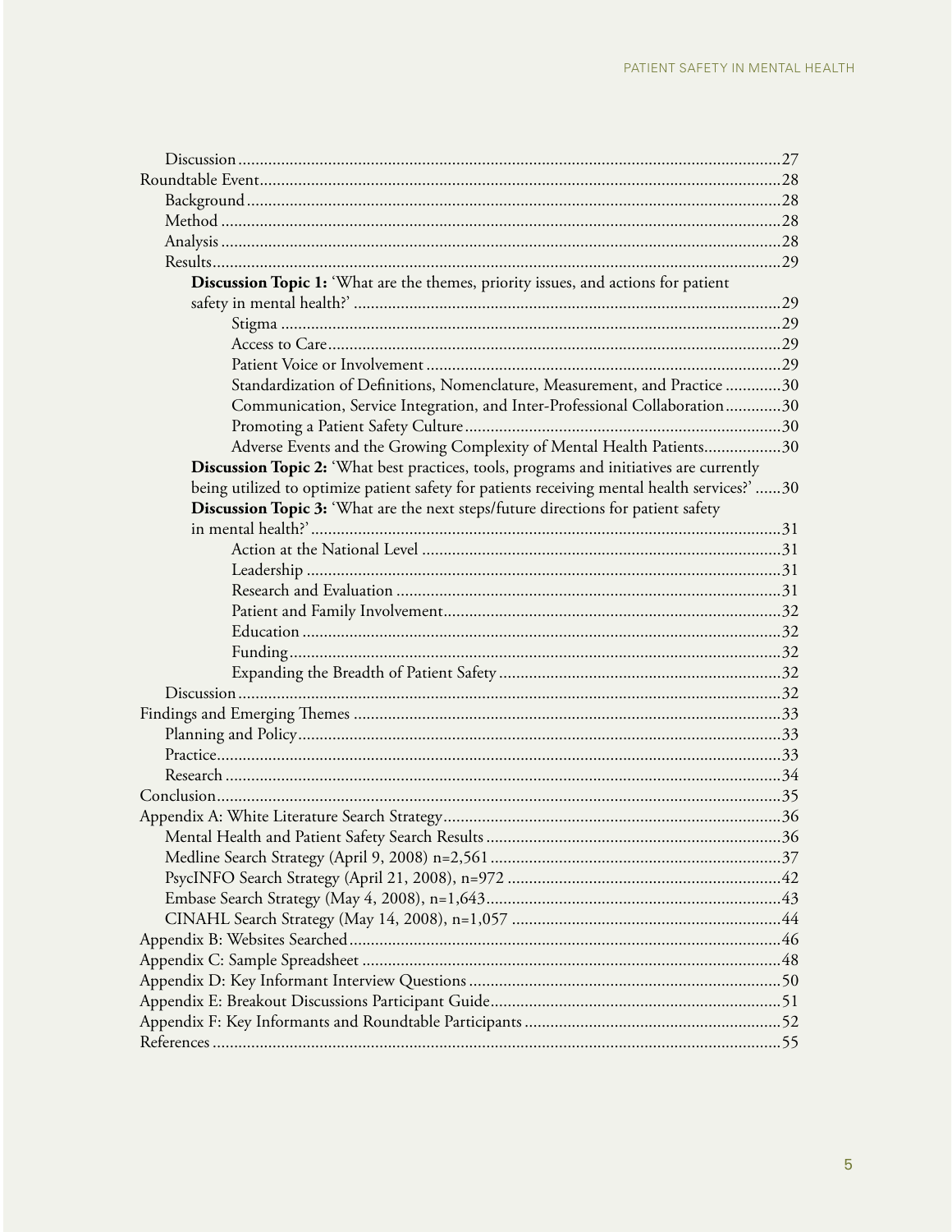Discussion ..... 27

Roundtable Event ..... 28

Background ..... 28

Method ..... 28

Analysis ..... 28

Results ..... 29

**Discussion Topic 1:** 'What are the themes, priority issues, and actions for patient safety in mental health?' ..... 29

Stigma ..... 29

Access to Care ..... 29

Patient Voice or Involvement ..... 29

Standardization of Definitions, Nomenclature, Measurement, and Practice ..... 30

Communication, Service Integration, and Inter-Professional Collaboration ..... 30

Promoting a Patient Safety Culture ..... 30

Adverse Events and the Growing Complexity of Mental Health Patients ..... 30

**Discussion Topic 2:** 'What best practices, tools, programs and initiatives are currently being utilized to optimize patient safety for patients receiving mental health services?' ..... 30

**Discussion Topic 3:** 'What are the next steps/future directions for patient safety in mental health?' ..... 31

Action at the National Level ..... 31

Leadership ..... 31

Research and Evaluation ..... 31

Patient and Family Involvement ..... 32

Education ..... 32

Funding ..... 32

Expanding the Breadth of Patient Safety ..... 32

Discussion ..... 32

Findings and Emerging Themes ..... 33

Planning and Policy ..... 33

Practice ..... 33

Research ..... 34

Conclusion ..... 35

Appendix A: White Literature Search Strategy ..... 36

Mental Health and Patient Safety Search Results ..... 36

Medline Search Strategy (April 9, 2008) n=2,561 ..... 37

PsycINFO Search Strategy (April 21, 2008), n=972 ..... 42

Embase Search Strategy (May 4, 2008), n=1,643 ..... 43

CINAHL Search Strategy (May 14, 2008), n=1,057 ..... 44

Appendix B: Websites Searched ..... 46

Appendix C: Sample Spreadsheet ..... 48

Appendix D: Key Informant Interview Questions ..... 50

Appendix E: Breakout Discussions Participant Guide ..... 51

Appendix F: Key Informants and Roundtable Participants ..... 52

References ..... 55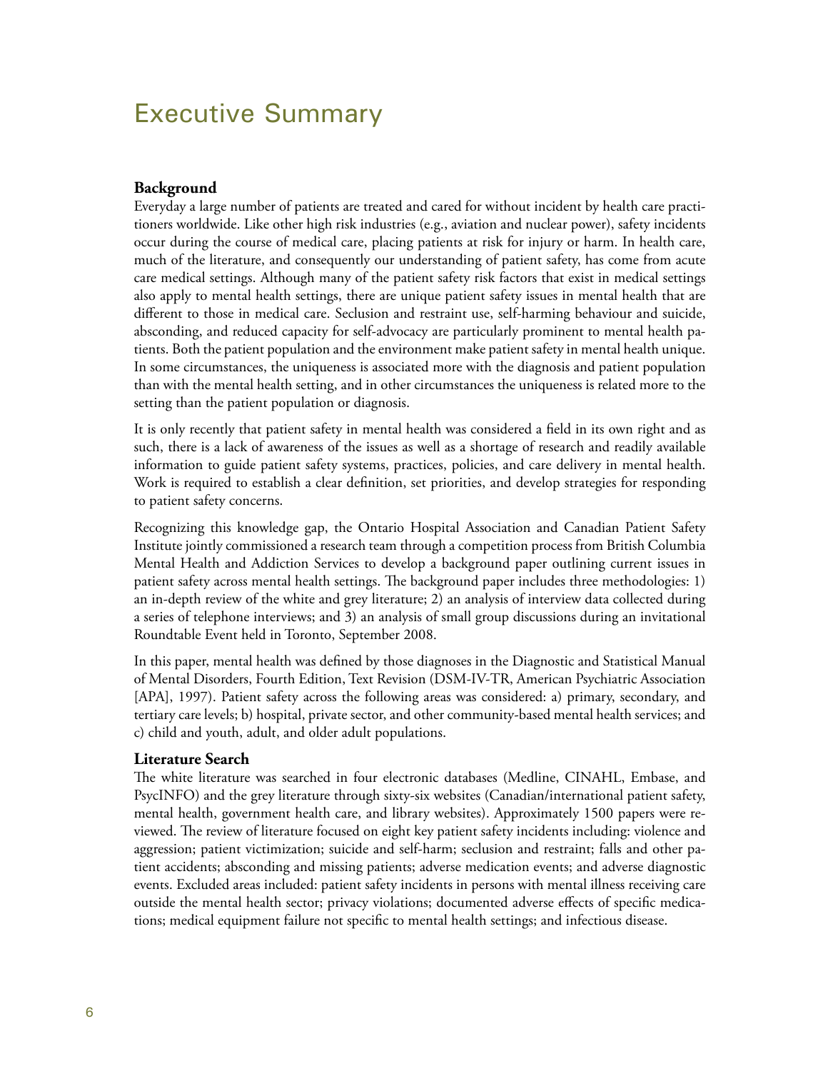# Executive Summary

### Background

Everyday a large number of patients are treated and cared for without incident by health care practitioners worldwide. Like other high risk industries (e.g., aviation and nuclear power), safety incidents occur during the course of medical care, placing patients at risk for injury or harm. In health care, much of the literature, and consequently our understanding of patient safety, has come from acute care medical settings. Although many of the patient safety risk factors that exist in medical settings also apply to mental health settings, there are unique patient safety issues in mental health that are different to those in medical care. Seclusion and restraint use, self-harming behaviour and suicide, absconding, and reduced capacity for self-advocacy are particularly prominent to mental health patients. Both the patient population and the environment make patient safety in mental health unique. In some circumstances, the uniqueness is associated more with the diagnosis and patient population than with the mental health setting, and in other circumstances the uniqueness is related more to the setting than the patient population or diagnosis.

It is only recently that patient safety in mental health was considered a field in its own right and as such, there is a lack of awareness of the issues as well as a shortage of research and readily available information to guide patient safety systems, practices, policies, and care delivery in mental health. Work is required to establish a clear definition, set priorities, and develop strategies for responding to patient safety concerns.

Recognizing this knowledge gap, the Ontario Hospital Association and Canadian Patient Safety Institute jointly commissioned a research team through a competition process from British Columbia Mental Health and Addiction Services to develop a background paper outlining current issues in patient safety across mental health settings. The background paper includes three methodologies: 1) an in-depth review of the white and grey literature; 2) an analysis of interview data collected during a series of telephone interviews; and 3) an analysis of small group discussions during an invitational Roundtable Event held in Toronto, September 2008.

In this paper, mental health was defined by those diagnoses in the Diagnostic and Statistical Manual of Mental Disorders, Fourth Edition, Text Revision (DSM-IV-TR, American Psychiatric Association [APA], 1997). Patient safety across the following areas was considered: a) primary, secondary, and tertiary care levels; b) hospital, private sector, and other community-based mental health services; and c) child and youth, adult, and older adult populations.

### Literature Search

The white literature was searched in four electronic databases (Medline, CINAHL, Embase, and PsycINFO) and the grey literature through sixty-six websites (Canadian/international patient safety, mental health, government health care, and library websites). Approximately 1500 papers were reviewed. The review of literature focused on eight key patient safety incidents including: violence and aggression; patient victimization; suicide and self-harm; seclusion and restraint; falls and other patient accidents; absconding and missing patients; adverse medication events; and adverse diagnostic events. Excluded areas included: patient safety incidents in persons with mental illness receiving care outside the mental health sector; privacy violations; documented adverse effects of specific medications; medical equipment failure not specific to mental health settings; and infectious disease.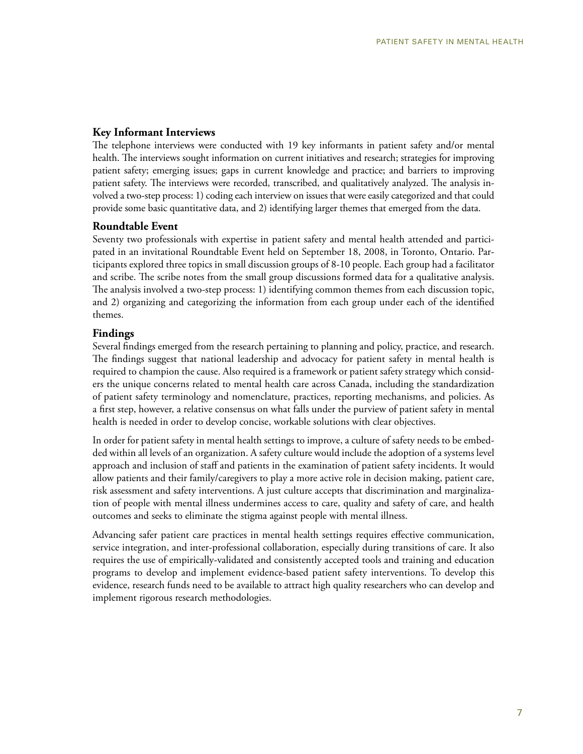### Key Informant Interviews

The telephone interviews were conducted with 19 key informants in patient safety and/or mental health. The interviews sought information on current initiatives and research; strategies for improving patient safety; emerging issues; gaps in current knowledge and practice; and barriers to improving patient safety. The interviews were recorded, transcribed, and qualitatively analyzed. The analysis involved a two-step process: 1) coding each interview on issues that were easily categorized and that could provide some basic quantitative data, and 2) identifying larger themes that emerged from the data.

### Roundtable Event

Seventy two professionals with expertise in patient safety and mental health attended and participated in an invitational Roundtable Event held on September 18, 2008, in Toronto, Ontario. Participants explored three topics in small discussion groups of 8-10 people. Each group had a facilitator and scribe. The scribe notes from the small group discussions formed data for a qualitative analysis. The analysis involved a two-step process: 1) identifying common themes from each discussion topic, and 2) organizing and categorizing the information from each group under each of the identified themes.

### Findings

Several findings emerged from the research pertaining to planning and policy, practice, and research. The findings suggest that national leadership and advocacy for patient safety in mental health is required to champion the cause. Also required is a framework or patient safety strategy which considers the unique concerns related to mental health care across Canada, including the standardization of patient safety terminology and nomenclature, practices, reporting mechanisms, and policies. As a first step, however, a relative consensus on what falls under the purview of patient safety in mental health is needed in order to develop concise, workable solutions with clear objectives.

In order for patient safety in mental health settings to improve, a culture of safety needs to be embedded within all levels of an organization. A safety culture would include the adoption of a systems level approach and inclusion of staff and patients in the examination of patient safety incidents. It would allow patients and their family/caregivers to play a more active role in decision making, patient care, risk assessment and safety interventions. A just culture accepts that discrimination and marginalization of people with mental illness undermines access to care, quality and safety of care, and health outcomes and seeks to eliminate the stigma against people with mental illness.

Advancing safer patient care practices in mental health settings requires effective communication, service integration, and inter-professional collaboration, especially during transitions of care. It also requires the use of empirically-validated and consistently accepted tools and training and education programs to develop and implement evidence-based patient safety interventions. To develop this evidence, research funds need to be available to attract high quality researchers who can develop and implement rigorous research methodologies.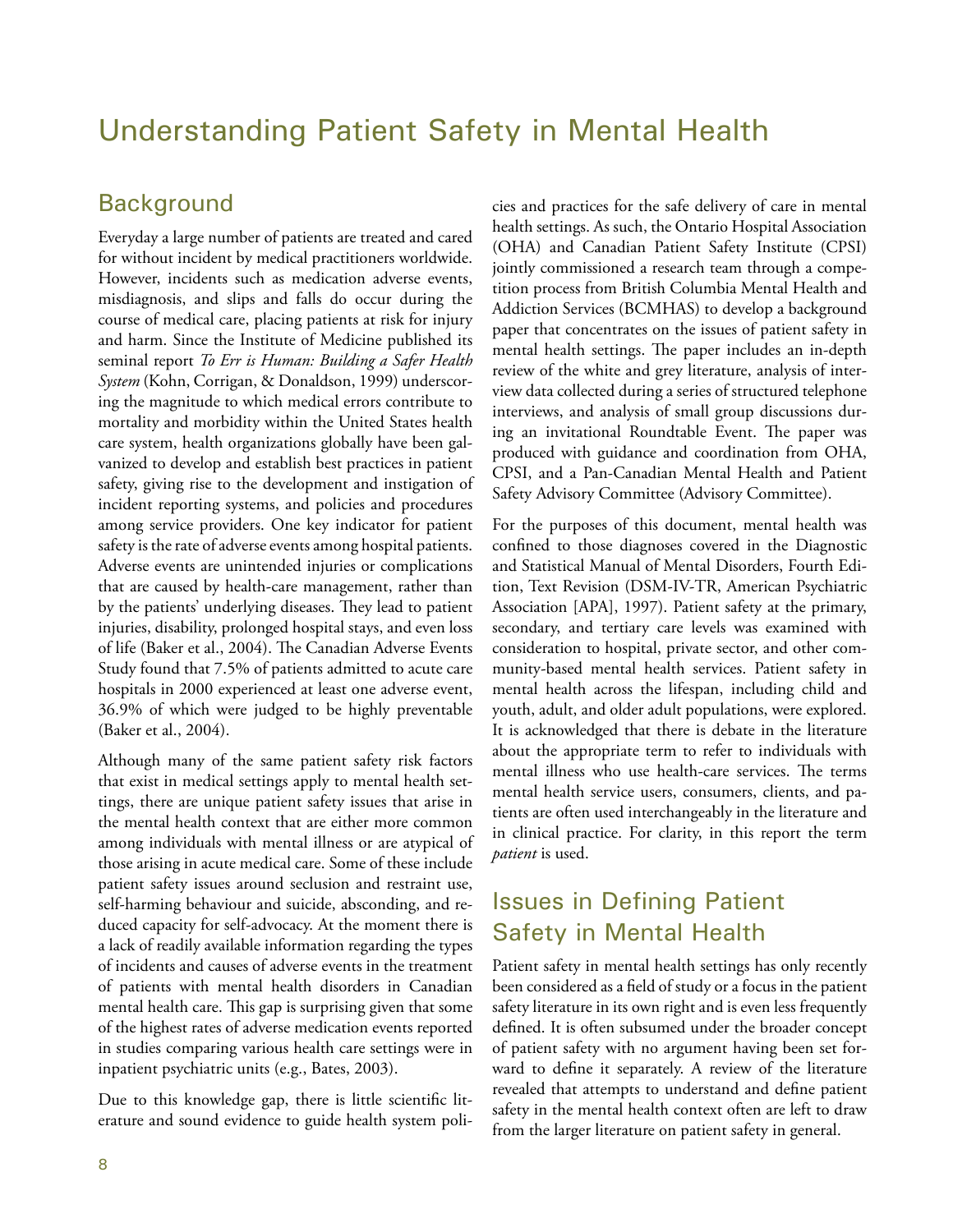# Understanding Patient Safety in Mental Health

## Background

Everyday a large number of patients are treated and cared for without incident by medical practitioners worldwide. However, incidents such as medication adverse events, misdiagnosis, and slips and falls do occur during the course of medical care, placing patients at risk for injury and harm. Since the Institute of Medicine published its seminal report *To Err is Human: Building a Safer Health System* (Kohn, Corrigan, & Donaldson, 1999) underscoring the magnitude to which medical errors contribute to mortality and morbidity within the United States health care system, health organizations globally have been galvanized to develop and establish best practices in patient safety, giving rise to the development and instigation of incident reporting systems, and policies and procedures among service providers. One key indicator for patient safety is the rate of adverse events among hospital patients. Adverse events are unintended injuries or complications that are caused by health-care management, rather than by the patients' underlying diseases. They lead to patient injuries, disability, prolonged hospital stays, and even loss of life (Baker et al., 2004). The Canadian Adverse Events Study found that 7.5% of patients admitted to acute care hospitals in 2000 experienced at least one adverse event, 36.9% of which were judged to be highly preventable (Baker et al., 2004).

Although many of the same patient safety risk factors that exist in medical settings apply to mental health settings, there are unique patient safety issues that arise in the mental health context that are either more common among individuals with mental illness or are atypical of those arising in acute medical care. Some of these include patient safety issues around seclusion and restraint use, self-harming behaviour and suicide, absconding, and reduced capacity for self-advocacy. At the moment there is a lack of readily available information regarding the types of incidents and causes of adverse events in the treatment of patients with mental health disorders in Canadian mental health care. This gap is surprising given that some of the highest rates of adverse medication events reported in studies comparing various health care settings were in inpatient psychiatric units (e.g., Bates, 2003).

Due to this knowledge gap, there is little scientific literature and sound evidence to guide health system policies and practices for the safe delivery of care in mental health settings. As such, the Ontario Hospital Association (OHA) and Canadian Patient Safety Institute (CPSI) jointly commissioned a research team through a competition process from British Columbia Mental Health and Addiction Services (BCMHAS) to develop a background paper that concentrates on the issues of patient safety in mental health settings. The paper includes an in-depth review of the white and grey literature, analysis of interview data collected during a series of structured telephone interviews, and analysis of small group discussions during an invitational Roundtable Event. The paper was produced with guidance and coordination from OHA, CPSI, and a Pan-Canadian Mental Health and Patient Safety Advisory Committee (Advisory Committee).

For the purposes of this document, mental health was confined to those diagnoses covered in the Diagnostic and Statistical Manual of Mental Disorders, Fourth Edition, Text Revision (DSM-IV-TR, American Psychiatric Association [APA], 1997). Patient safety at the primary, secondary, and tertiary care levels was examined with consideration to hospital, private sector, and other community-based mental health services. Patient safety in mental health across the lifespan, including child and youth, adult, and older adult populations, were explored. It is acknowledged that there is debate in the literature about the appropriate term to refer to individuals with mental illness who use health-care services. The terms mental health service users, consumers, clients, and patients are often used interchangeably in the literature and in clinical practice. For clarity, in this report the term *patient* is used.

## Issues in Defining Patient Safety in Mental Health

Patient safety in mental health settings has only recently been considered as a field of study or a focus in the patient safety literature in its own right and is even less frequently defined. It is often subsumed under the broader concept of patient safety with no argument having been set forward to define it separately. A review of the literature revealed that attempts to understand and define patient safety in the mental health context often are left to draw from the larger literature on patient safety in general.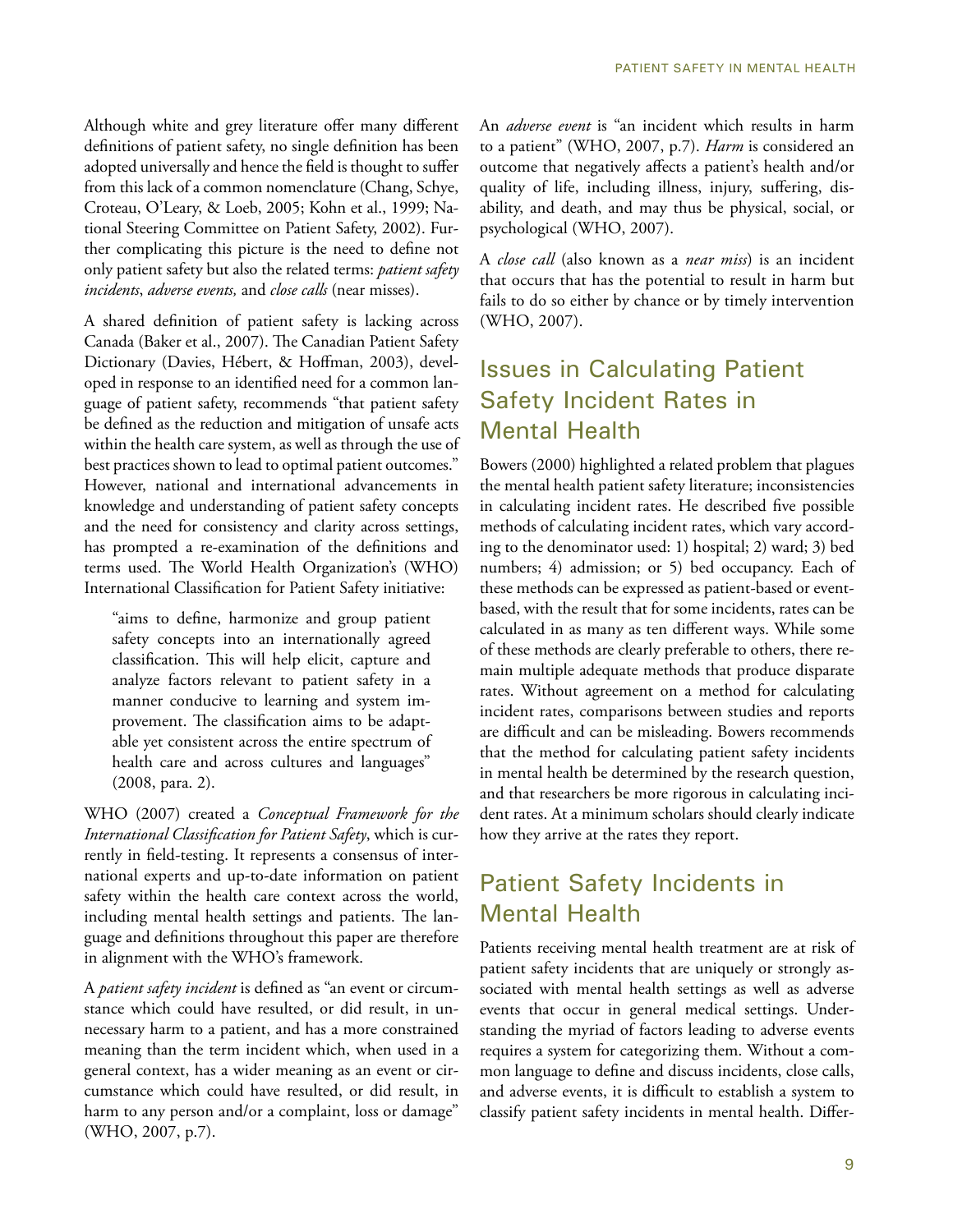Although white and grey literature offer many different definitions of patient safety, no single definition has been adopted universally and hence the field is thought to suffer from this lack of a common nomenclature (Chang, Schye, Croteau, O'Leary, & Loeb, 2005; Kohn et al., 1999; National Steering Committee on Patient Safety, 2002). Further complicating this picture is the need to define not only patient safety but also the related terms: *patient safety incidents*, *adverse events,* and *close calls* (near misses).

A shared definition of patient safety is lacking across Canada (Baker et al., 2007). The Canadian Patient Safety Dictionary (Davies, Hébert, & Hoffman, 2003), developed in response to an identified need for a common language of patient safety, recommends "that patient safety be defined as the reduction and mitigation of unsafe acts within the health care system, as well as through the use of best practices shown to lead to optimal patient outcomes." However, national and international advancements in knowledge and understanding of patient safety concepts and the need for consistency and clarity across settings, has prompted a re-examination of the definitions and terms used. The World Health Organization's (WHO) International Classification for Patient Safety initiative:

> "aims to define, harmonize and group patient safety concepts into an internationally agreed classification. This will help elicit, capture and analyze factors relevant to patient safety in a manner conducive to learning and system improvement. The classification aims to be adaptable yet consistent across the entire spectrum of health care and across cultures and languages" (2008, para. 2).

WHO (2007) created a *Conceptual Framework for the International Classification for Patient Safety*, which is currently in field-testing. It represents a consensus of international experts and up-to-date information on patient safety within the health care context across the world, including mental health settings and patients. The language and definitions throughout this paper are therefore in alignment with the WHO's framework.

A *patient safety incident* is defined as "an event or circumstance which could have resulted, or did result, in unnecessary harm to a patient, and has a more constrained meaning than the term incident which, when used in a general context, has a wider meaning as an event or circumstance which could have resulted, or did result, in harm to any person and/or a complaint, loss or damage" (WHO, 2007, p.7).

An *adverse event* is "an incident which results in harm to a patient" (WHO, 2007, p.7). *Harm* is considered an outcome that negatively affects a patient's health and/or quality of life, including illness, injury, suffering, disability, and death, and may thus be physical, social, or psychological (WHO, 2007).

A *close call* (also known as a *near miss*) is an incident that occurs that has the potential to result in harm but fails to do so either by chance or by timely intervention (WHO, 2007).

## Issues in Calculating Patient Safety Incident Rates in Mental Health

Bowers (2000) highlighted a related problem that plagues the mental health patient safety literature; inconsistencies in calculating incident rates. He described five possible methods of calculating incident rates, which vary according to the denominator used: 1) hospital; 2) ward; 3) bed numbers; 4) admission; or 5) bed occupancy. Each of these methods can be expressed as patient-based or event-based, with the result that for some incidents, rates can be calculated in as many as ten different ways. While some of these methods are clearly preferable to others, there remain multiple adequate methods that produce disparate rates. Without agreement on a method for calculating incident rates, comparisons between studies and reports are difficult and can be misleading. Bowers recommends that the method for calculating patient safety incidents in mental health be determined by the research question, and that researchers be more rigorous in calculating incident rates. At a minimum scholars should clearly indicate how they arrive at the rates they report.

## Patient Safety Incidents in Mental Health

Patients receiving mental health treatment are at risk of patient safety incidents that are uniquely or strongly associated with mental health settings as well as adverse events that occur in general medical settings. Understanding the myriad of factors leading to adverse events requires a system for categorizing them. Without a common language to define and discuss incidents, close calls, and adverse events, it is difficult to establish a system to classify patient safety incidents in mental health. Differ-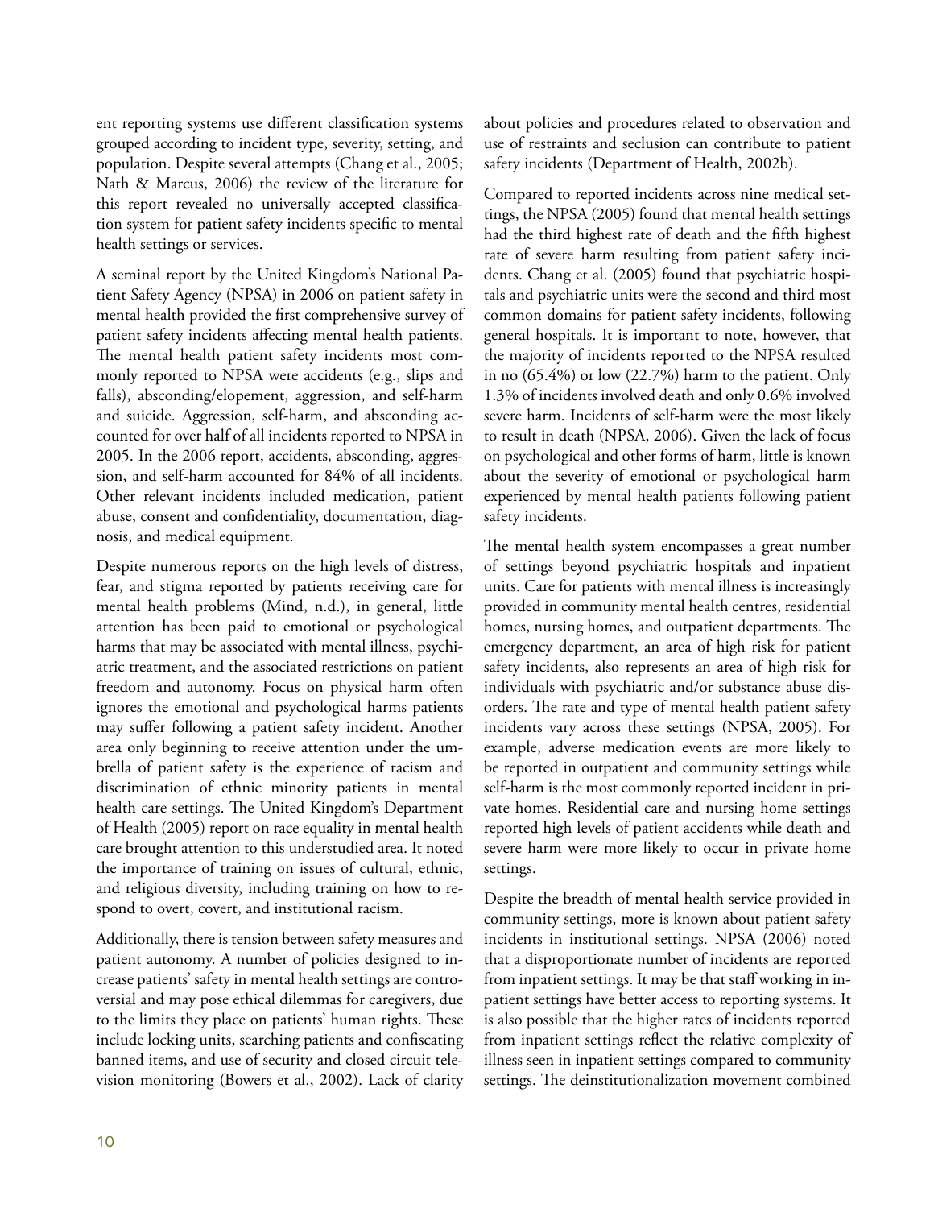ent reporting systems use different classification systems grouped according to incident type, severity, setting, and population. Despite several attempts (Chang et al., 2005; Nath & Marcus, 2006) the review of the literature for this report revealed no universally accepted classification system for patient safety incidents specific to mental health settings or services.

A seminal report by the United Kingdom's National Patient Safety Agency (NPSA) in 2006 on patient safety in mental health provided the first comprehensive survey of patient safety incidents affecting mental health patients. The mental health patient safety incidents most commonly reported to NPSA were accidents (e.g., slips and falls), absconding/elopement, aggression, and self-harm and suicide. Aggression, self-harm, and absconding accounted for over half of all incidents reported to NPSA in 2005. In the 2006 report, accidents, absconding, aggression, and self-harm accounted for 84% of all incidents. Other relevant incidents included medication, patient abuse, consent and confidentiality, documentation, diagnosis, and medical equipment.

Despite numerous reports on the high levels of distress, fear, and stigma reported by patients receiving care for mental health problems (Mind, n.d.), in general, little attention has been paid to emotional or psychological harms that may be associated with mental illness, psychiatric treatment, and the associated restrictions on patient freedom and autonomy. Focus on physical harm often ignores the emotional and psychological harms patients may suffer following a patient safety incident. Another area only beginning to receive attention under the umbrella of patient safety is the experience of racism and discrimination of ethnic minority patients in mental health care settings. The United Kingdom's Department of Health (2005) report on race equality in mental health care brought attention to this understudied area. It noted the importance of training on issues of cultural, ethnic, and religious diversity, including training on how to respond to overt, covert, and institutional racism.

Additionally, there is tension between safety measures and patient autonomy. A number of policies designed to increase patients' safety in mental health settings are controversial and may pose ethical dilemmas for caregivers, due to the limits they place on patients' human rights. These include locking units, searching patients and confiscating banned items, and use of security and closed circuit television monitoring (Bowers et al., 2002). Lack of clarity about policies and procedures related to observation and use of restraints and seclusion can contribute to patient safety incidents (Department of Health, 2002b).

Compared to reported incidents across nine medical settings, the NPSA (2005) found that mental health settings had the third highest rate of death and the fifth highest rate of severe harm resulting from patient safety incidents. Chang et al. (2005) found that psychiatric hospitals and psychiatric units were the second and third most common domains for patient safety incidents, following general hospitals. It is important to note, however, that the majority of incidents reported to the NPSA resulted in no (65.4%) or low (22.7%) harm to the patient. Only 1.3% of incidents involved death and only 0.6% involved severe harm. Incidents of self-harm were the most likely to result in death (NPSA, 2006). Given the lack of focus on psychological and other forms of harm, little is known about the severity of emotional or psychological harm experienced by mental health patients following patient safety incidents.

The mental health system encompasses a great number of settings beyond psychiatric hospitals and inpatient units. Care for patients with mental illness is increasingly provided in community mental health centres, residential homes, nursing homes, and outpatient departments. The emergency department, an area of high risk for patient safety incidents, also represents an area of high risk for individuals with psychiatric and/or substance abuse disorders. The rate and type of mental health patient safety incidents vary across these settings (NPSA, 2005). For example, adverse medication events are more likely to be reported in outpatient and community settings while self-harm is the most commonly reported incident in private homes. Residential care and nursing home settings reported high levels of patient accidents while death and severe harm were more likely to occur in private home settings.

Despite the breadth of mental health service provided in community settings, more is known about patient safety incidents in institutional settings. NPSA (2006) noted that a disproportionate number of incidents are reported from inpatient settings. It may be that staff working in inpatient settings have better access to reporting systems. It is also possible that the higher rates of incidents reported from inpatient settings reflect the relative complexity of illness seen in inpatient settings compared to community settings. The deinstitutionalization movement combined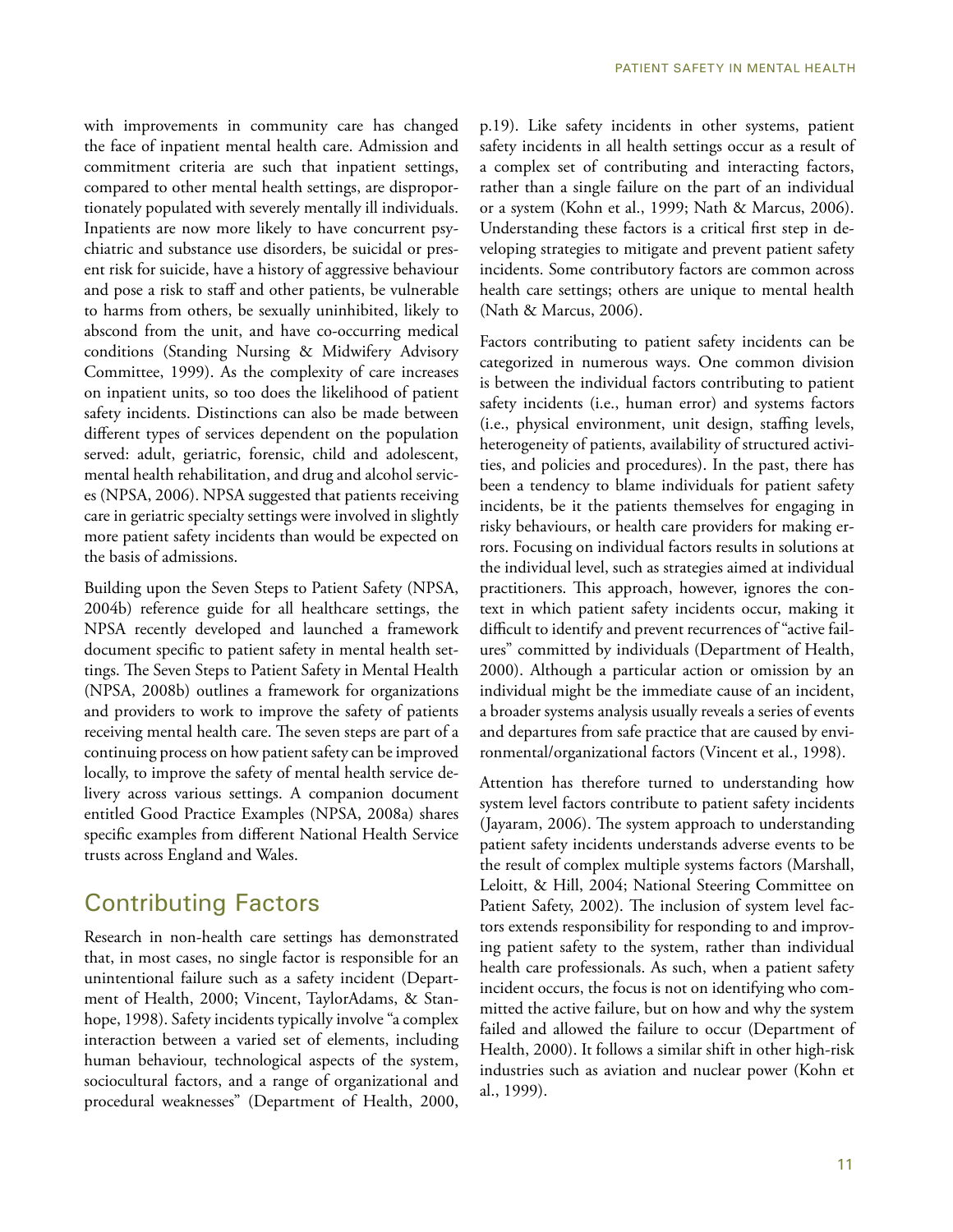with improvements in community care has changed the face of inpatient mental health care. Admission and commitment criteria are such that inpatient settings, compared to other mental health settings, are disproportionately populated with severely mentally ill individuals. Inpatients are now more likely to have concurrent psychiatric and substance use disorders, be suicidal or present risk for suicide, have a history of aggressive behaviour and pose a risk to staff and other patients, be vulnerable to harms from others, be sexually uninhibited, likely to abscond from the unit, and have co-occurring medical conditions (Standing Nursing & Midwifery Advisory Committee, 1999). As the complexity of care increases on inpatient units, so too does the likelihood of patient safety incidents. Distinctions can also be made between different types of services dependent on the population served: adult, geriatric, forensic, child and adolescent, mental health rehabilitation, and drug and alcohol services (NPSA, 2006). NPSA suggested that patients receiving care in geriatric specialty settings were involved in slightly more patient safety incidents than would be expected on the basis of admissions.

Building upon the Seven Steps to Patient Safety (NPSA, 2004b) reference guide for all healthcare settings, the NPSA recently developed and launched a framework document specific to patient safety in mental health settings. The Seven Steps to Patient Safety in Mental Health (NPSA, 2008b) outlines a framework for organizations and providers to work to improve the safety of patients receiving mental health care. The seven steps are part of a continuing process on how patient safety can be improved locally, to improve the safety of mental health service delivery across various settings. A companion document entitled Good Practice Examples (NPSA, 2008a) shares specific examples from different National Health Service trusts across England and Wales.

## Contributing Factors

Research in non-health care settings has demonstrated that, in most cases, no single factor is responsible for an unintentional failure such as a safety incident (Department of Health, 2000; Vincent, TaylorAdams, & Stanhope, 1998). Safety incidents typically involve "a complex interaction between a varied set of elements, including human behaviour, technological aspects of the system, sociocultural factors, and a range of organizational and procedural weaknesses" (Department of Health, 2000, p.19). Like safety incidents in other systems, patient safety incidents in all health settings occur as a result of a complex set of contributing and interacting factors, rather than a single failure on the part of an individual or a system (Kohn et al., 1999; Nath & Marcus, 2006). Understanding these factors is a critical first step in developing strategies to mitigate and prevent patient safety incidents. Some contributory factors are common across health care settings; others are unique to mental health (Nath & Marcus, 2006).

Factors contributing to patient safety incidents can be categorized in numerous ways. One common division is between the individual factors contributing to patient safety incidents (i.e., human error) and systems factors (i.e., physical environment, unit design, staffing levels, heterogeneity of patients, availability of structured activities, and policies and procedures). In the past, there has been a tendency to blame individuals for patient safety incidents, be it the patients themselves for engaging in risky behaviours, or health care providers for making errors. Focusing on individual factors results in solutions at the individual level, such as strategies aimed at individual practitioners. This approach, however, ignores the context in which patient safety incidents occur, making it difficult to identify and prevent recurrences of "active failures" committed by individuals (Department of Health, 2000). Although a particular action or omission by an individual might be the immediate cause of an incident, a broader systems analysis usually reveals a series of events and departures from safe practice that are caused by environmental/organizational factors (Vincent et al., 1998).

Attention has therefore turned to understanding how system level factors contribute to patient safety incidents (Jayaram, 2006). The system approach to understanding patient safety incidents understands adverse events to be the result of complex multiple systems factors (Marshall, Leloitt, & Hill, 2004; National Steering Committee on Patient Safety, 2002). The inclusion of system level factors extends responsibility for responding to and improving patient safety to the system, rather than individual health care professionals. As such, when a patient safety incident occurs, the focus is not on identifying who committed the active failure, but on how and why the system failed and allowed the failure to occur (Department of Health, 2000). It follows a similar shift in other high-risk industries such as aviation and nuclear power (Kohn et al., 1999).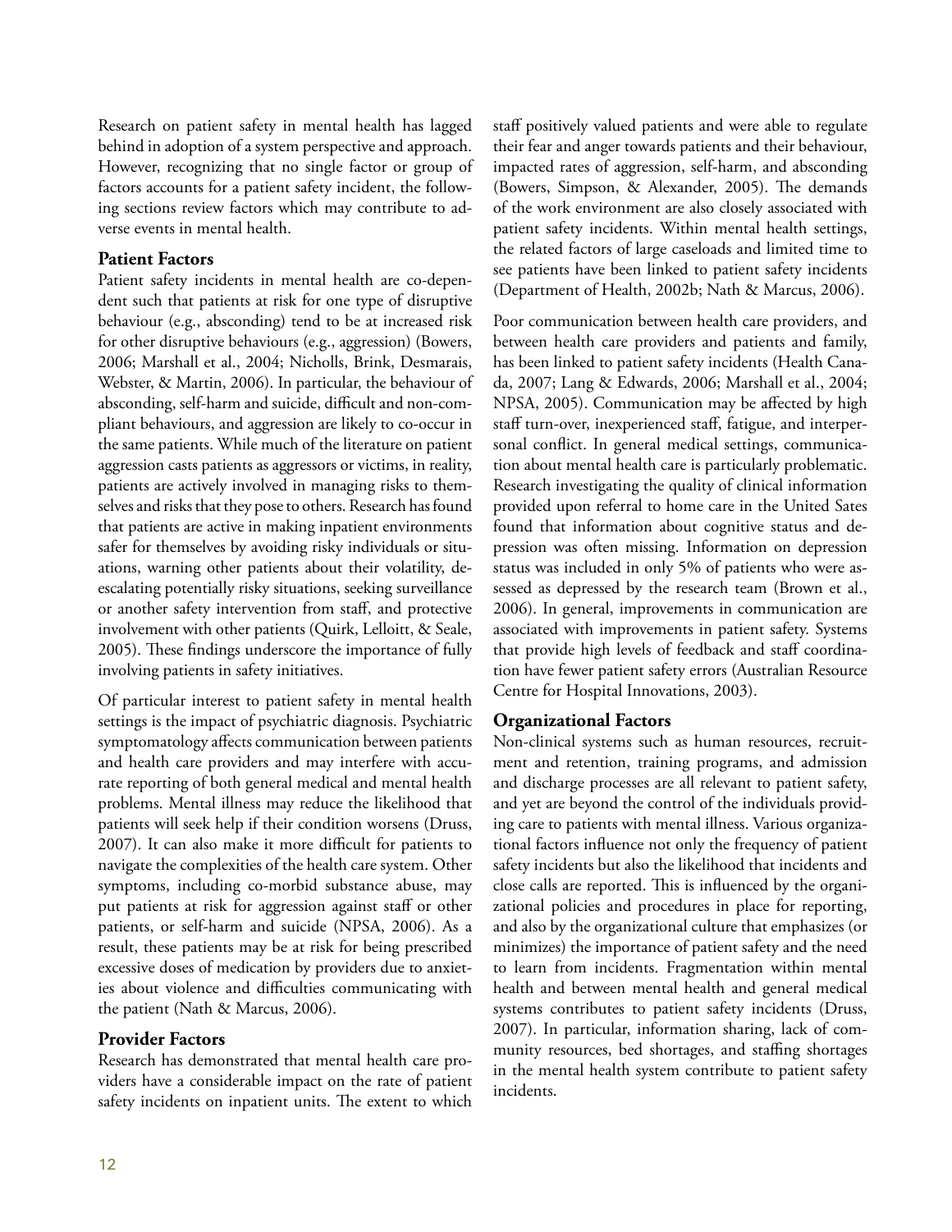Research on patient safety in mental health has lagged behind in adoption of a system perspective and approach. However, recognizing that no single factor or group of factors accounts for a patient safety incident, the following sections review factors which may contribute to adverse events in mental health.

### Patient Factors

Patient safety incidents in mental health are co-dependent such that patients at risk for one type of disruptive behaviour (e.g., absconding) tend to be at increased risk for other disruptive behaviours (e.g., aggression) (Bowers, 2006; Marshall et al., 2004; Nicholls, Brink, Desmarais, Webster, & Martin, 2006). In particular, the behaviour of absconding, self-harm and suicide, difficult and non-compliant behaviours, and aggression are likely to co-occur in the same patients. While much of the literature on patient aggression casts patients as aggressors or victims, in reality, patients are actively involved in managing risks to themselves and risks that they pose to others. Research has found that patients are active in making inpatient environments safer for themselves by avoiding risky individuals or situations, warning other patients about their volatility, de-escalating potentially risky situations, seeking surveillance or another safety intervention from staff, and protective involvement with other patients (Quirk, Lelloitt, & Seale, 2005). These findings underscore the importance of fully involving patients in safety initiatives.

Of particular interest to patient safety in mental health settings is the impact of psychiatric diagnosis. Psychiatric symptomatology affects communication between patients and health care providers and may interfere with accurate reporting of both general medical and mental health problems. Mental illness may reduce the likelihood that patients will seek help if their condition worsens (Druss, 2007). It can also make it more difficult for patients to navigate the complexities of the health care system. Other symptoms, including co-morbid substance abuse, may put patients at risk for aggression against staff or other patients, or self-harm and suicide (NPSA, 2006). As a result, these patients may be at risk for being prescribed excessive doses of medication by providers due to anxieties about violence and difficulties communicating with the patient (Nath & Marcus, 2006).

### Provider Factors

Research has demonstrated that mental health care providers have a considerable impact on the rate of patient safety incidents on inpatient units. The extent to which staff positively valued patients and were able to regulate their fear and anger towards patients and their behaviour, impacted rates of aggression, self-harm, and absconding (Bowers, Simpson, & Alexander, 2005). The demands of the work environment are also closely associated with patient safety incidents. Within mental health settings, the related factors of large caseloads and limited time to see patients have been linked to patient safety incidents (Department of Health, 2002b; Nath & Marcus, 2006).

Poor communication between health care providers, and between health care providers and patients and family, has been linked to patient safety incidents (Health Canada, 2007; Lang & Edwards, 2006; Marshall et al., 2004; NPSA, 2005). Communication may be affected by high staff turn-over, inexperienced staff, fatigue, and interpersonal conflict. In general medical settings, communication about mental health care is particularly problematic. Research investigating the quality of clinical information provided upon referral to home care in the United Sates found that information about cognitive status and depression was often missing. Information on depression status was included in only 5% of patients who were assessed as depressed by the research team (Brown et al., 2006). In general, improvements in communication are associated with improvements in patient safety. Systems that provide high levels of feedback and staff coordination have fewer patient safety errors (Australian Resource Centre for Hospital Innovations, 2003).

### Organizational Factors

Non-clinical systems such as human resources, recruitment and retention, training programs, and admission and discharge processes are all relevant to patient safety, and yet are beyond the control of the individuals providing care to patients with mental illness. Various organizational factors influence not only the frequency of patient safety incidents but also the likelihood that incidents and close calls are reported. This is influenced by the organizational policies and procedures in place for reporting, and also by the organizational culture that emphasizes (or minimizes) the importance of patient safety and the need to learn from incidents. Fragmentation within mental health and between mental health and general medical systems contributes to patient safety incidents (Druss, 2007). In particular, information sharing, lack of community resources, bed shortages, and staffing shortages in the mental health system contribute to patient safety incidents.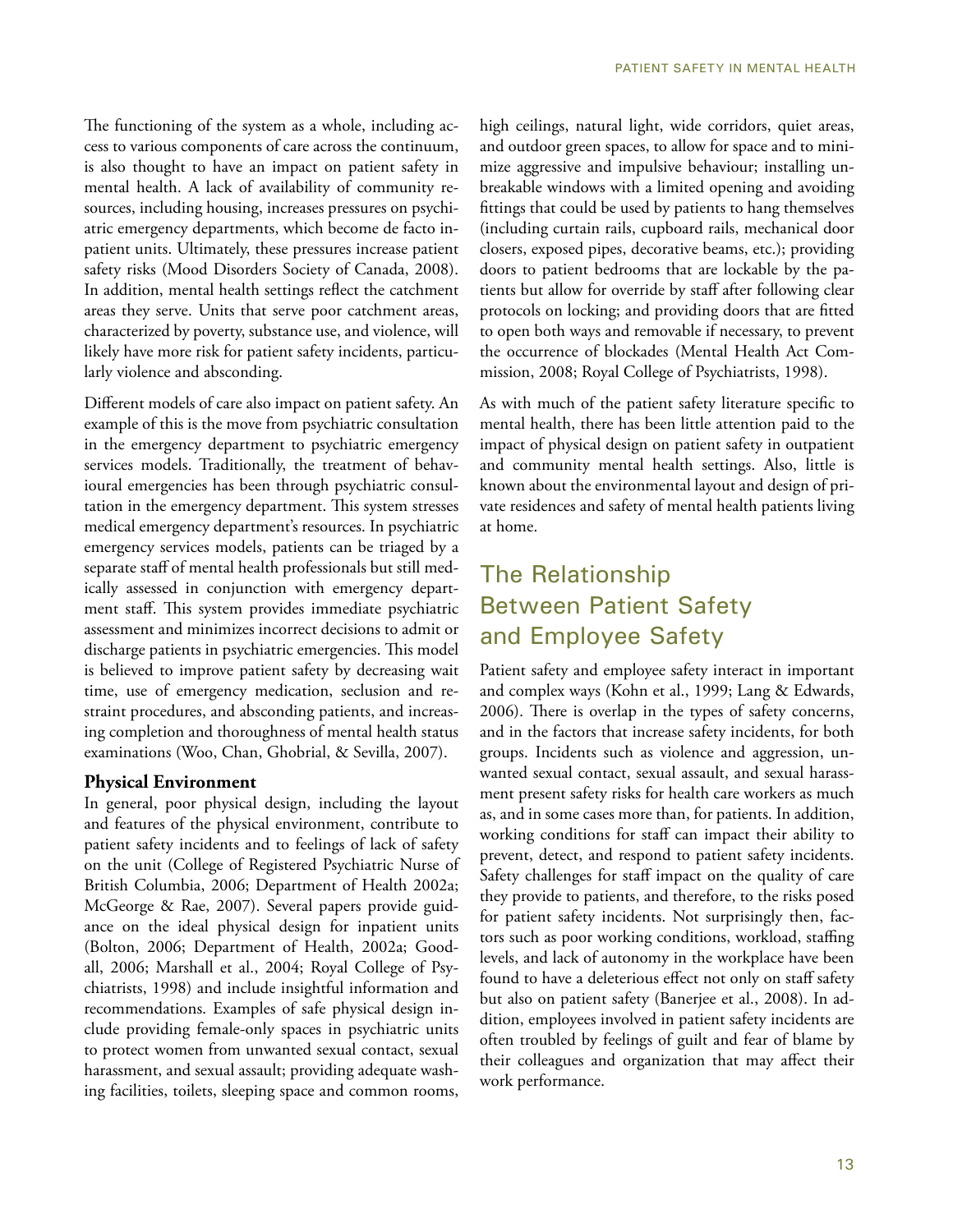The functioning of the system as a whole, including access to various components of care across the continuum, is also thought to have an impact on patient safety in mental health. A lack of availability of community resources, including housing, increases pressures on psychiatric emergency departments, which become de facto inpatient units. Ultimately, these pressures increase patient safety risks (Mood Disorders Society of Canada, 2008). In addition, mental health settings reflect the catchment areas they serve. Units that serve poor catchment areas, characterized by poverty, substance use, and violence, will likely have more risk for patient safety incidents, particularly violence and absconding.

Different models of care also impact on patient safety. An example of this is the move from psychiatric consultation in the emergency department to psychiatric emergency services models. Traditionally, the treatment of behavioural emergencies has been through psychiatric consultation in the emergency department. This system stresses medical emergency department's resources. In psychiatric emergency services models, patients can be triaged by a separate staff of mental health professionals but still medically assessed in conjunction with emergency department staff. This system provides immediate psychiatric assessment and minimizes incorrect decisions to admit or discharge patients in psychiatric emergencies. This model is believed to improve patient safety by decreasing wait time, use of emergency medication, seclusion and restraint procedures, and absconding patients, and increasing completion and thoroughness of mental health status examinations (Woo, Chan, Ghobrial, & Sevilla, 2007).

### Physical Environment

In general, poor physical design, including the layout and features of the physical environment, contribute to patient safety incidents and to feelings of lack of safety on the unit (College of Registered Psychiatric Nurse of British Columbia, 2006; Department of Health 2002a; McGeorge & Rae, 2007). Several papers provide guidance on the ideal physical design for inpatient units (Bolton, 2006; Department of Health, 2002a; Goodall, 2006; Marshall et al., 2004; Royal College of Psychiatrists, 1998) and include insightful information and recommendations. Examples of safe physical design include providing female-only spaces in psychiatric units to protect women from unwanted sexual contact, sexual harassment, and sexual assault; providing adequate washing facilities, toilets, sleeping space and common rooms, high ceilings, natural light, wide corridors, quiet areas, and outdoor green spaces, to allow for space and to minimize aggressive and impulsive behaviour; installing unbreakable windows with a limited opening and avoiding fittings that could be used by patients to hang themselves (including curtain rails, cupboard rails, mechanical door closers, exposed pipes, decorative beams, etc.); providing doors to patient bedrooms that are lockable by the patients but allow for override by staff after following clear protocols on locking; and providing doors that are fitted to open both ways and removable if necessary, to prevent the occurrence of blockades (Mental Health Act Commission, 2008; Royal College of Psychiatrists, 1998).

As with much of the patient safety literature specific to mental health, there has been little attention paid to the impact of physical design on patient safety in outpatient and community mental health settings. Also, little is known about the environmental layout and design of private residences and safety of mental health patients living at home.

## The Relationship Between Patient Safety and Employee Safety

Patient safety and employee safety interact in important and complex ways (Kohn et al., 1999; Lang & Edwards, 2006). There is overlap in the types of safety concerns, and in the factors that increase safety incidents, for both groups. Incidents such as violence and aggression, unwanted sexual contact, sexual assault, and sexual harassment present safety risks for health care workers as much as, and in some cases more than, for patients. In addition, working conditions for staff can impact their ability to prevent, detect, and respond to patient safety incidents. Safety challenges for staff impact on the quality of care they provide to patients, and therefore, to the risks posed for patient safety incidents. Not surprisingly then, factors such as poor working conditions, workload, staffing levels, and lack of autonomy in the workplace have been found to have a deleterious effect not only on staff safety but also on patient safety (Banerjee et al., 2008). In addition, employees involved in patient safety incidents are often troubled by feelings of guilt and fear of blame by their colleagues and organization that may affect their work performance.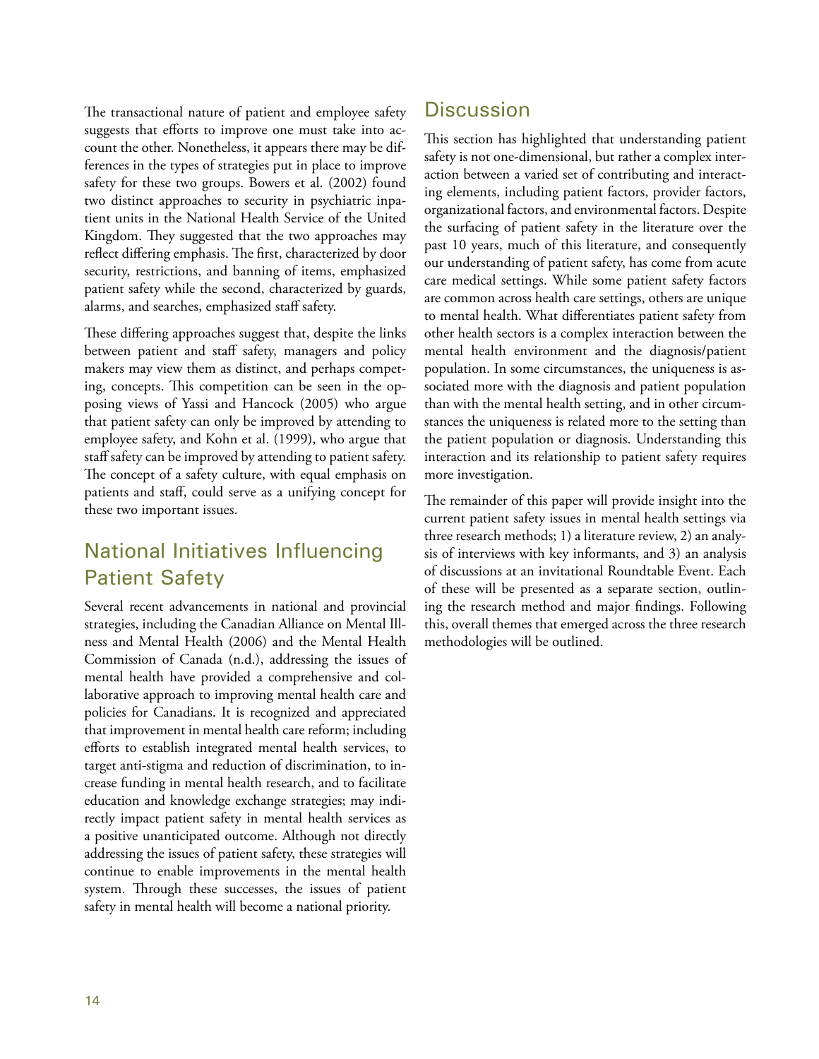The transactional nature of patient and employee safety suggests that efforts to improve one must take into account the other. Nonetheless, it appears there may be differences in the types of strategies put in place to improve safety for these two groups. Bowers et al. (2002) found two distinct approaches to security in psychiatric inpatient units in the National Health Service of the United Kingdom. They suggested that the two approaches may reflect differing emphasis. The first, characterized by door security, restrictions, and banning of items, emphasized patient safety while the second, characterized by guards, alarms, and searches, emphasized staff safety.

These differing approaches suggest that, despite the links between patient and staff safety, managers and policy makers may view them as distinct, and perhaps competing, concepts. This competition can be seen in the opposing views of Yassi and Hancock (2005) who argue that patient safety can only be improved by attending to employee safety, and Kohn et al. (1999), who argue that staff safety can be improved by attending to patient safety. The concept of a safety culture, with equal emphasis on patients and staff, could serve as a unifying concept for these two important issues.

## National Initiatives Influencing Patient Safety

Several recent advancements in national and provincial strategies, including the Canadian Alliance on Mental Illness and Mental Health (2006) and the Mental Health Commission of Canada (n.d.), addressing the issues of mental health have provided a comprehensive and collaborative approach to improving mental health care and policies for Canadians. It is recognized and appreciated that improvement in mental health care reform; including efforts to establish integrated mental health services, to target anti-stigma and reduction of discrimination, to increase funding in mental health research, and to facilitate education and knowledge exchange strategies; may indirectly impact patient safety in mental health services as a positive unanticipated outcome. Although not directly addressing the issues of patient safety, these strategies will continue to enable improvements in the mental health system. Through these successes, the issues of patient safety in mental health will become a national priority.

## Discussion

This section has highlighted that understanding patient safety is not one-dimensional, but rather a complex interaction between a varied set of contributing and interacting elements, including patient factors, provider factors, organizational factors, and environmental factors. Despite the surfacing of patient safety in the literature over the past 10 years, much of this literature, and consequently our understanding of patient safety, has come from acute care medical settings. While some patient safety factors are common across health care settings, others are unique to mental health. What differentiates patient safety from other health sectors is a complex interaction between the mental health environment and the diagnosis/patient population. In some circumstances, the uniqueness is associated more with the diagnosis and patient population than with the mental health setting, and in other circumstances the uniqueness is related more to the setting than the patient population or diagnosis. Understanding this interaction and its relationship to patient safety requires more investigation.

The remainder of this paper will provide insight into the current patient safety issues in mental health settings via three research methods; 1) a literature review, 2) an analysis of interviews with key informants, and 3) an analysis of discussions at an invitational Roundtable Event. Each of these will be presented as a separate section, outlining the research method and major findings. Following this, overall themes that emerged across the three research methodologies will be outlined.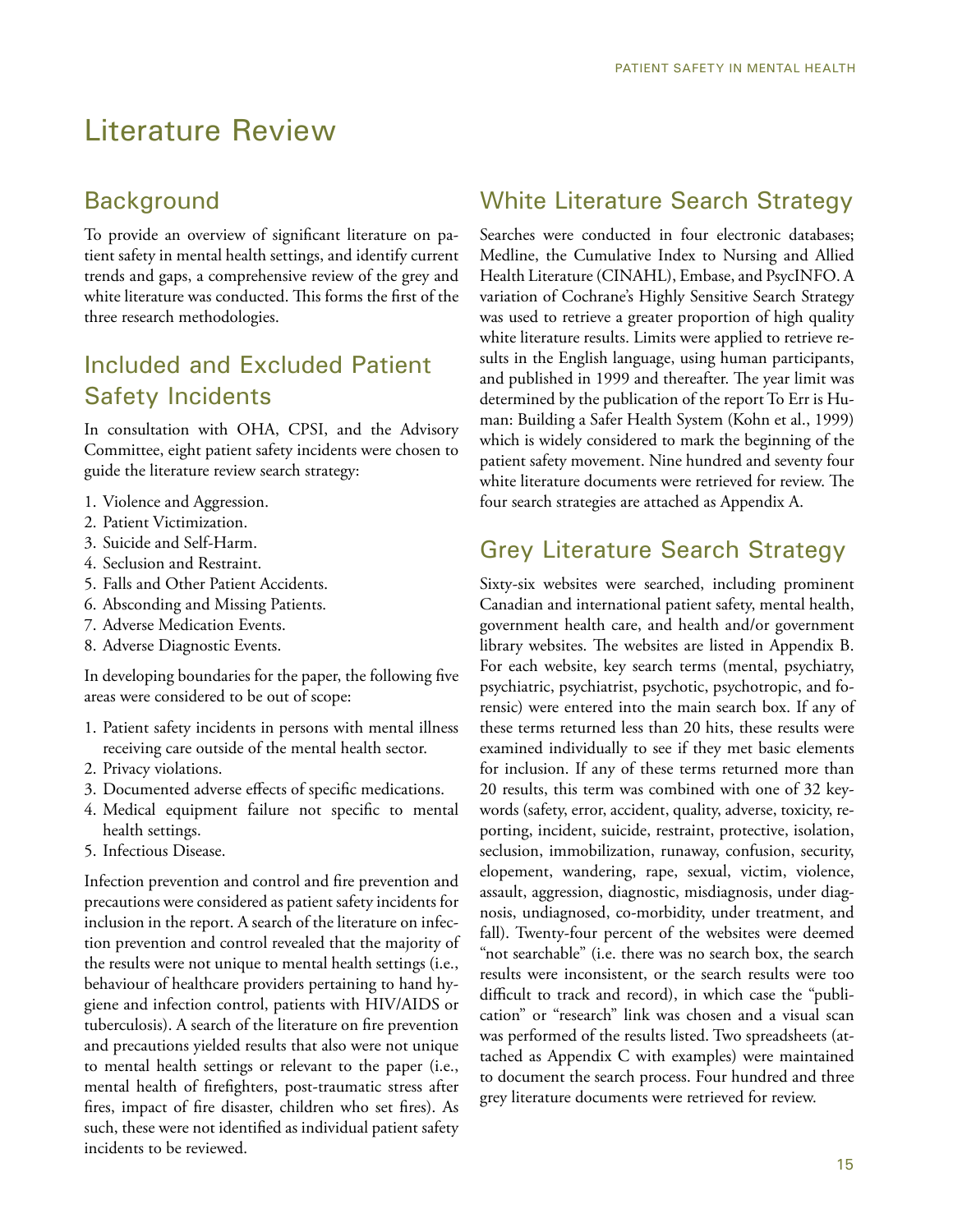# Literature Review

## Background

To provide an overview of significant literature on patient safety in mental health settings, and identify current trends and gaps, a comprehensive review of the grey and white literature was conducted. This forms the first of the three research methodologies.

## Included and Excluded Patient Safety Incidents

In consultation with OHA, CPSI, and the Advisory Committee, eight patient safety incidents were chosen to guide the literature review search strategy:

1. Violence and Aggression.
2. Patient Victimization.
3. Suicide and Self-Harm.
4. Seclusion and Restraint.
5. Falls and Other Patient Accidents.
6. Absconding and Missing Patients.
7. Adverse Medication Events.
8. Adverse Diagnostic Events.

In developing boundaries for the paper, the following five areas were considered to be out of scope:

1. Patient safety incidents in persons with mental illness receiving care outside of the mental health sector.
2. Privacy violations.
3. Documented adverse effects of specific medications.
4. Medical equipment failure not specific to mental health settings.
5. Infectious Disease.

Infection prevention and control and fire prevention and precautions were considered as patient safety incidents for inclusion in the report. A search of the literature on infection prevention and control revealed that the majority of the results were not unique to mental health settings (i.e., behaviour of healthcare providers pertaining to hand hygiene and infection control, patients with HIV/AIDS or tuberculosis). A search of the literature on fire prevention and precautions yielded results that also were not unique to mental health settings or relevant to the paper (i.e., mental health of firefighters, post-traumatic stress after fires, impact of fire disaster, children who set fires). As such, these were not identified as individual patient safety incidents to be reviewed.

## White Literature Search Strategy

Searches were conducted in four electronic databases; Medline, the Cumulative Index to Nursing and Allied Health Literature (CINAHL), Embase, and PsycINFO. A variation of Cochrane's Highly Sensitive Search Strategy was used to retrieve a greater proportion of high quality white literature results. Limits were applied to retrieve results in the English language, using human participants, and published in 1999 and thereafter. The year limit was determined by the publication of the report To Err is Human: Building a Safer Health System (Kohn et al., 1999) which is widely considered to mark the beginning of the patient safety movement. Nine hundred and seventy four white literature documents were retrieved for review. The four search strategies are attached as Appendix A.

## Grey Literature Search Strategy

Sixty-six websites were searched, including prominent Canadian and international patient safety, mental health, government health care, and health and/or government library websites. The websites are listed in Appendix B. For each website, key search terms (mental, psychiatry, psychiatric, psychiatrist, psychotic, psychotropic, and forensic) were entered into the main search box. If any of these terms returned less than 20 hits, these results were examined individually to see if they met basic elements for inclusion. If any of these terms returned more than 20 results, this term was combined with one of 32 keywords (safety, error, accident, quality, adverse, toxicity, reporting, incident, suicide, restraint, protective, isolation, seclusion, immobilization, runaway, confusion, security, elopement, wandering, rape, sexual, victim, violence, assault, aggression, diagnostic, misdiagnosis, under diagnosis, undiagnosed, co-morbidity, under treatment, and fall). Twenty-four percent of the websites were deemed "not searchable" (i.e. there was no search box, the search results were inconsistent, or the search results were too difficult to track and record), in which case the "publication" or "research" link was chosen and a visual scan was performed of the results listed. Two spreadsheets (attached as Appendix C with examples) were maintained to document the search process. Four hundred and three grey literature documents were retrieved for review.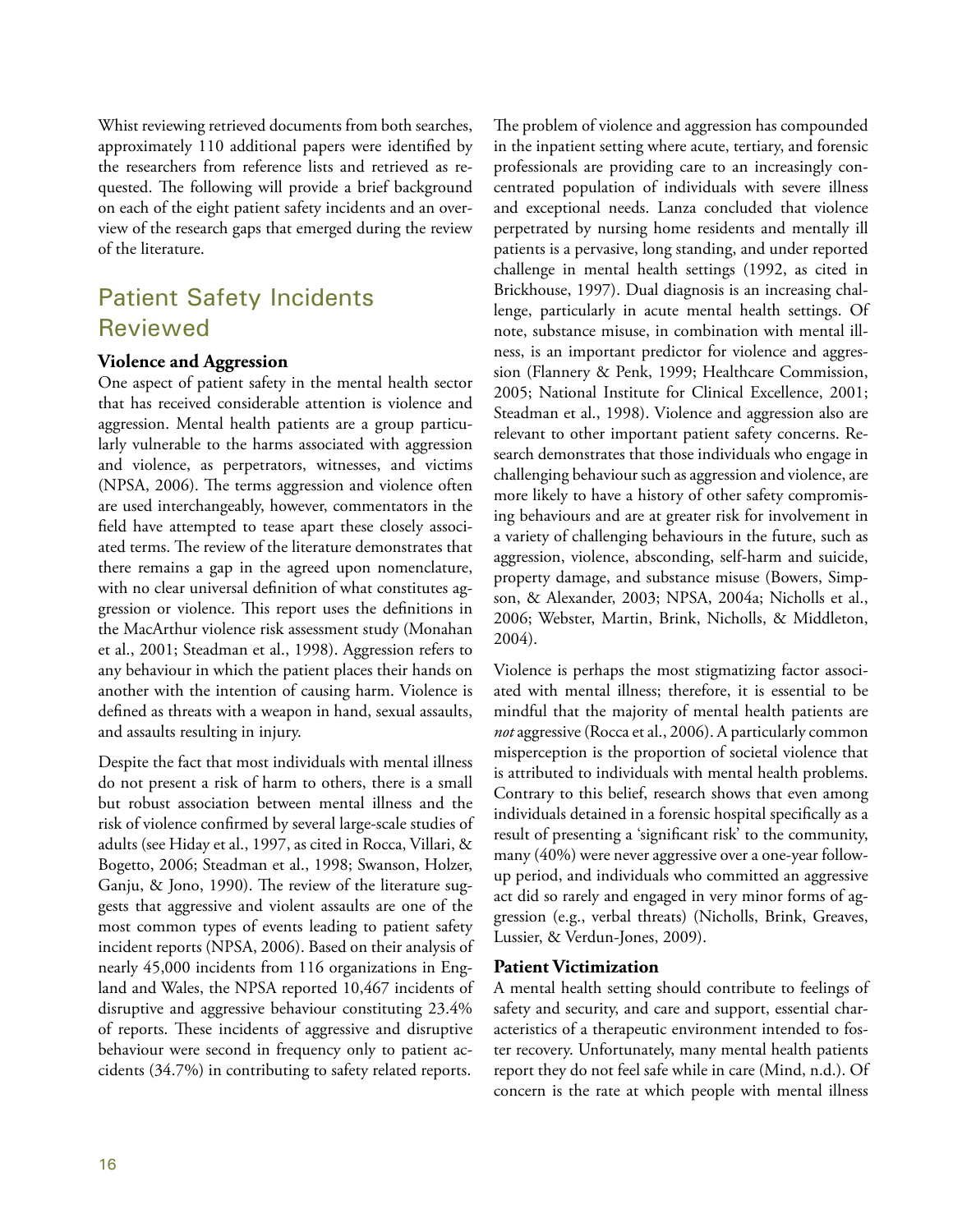Whist reviewing retrieved documents from both searches, approximately 110 additional papers were identified by the researchers from reference lists and retrieved as requested. The following will provide a brief background on each of the eight patient safety incidents and an overview of the research gaps that emerged during the review of the literature.

## Patient Safety Incidents Reviewed

### Violence and Aggression

One aspect of patient safety in the mental health sector that has received considerable attention is violence and aggression. Mental health patients are a group particularly vulnerable to the harms associated with aggression and violence, as perpetrators, witnesses, and victims (NPSA, 2006). The terms aggression and violence often are used interchangeably, however, commentators in the field have attempted to tease apart these closely associated terms. The review of the literature demonstrates that there remains a gap in the agreed upon nomenclature, with no clear universal definition of what constitutes aggression or violence. This report uses the definitions in the MacArthur violence risk assessment study (Monahan et al., 2001; Steadman et al., 1998). Aggression refers to any behaviour in which the patient places their hands on another with the intention of causing harm. Violence is defined as threats with a weapon in hand, sexual assaults, and assaults resulting in injury.

Despite the fact that most individuals with mental illness do not present a risk of harm to others, there is a small but robust association between mental illness and the risk of violence confirmed by several large-scale studies of adults (see Hiday et al., 1997, as cited in Rocca, Villari, & Bogetto, 2006; Steadman et al., 1998; Swanson, Holzer, Ganju, & Jono, 1990). The review of the literature suggests that aggressive and violent assaults are one of the most common types of events leading to patient safety incident reports (NPSA, 2006). Based on their analysis of nearly 45,000 incidents from 116 organizations in England and Wales, the NPSA reported 10,467 incidents of disruptive and aggressive behaviour constituting 23.4% of reports. These incidents of aggressive and disruptive behaviour were second in frequency only to patient accidents (34.7%) in contributing to safety related reports.

The problem of violence and aggression has compounded in the inpatient setting where acute, tertiary, and forensic professionals are providing care to an increasingly concentrated population of individuals with severe illness and exceptional needs. Lanza concluded that violence perpetrated by nursing home residents and mentally ill patients is a pervasive, long standing, and under reported challenge in mental health settings (1992, as cited in Brickhouse, 1997). Dual diagnosis is an increasing challenge, particularly in acute mental health settings. Of note, substance misuse, in combination with mental illness, is an important predictor for violence and aggression (Flannery & Penk, 1999; Healthcare Commission, 2005; National Institute for Clinical Excellence, 2001; Steadman et al., 1998). Violence and aggression also are relevant to other important patient safety concerns. Research demonstrates that those individuals who engage in challenging behaviour such as aggression and violence, are more likely to have a history of other safety compromising behaviours and are at greater risk for involvement in a variety of challenging behaviours in the future, such as aggression, violence, absconding, self-harm and suicide, property damage, and substance misuse (Bowers, Simpson, & Alexander, 2003; NPSA, 2004a; Nicholls et al., 2006; Webster, Martin, Brink, Nicholls, & Middleton, 2004).

Violence is perhaps the most stigmatizing factor associated with mental illness; therefore, it is essential to be mindful that the majority of mental health patients are *not* aggressive (Rocca et al., 2006). A particularly common misperception is the proportion of societal violence that is attributed to individuals with mental health problems. Contrary to this belief, research shows that even among individuals detained in a forensic hospital specifically as a result of presenting a 'significant risk' to the community, many (40%) were never aggressive over a one-year follow-up period, and individuals who committed an aggressive act did so rarely and engaged in very minor forms of aggression (e.g., verbal threats) (Nicholls, Brink, Greaves, Lussier, & Verdun-Jones, 2009).

### Patient Victimization

A mental health setting should contribute to feelings of safety and security, and care and support, essential characteristics of a therapeutic environment intended to foster recovery. Unfortunately, many mental health patients report they do not feel safe while in care (Mind, n.d.). Of concern is the rate at which people with mental illness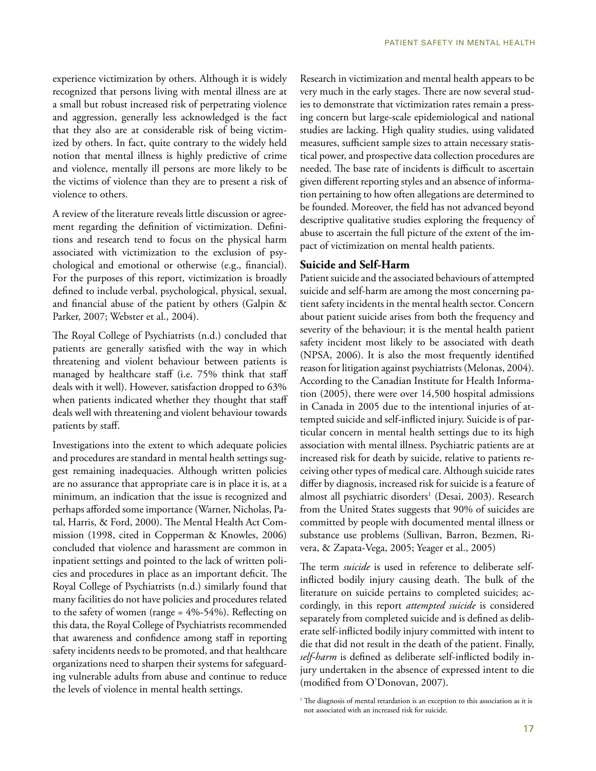experience victimization by others. Although it is widely recognized that persons living with mental illness are at a small but robust increased risk of perpetrating violence and aggression, generally less acknowledged is the fact that they also are at considerable risk of being victimized by others. In fact, quite contrary to the widely held notion that mental illness is highly predictive of crime and violence, mentally ill persons are more likely to be the victims of violence than they are to present a risk of violence to others.

A review of the literature reveals little discussion or agreement regarding the definition of victimization. Definitions and research tend to focus on the physical harm associated with victimization to the exclusion of psychological and emotional or otherwise (e.g., financial). For the purposes of this report, victimization is broadly defined to include verbal, psychological, physical, sexual, and financial abuse of the patient by others (Galpin & Parker, 2007; Webster et al., 2004).

The Royal College of Psychiatrists (n.d.) concluded that patients are generally satisfied with the way in which threatening and violent behaviour between patients is managed by healthcare staff (i.e. 75% think that staff deals with it well). However, satisfaction dropped to 63% when patients indicated whether they thought that staff deals well with threatening and violent behaviour towards patients by staff.

Investigations into the extent to which adequate policies and procedures are standard in mental health settings suggest remaining inadequacies. Although written policies are no assurance that appropriate care is in place it is, at a minimum, an indication that the issue is recognized and perhaps afforded some importance (Warner, Nicholas, Patal, Harris, & Ford, 2000). The Mental Health Act Commission (1998, cited in Copperman & Knowles, 2006) concluded that violence and harassment are common in inpatient settings and pointed to the lack of written policies and procedures in place as an important deficit. The Royal College of Psychiatrists (n.d.) similarly found that many facilities do not have policies and procedures related to the safety of women (range = 4%-54%). Reflecting on this data, the Royal College of Psychiatrists recommended that awareness and confidence among staff in reporting safety incidents needs to be promoted, and that healthcare organizations need to sharpen their systems for safeguarding vulnerable adults from abuse and continue to reduce the levels of violence in mental health settings.

Research in victimization and mental health appears to be very much in the early stages. There are now several studies to demonstrate that victimization rates remain a pressing concern but large-scale epidemiological and national studies are lacking. High quality studies, using validated measures, sufficient sample sizes to attain necessary statistical power, and prospective data collection procedures are needed. The base rate of incidents is difficult to ascertain given different reporting styles and an absence of information pertaining to how often allegations are determined to be founded. Moreover, the field has not advanced beyond descriptive qualitative studies exploring the frequency of abuse to ascertain the full picture of the extent of the impact of victimization on mental health patients.

### Suicide and Self-Harm

Patient suicide and the associated behaviours of attempted suicide and self-harm are among the most concerning patient safety incidents in the mental health sector. Concern about patient suicide arises from both the frequency and severity of the behaviour; it is the mental health patient safety incident most likely to be associated with death (NPSA, 2006). It is also the most frequently identified reason for litigation against psychiatrists (Melonas, 2004). According to the Canadian Institute for Health Information (2005), there were over 14,500 hospital admissions in Canada in 2005 due to the intentional injuries of attempted suicide and self-inflicted injury. Suicide is of particular concern in mental health settings due to its high association with mental illness. Psychiatric patients are at increased risk for death by suicide, relative to patients receiving other types of medical care. Although suicide rates differ by diagnosis, increased risk for suicide is a feature of almost all psychiatric disorders[1] (Desai, 2003). Research from the United States suggests that 90% of suicides are committed by people with documented mental illness or substance use problems (Sullivan, Barron, Bezmen, Rivera, & Zapata-Vega, 2005; Yeager et al., 2005)

The term *suicide* is used in reference to deliberate self-inflicted bodily injury causing death. The bulk of the literature on suicide pertains to completed suicides; accordingly, in this report *attempted suicide* is considered separately from completed suicide and is defined as deliberate self-inflicted bodily injury committed with intent to die that did not result in the death of the patient. Finally, *self-harm* is defined as deliberate self-inflicted bodily injury undertaken in the absence of expressed intent to die (modified from O'Donovan, 2007).

[1] The diagnosis of mental retardation is an exception to this association as it is not associated with an increased risk for suicide.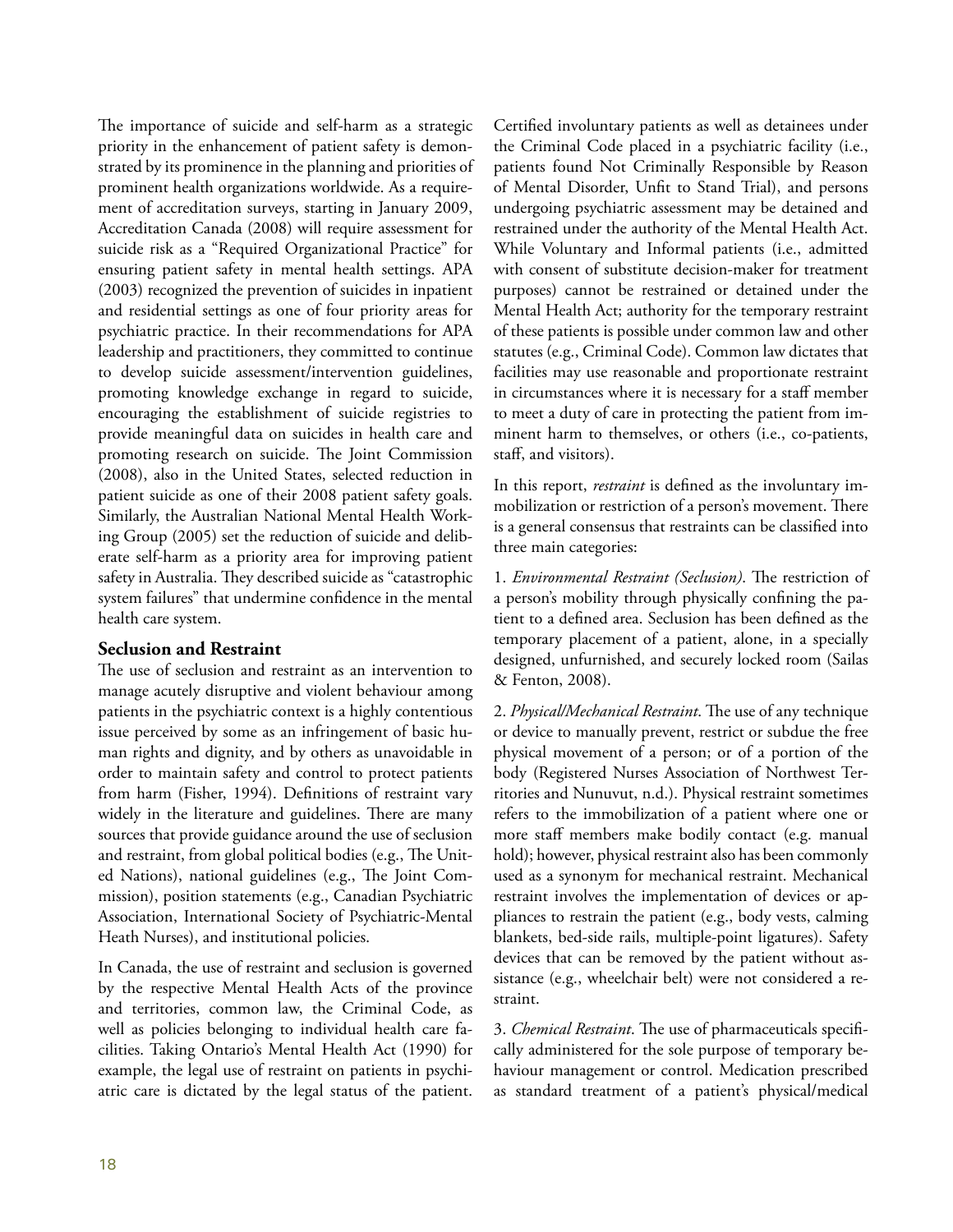The importance of suicide and self-harm as a strategic priority in the enhancement of patient safety is demonstrated by its prominence in the planning and priorities of prominent health organizations worldwide. As a requirement of accreditation surveys, starting in January 2009, Accreditation Canada (2008) will require assessment for suicide risk as a "Required Organizational Practice" for ensuring patient safety in mental health settings. APA (2003) recognized the prevention of suicides in inpatient and residential settings as one of four priority areas for psychiatric practice. In their recommendations for APA leadership and practitioners, they committed to continue to develop suicide assessment/intervention guidelines, promoting knowledge exchange in regard to suicide, encouraging the establishment of suicide registries to provide meaningful data on suicides in health care and promoting research on suicide. The Joint Commission (2008), also in the United States, selected reduction in patient suicide as one of their 2008 patient safety goals. Similarly, the Australian National Mental Health Working Group (2005) set the reduction of suicide and deliberate self-harm as a priority area for improving patient safety in Australia. They described suicide as "catastrophic system failures" that undermine confidence in the mental health care system.

## Seclusion and Restraint

The use of seclusion and restraint as an intervention to manage acutely disruptive and violent behaviour among patients in the psychiatric context is a highly contentious issue perceived by some as an infringement of basic human rights and dignity, and by others as unavoidable in order to maintain safety and control to protect patients from harm (Fisher, 1994). Definitions of restraint vary widely in the literature and guidelines. There are many sources that provide guidance around the use of seclusion and restraint, from global political bodies (e.g., The United Nations), national guidelines (e.g., The Joint Commission), position statements (e.g., Canadian Psychiatric Association, International Society of Psychiatric-Mental Heath Nurses), and institutional policies.

In Canada, the use of restraint and seclusion is governed by the respective Mental Health Acts of the province and territories, common law, the Criminal Code, as well as policies belonging to individual health care facilities. Taking Ontario's Mental Health Act (1990) for example, the legal use of restraint on patients in psychiatric care is dictated by the legal status of the patient. Certified involuntary patients as well as detainees under the Criminal Code placed in a psychiatric facility (i.e., patients found Not Criminally Responsible by Reason of Mental Disorder, Unfit to Stand Trial), and persons undergoing psychiatric assessment may be detained and restrained under the authority of the Mental Health Act. While Voluntary and Informal patients (i.e., admitted with consent of substitute decision-maker for treatment purposes) cannot be restrained or detained under the Mental Health Act; authority for the temporary restraint of these patients is possible under common law and other statutes (e.g., Criminal Code). Common law dictates that facilities may use reasonable and proportionate restraint in circumstances where it is necessary for a staff member to meet a duty of care in protecting the patient from imminent harm to themselves, or others (i.e., co-patients, staff, and visitors).

In this report, *restraint* is defined as the involuntary immobilization or restriction of a person's movement. There is a general consensus that restraints can be classified into three main categories:

1. *Environmental Restraint (Seclusion)*. The restriction of a person's mobility through physically confining the patient to a defined area. Seclusion has been defined as the temporary placement of a patient, alone, in a specially designed, unfurnished, and securely locked room (Sailas & Fenton, 2008).

2. *Physical/Mechanical Restraint*. The use of any technique or device to manually prevent, restrict or subdue the free physical movement of a person; or of a portion of the body (Registered Nurses Association of Northwest Territories and Nunuvut, n.d.). Physical restraint sometimes refers to the immobilization of a patient where one or more staff members make bodily contact (e.g. manual hold); however, physical restraint also has been commonly used as a synonym for mechanical restraint. Mechanical restraint involves the implementation of devices or appliances to restrain the patient (e.g., body vests, calming blankets, bed-side rails, multiple-point ligatures). Safety devices that can be removed by the patient without assistance (e.g., wheelchair belt) were not considered a restraint.

3. *Chemical Restraint*. The use of pharmaceuticals specifically administered for the sole purpose of temporary behaviour management or control. Medication prescribed as standard treatment of a patient's physical/medical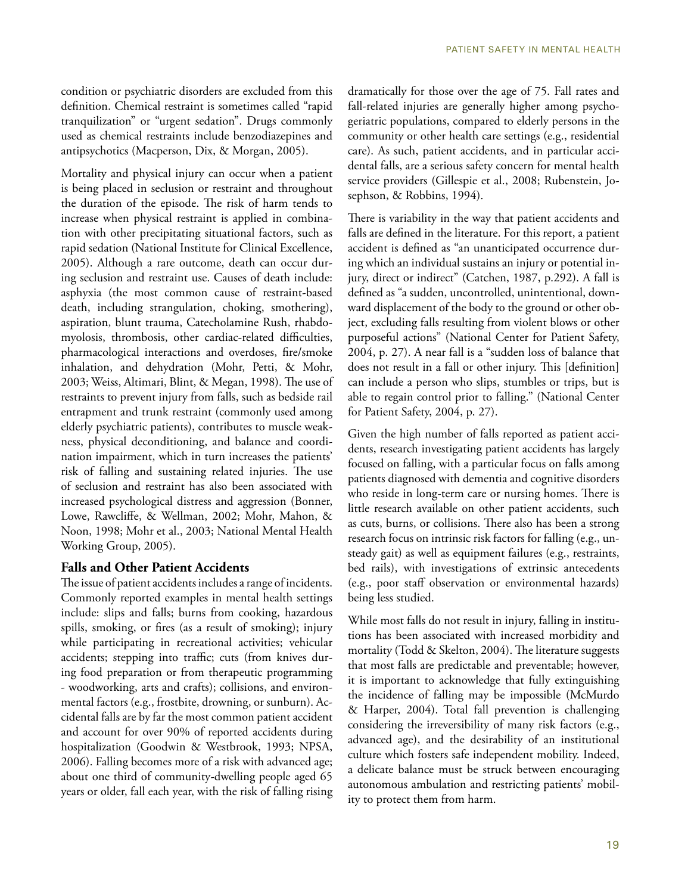condition or psychiatric disorders are excluded from this definition. Chemical restraint is sometimes called "rapid tranquilization" or "urgent sedation". Drugs commonly used as chemical restraints include benzodiazepines and antipsychotics (Macperson, Dix, & Morgan, 2005).

Mortality and physical injury can occur when a patient is being placed in seclusion or restraint and throughout the duration of the episode. The risk of harm tends to increase when physical restraint is applied in combination with other precipitating situational factors, such as rapid sedation (National Institute for Clinical Excellence, 2005). Although a rare outcome, death can occur during seclusion and restraint use. Causes of death include: asphyxia (the most common cause of restraint-based death, including strangulation, choking, smothering), aspiration, blunt trauma, Catecholamine Rush, rhabdomyolosis, thrombosis, other cardiac-related difficulties, pharmacological interactions and overdoses, fire/smoke inhalation, and dehydration (Mohr, Petti, & Mohr, 2003; Weiss, Altimari, Blint, & Megan, 1998). The use of restraints to prevent injury from falls, such as bedside rail entrapment and trunk restraint (commonly used among elderly psychiatric patients), contributes to muscle weakness, physical deconditioning, and balance and coordination impairment, which in turn increases the patients' risk of falling and sustaining related injuries. The use of seclusion and restraint has also been associated with increased psychological distress and aggression (Bonner, Lowe, Rawcliffe, & Wellman, 2002; Mohr, Mahon, & Noon, 1998; Mohr et al., 2003; National Mental Health Working Group, 2005).

### Falls and Other Patient Accidents

The issue of patient accidents includes a range of incidents. Commonly reported examples in mental health settings include: slips and falls; burns from cooking, hazardous spills, smoking, or fires (as a result of smoking); injury while participating in recreational activities; vehicular accidents; stepping into traffic; cuts (from knives during food preparation or from therapeutic programming - woodworking, arts and crafts); collisions, and environmental factors (e.g., frostbite, drowning, or sunburn). Accidental falls are by far the most common patient accident and account for over 90% of reported accidents during hospitalization (Goodwin & Westbrook, 1993; NPSA, 2006). Falling becomes more of a risk with advanced age; about one third of community-dwelling people aged 65 years or older, fall each year, with the risk of falling rising dramatically for those over the age of 75. Fall rates and fall-related injuries are generally higher among psychogeriatric populations, compared to elderly persons in the community or other health care settings (e.g., residential care). As such, patient accidents, and in particular accidental falls, are a serious safety concern for mental health service providers (Gillespie et al., 2008; Rubenstein, Josephson, & Robbins, 1994).

There is variability in the way that patient accidents and falls are defined in the literature. For this report, a patient accident is defined as "an unanticipated occurrence during which an individual sustains an injury or potential injury, direct or indirect" (Catchen, 1987, p.292). A fall is defined as "a sudden, uncontrolled, unintentional, downward displacement of the body to the ground or other object, excluding falls resulting from violent blows or other purposeful actions" (National Center for Patient Safety, 2004, p. 27). A near fall is a "sudden loss of balance that does not result in a fall or other injury. This [definition] can include a person who slips, stumbles or trips, but is able to regain control prior to falling." (National Center for Patient Safety, 2004, p. 27).

Given the high number of falls reported as patient accidents, research investigating patient accidents has largely focused on falling, with a particular focus on falls among patients diagnosed with dementia and cognitive disorders who reside in long-term care or nursing homes. There is little research available on other patient accidents, such as cuts, burns, or collisions. There also has been a strong research focus on intrinsic risk factors for falling (e.g., unsteady gait) as well as equipment failures (e.g., restraints, bed rails), with investigations of extrinsic antecedents (e.g., poor staff observation or environmental hazards) being less studied.

While most falls do not result in injury, falling in institutions has been associated with increased morbidity and mortality (Todd & Skelton, 2004). The literature suggests that most falls are predictable and preventable; however, it is important to acknowledge that fully extinguishing the incidence of falling may be impossible (McMurdo & Harper, 2004). Total fall prevention is challenging considering the irreversibility of many risk factors (e.g., advanced age), and the desirability of an institutional culture which fosters safe independent mobility. Indeed, a delicate balance must be struck between encouraging autonomous ambulation and restricting patients' mobility to protect them from harm.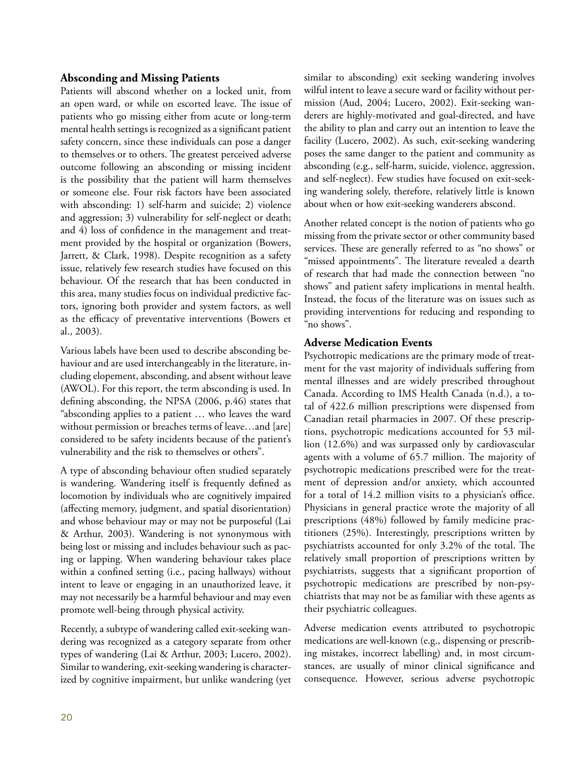### Absconding and Missing Patients

Patients will abscond whether on a locked unit, from an open ward, or while on escorted leave. The issue of patients who go missing either from acute or long-term mental health settings is recognized as a significant patient safety concern, since these individuals can pose a danger to themselves or to others. The greatest perceived adverse outcome following an absconding or missing incident is the possibility that the patient will harm themselves or someone else. Four risk factors have been associated with absconding: 1) self-harm and suicide; 2) violence and aggression; 3) vulnerability for self-neglect or death; and 4) loss of confidence in the management and treatment provided by the hospital or organization (Bowers, Jarrett, & Clark, 1998). Despite recognition as a safety issue, relatively few research studies have focused on this behaviour. Of the research that has been conducted in this area, many studies focus on individual predictive factors, ignoring both provider and system factors, as well as the efficacy of preventative interventions (Bowers et al., 2003).

Various labels have been used to describe absconding behaviour and are used interchangeably in the literature, including elopement, absconding, and absent without leave (AWOL). For this report, the term absconding is used. In defining absconding, the NPSA (2006, p.46) states that "absconding applies to a patient … who leaves the ward without permission or breaches terms of leave…and [are] considered to be safety incidents because of the patient's vulnerability and the risk to themselves or others".

A type of absconding behaviour often studied separately is wandering. Wandering itself is frequently defined as locomotion by individuals who are cognitively impaired (affecting memory, judgment, and spatial disorientation) and whose behaviour may or may not be purposeful (Lai & Arthur, 2003). Wandering is not synonymous with being lost or missing and includes behaviour such as pacing or lapping. When wandering behaviour takes place within a confined setting (i.e., pacing hallways) without intent to leave or engaging in an unauthorized leave, it may not necessarily be a harmful behaviour and may even promote well-being through physical activity.

Recently, a subtype of wandering called exit-seeking wandering was recognized as a category separate from other types of wandering (Lai & Arthur, 2003; Lucero, 2002). Similar to wandering, exit-seeking wandering is characterized by cognitive impairment, but unlike wandering (yet similar to absconding) exit seeking wandering involves wilful intent to leave a secure ward or facility without permission (Aud, 2004; Lucero, 2002). Exit-seeking wanderers are highly-motivated and goal-directed, and have the ability to plan and carry out an intention to leave the facility (Lucero, 2002). As such, exit-seeking wandering poses the same danger to the patient and community as absconding (e.g., self-harm, suicide, violence, aggression, and self-neglect). Few studies have focused on exit-seeking wandering solely, therefore, relatively little is known about when or how exit-seeking wanderers abscond.

Another related concept is the notion of patients who go missing from the private sector or other community based services. These are generally referred to as "no shows" or "missed appointments". The literature revealed a dearth of research that had made the connection between "no shows" and patient safety implications in mental health. Instead, the focus of the literature was on issues such as providing interventions for reducing and responding to "no shows".

### Adverse Medication Events

Psychotropic medications are the primary mode of treatment for the vast majority of individuals suffering from mental illnesses and are widely prescribed throughout Canada. According to IMS Health Canada (n.d.), a total of 422.6 million prescriptions were dispensed from Canadian retail pharmacies in 2007. Of these prescriptions, psychotropic medications accounted for 53 million (12.6%) and was surpassed only by cardiovascular agents with a volume of 65.7 million. The majority of psychotropic medications prescribed were for the treatment of depression and/or anxiety, which accounted for a total of 14.2 million visits to a physician's office. Physicians in general practice wrote the majority of all prescriptions (48%) followed by family medicine practitioners (25%). Interestingly, prescriptions written by psychiatrists accounted for only 3.2% of the total. The relatively small proportion of prescriptions written by psychiatrists, suggests that a significant proportion of psychotropic medications are prescribed by non-psychiatrists that may not be as familiar with these agents as their psychiatric colleagues.

Adverse medication events attributed to psychotropic medications are well-known (e.g., dispensing or prescribing mistakes, incorrect labelling) and, in most circumstances, are usually of minor clinical significance and consequence. However, serious adverse psychotropic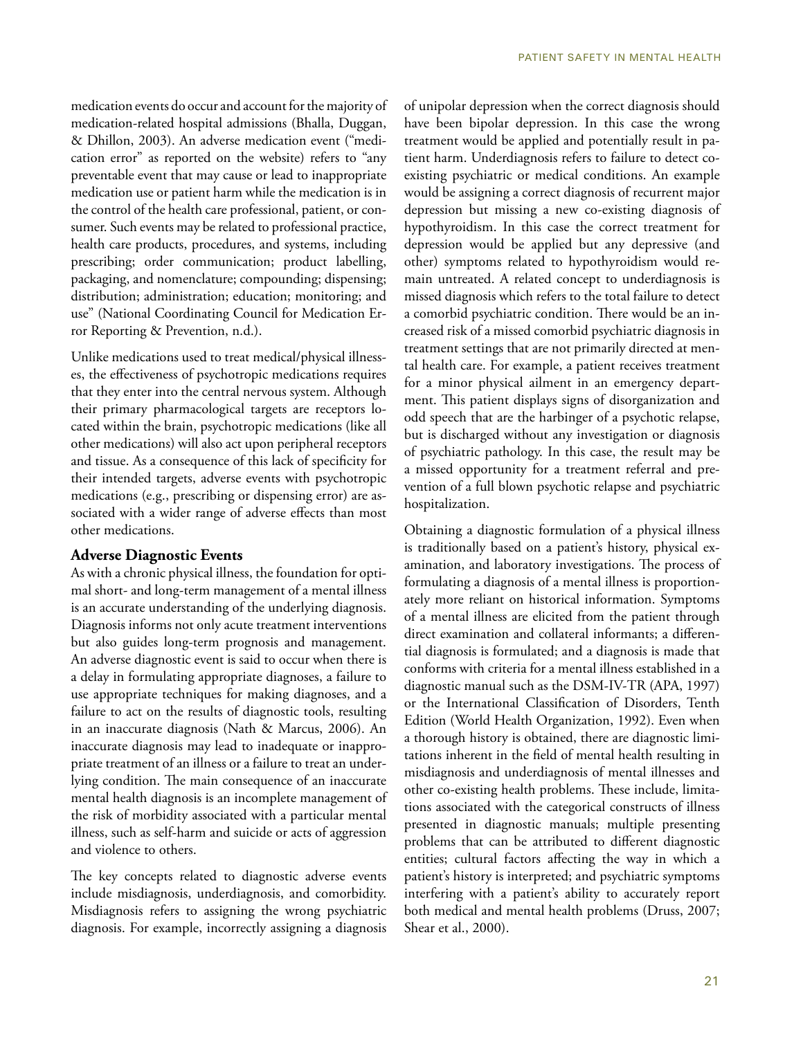medication events do occur and account for the majority of medication-related hospital admissions (Bhalla, Duggan, & Dhillon, 2003). An adverse medication event ("medication error" as reported on the website) refers to "any preventable event that may cause or lead to inappropriate medication use or patient harm while the medication is in the control of the health care professional, patient, or consumer. Such events may be related to professional practice, health care products, procedures, and systems, including prescribing; order communication; product labelling, packaging, and nomenclature; compounding; dispensing; distribution; administration; education; monitoring; and use" (National Coordinating Council for Medication Error Reporting & Prevention, n.d.).

Unlike medications used to treat medical/physical illnesses, the effectiveness of psychotropic medications requires that they enter into the central nervous system. Although their primary pharmacological targets are receptors located within the brain, psychotropic medications (like all other medications) will also act upon peripheral receptors and tissue. As a consequence of this lack of specificity for their intended targets, adverse events with psychotropic medications (e.g., prescribing or dispensing error) are associated with a wider range of adverse effects than most other medications.

### Adverse Diagnostic Events

As with a chronic physical illness, the foundation for optimal short- and long-term management of a mental illness is an accurate understanding of the underlying diagnosis. Diagnosis informs not only acute treatment interventions but also guides long-term prognosis and management. An adverse diagnostic event is said to occur when there is a delay in formulating appropriate diagnoses, a failure to use appropriate techniques for making diagnoses, and a failure to act on the results of diagnostic tools, resulting in an inaccurate diagnosis (Nath & Marcus, 2006). An inaccurate diagnosis may lead to inadequate or inappropriate treatment of an illness or a failure to treat an underlying condition. The main consequence of an inaccurate mental health diagnosis is an incomplete management of the risk of morbidity associated with a particular mental illness, such as self-harm and suicide or acts of aggression and violence to others.

The key concepts related to diagnostic adverse events include misdiagnosis, underdiagnosis, and comorbidity. Misdiagnosis refers to assigning the wrong psychiatric diagnosis. For example, incorrectly assigning a diagnosis of unipolar depression when the correct diagnosis should have been bipolar depression. In this case the wrong treatment would be applied and potentially result in patient harm. Underdiagnosis refers to failure to detect co-existing psychiatric or medical conditions. An example would be assigning a correct diagnosis of recurrent major depression but missing a new co-existing diagnosis of hypothyroidism. In this case the correct treatment for depression would be applied but any depressive (and other) symptoms related to hypothyroidism would remain untreated. A related concept to underdiagnosis is missed diagnosis which refers to the total failure to detect a comorbid psychiatric condition. There would be an increased risk of a missed comorbid psychiatric diagnosis in treatment settings that are not primarily directed at mental health care. For example, a patient receives treatment for a minor physical ailment in an emergency department. This patient displays signs of disorganization and odd speech that are the harbinger of a psychotic relapse, but is discharged without any investigation or diagnosis of psychiatric pathology. In this case, the result may be a missed opportunity for a treatment referral and prevention of a full blown psychotic relapse and psychiatric hospitalization.

Obtaining a diagnostic formulation of a physical illness is traditionally based on a patient's history, physical examination, and laboratory investigations. The process of formulating a diagnosis of a mental illness is proportionately more reliant on historical information. Symptoms of a mental illness are elicited from the patient through direct examination and collateral informants; a differential diagnosis is formulated; and a diagnosis is made that conforms with criteria for a mental illness established in a diagnostic manual such as the DSM-IV-TR (APA, 1997) or the International Classification of Disorders, Tenth Edition (World Health Organization, 1992). Even when a thorough history is obtained, there are diagnostic limitations inherent in the field of mental health resulting in misdiagnosis and underdiagnosis of mental illnesses and other co-existing health problems. These include, limitations associated with the categorical constructs of illness presented in diagnostic manuals; multiple presenting problems that can be attributed to different diagnostic entities; cultural factors affecting the way in which a patient's history is interpreted; and psychiatric symptoms interfering with a patient's ability to accurately report both medical and mental health problems (Druss, 2007; Shear et al., 2000).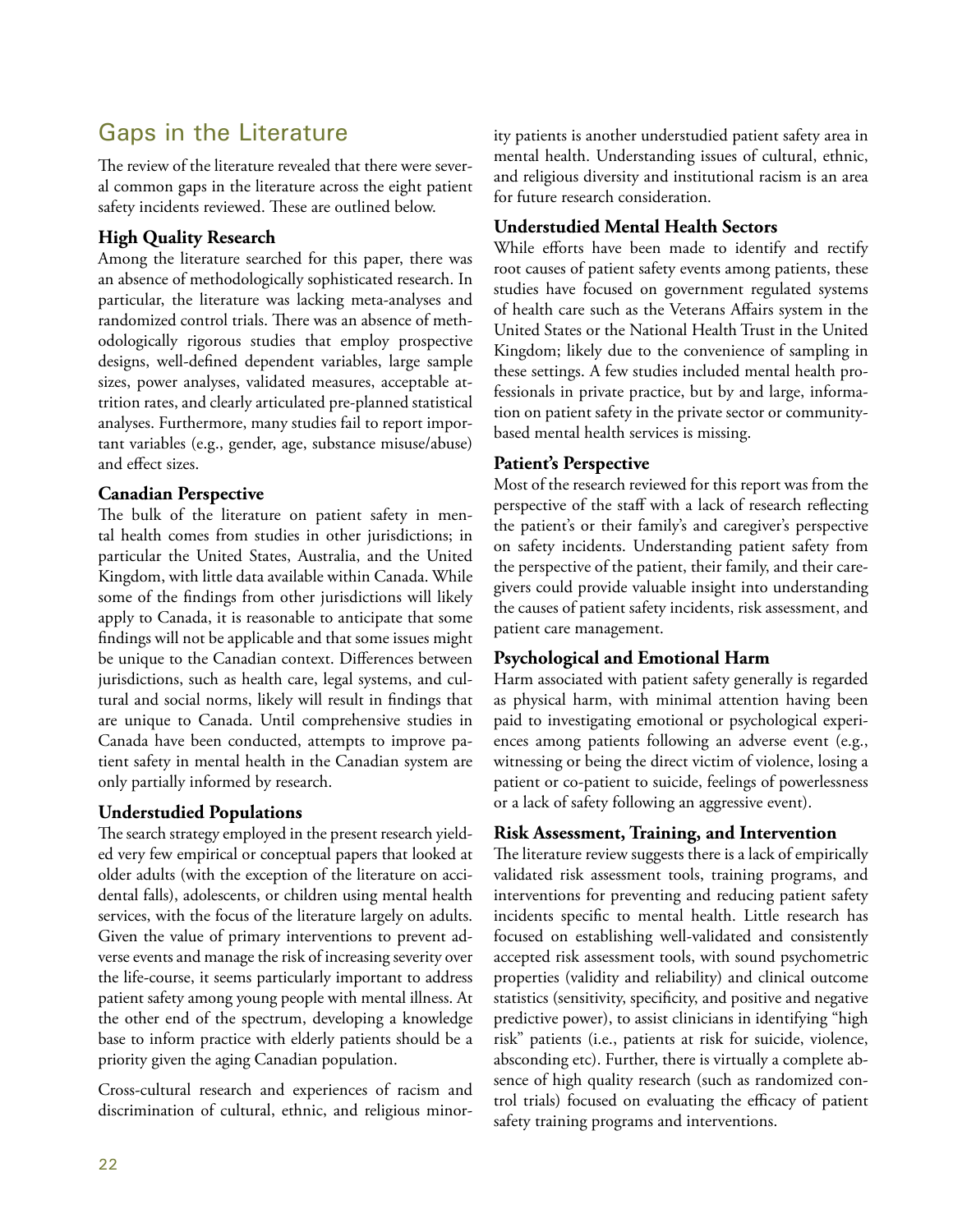## Gaps in the Literature

The review of the literature revealed that there were several common gaps in the literature across the eight patient safety incidents reviewed. These are outlined below.

### High Quality Research

Among the literature searched for this paper, there was an absence of methodologically sophisticated research. In particular, the literature was lacking meta-analyses and randomized control trials. There was an absence of methodologically rigorous studies that employ prospective designs, well-defined dependent variables, large sample sizes, power analyses, validated measures, acceptable attrition rates, and clearly articulated pre-planned statistical analyses. Furthermore, many studies fail to report important variables (e.g., gender, age, substance misuse/abuse) and effect sizes.

### Canadian Perspective

The bulk of the literature on patient safety in mental health comes from studies in other jurisdictions; in particular the United States, Australia, and the United Kingdom, with little data available within Canada. While some of the findings from other jurisdictions will likely apply to Canada, it is reasonable to anticipate that some findings will not be applicable and that some issues might be unique to the Canadian context. Differences between jurisdictions, such as health care, legal systems, and cultural and social norms, likely will result in findings that are unique to Canada. Until comprehensive studies in Canada have been conducted, attempts to improve patient safety in mental health in the Canadian system are only partially informed by research.

### Understudied Populations

The search strategy employed in the present research yielded very few empirical or conceptual papers that looked at older adults (with the exception of the literature on accidental falls), adolescents, or children using mental health services, with the focus of the literature largely on adults. Given the value of primary interventions to prevent adverse events and manage the risk of increasing severity over the life-course, it seems particularly important to address patient safety among young people with mental illness. At the other end of the spectrum, developing a knowledge base to inform practice with elderly patients should be a priority given the aging Canadian population.

Cross-cultural research and experiences of racism and discrimination of cultural, ethnic, and religious minority patients is another understudied patient safety area in mental health. Understanding issues of cultural, ethnic, and religious diversity and institutional racism is an area for future research consideration.

### Understudied Mental Health Sectors

While efforts have been made to identify and rectify root causes of patient safety events among patients, these studies have focused on government regulated systems of health care such as the Veterans Affairs system in the United States or the National Health Trust in the United Kingdom; likely due to the convenience of sampling in these settings. A few studies included mental health professionals in private practice, but by and large, information on patient safety in the private sector or community-based mental health services is missing.

### Patient's Perspective

Most of the research reviewed for this report was from the perspective of the staff with a lack of research reflecting the patient's or their family's and caregiver's perspective on safety incidents. Understanding patient safety from the perspective of the patient, their family, and their caregivers could provide valuable insight into understanding the causes of patient safety incidents, risk assessment, and patient care management.

### Psychological and Emotional Harm

Harm associated with patient safety generally is regarded as physical harm, with minimal attention having been paid to investigating emotional or psychological experiences among patients following an adverse event (e.g., witnessing or being the direct victim of violence, losing a patient or co-patient to suicide, feelings of powerlessness or a lack of safety following an aggressive event).

### Risk Assessment, Training, and Intervention

The literature review suggests there is a lack of empirically validated risk assessment tools, training programs, and interventions for preventing and reducing patient safety incidents specific to mental health. Little research has focused on establishing well-validated and consistently accepted risk assessment tools, with sound psychometric properties (validity and reliability) and clinical outcome statistics (sensitivity, specificity, and positive and negative predictive power), to assist clinicians in identifying "high risk" patients (i.e., patients at risk for suicide, violence, absconding etc). Further, there is virtually a complete absence of high quality research (such as randomized control trials) focused on evaluating the efficacy of patient safety training programs and interventions.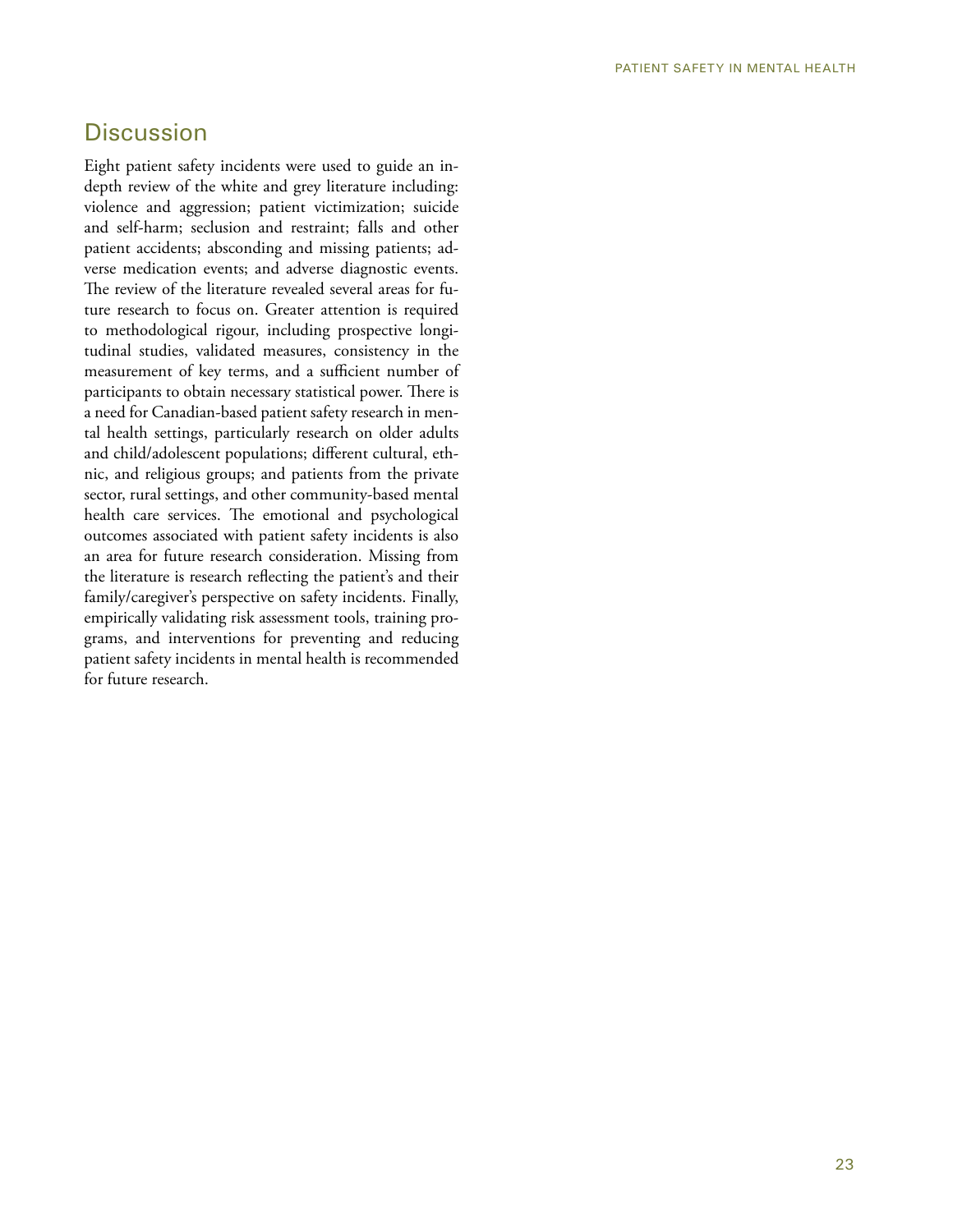## Discussion

Eight patient safety incidents were used to guide an in-depth review of the white and grey literature including: violence and aggression; patient victimization; suicide and self-harm; seclusion and restraint; falls and other patient accidents; absconding and missing patients; adverse medication events; and adverse diagnostic events. The review of the literature revealed several areas for future research to focus on. Greater attention is required to methodological rigour, including prospective longitudinal studies, validated measures, consistency in the measurement of key terms, and a sufficient number of participants to obtain necessary statistical power. There is a need for Canadian-based patient safety research in mental health settings, particularly research on older adults and child/adolescent populations; different cultural, ethnic, and religious groups; and patients from the private sector, rural settings, and other community-based mental health care services. The emotional and psychological outcomes associated with patient safety incidents is also an area for future research consideration. Missing from the literature is research reflecting the patient's and their family/caregiver's perspective on safety incidents. Finally, empirically validating risk assessment tools, training programs, and interventions for preventing and reducing patient safety incidents in mental health is recommended for future research.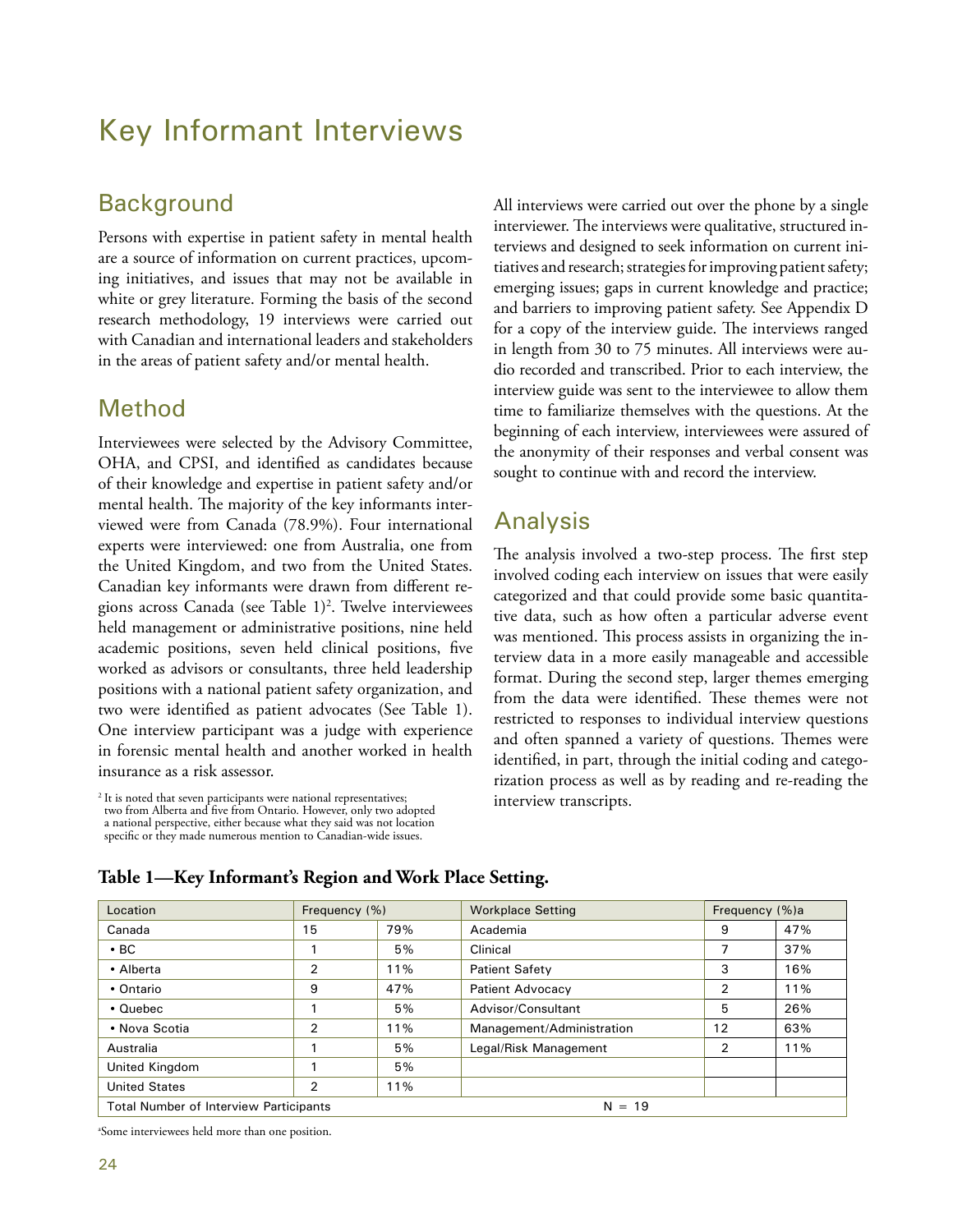# Key Informant Interviews

## Background

Persons with expertise in patient safety in mental health are a source of information on current practices, upcoming initiatives, and issues that may not be available in white or grey literature. Forming the basis of the second research methodology, 19 interviews were carried out with Canadian and international leaders and stakeholders in the areas of patient safety and/or mental health.

## Method

Interviewees were selected by the Advisory Committee, OHA, and CPSI, and identified as candidates because of their knowledge and expertise in patient safety and/or mental health. The majority of the key informants interviewed were from Canada (78.9%). Four international experts were interviewed: one from Australia, one from the United Kingdom, and two from the United States. Canadian key informants were drawn from different regions across Canada (see Table 1)[2]. Twelve interviewees held management or administrative positions, nine held academic positions, seven held clinical positions, five worked as advisors or consultants, three held leadership positions with a national patient safety organization, and two were identified as patient advocates (See Table 1). One interview participant was a judge with experience in forensic mental health and another worked in health insurance as a risk assessor.

[2] It is noted that seven participants were national representatives; two from Alberta and five from Ontario. However, only two adopted a national perspective, either because what they said was not location specific or they made numerous mention to Canadian-wide issues.

All interviews were carried out over the phone by a single interviewer. The interviews were qualitative, structured interviews and designed to seek information on current initiatives and research; strategies for improving patient safety; emerging issues; gaps in current knowledge and practice; and barriers to improving patient safety. See Appendix D for a copy of the interview guide. The interviews ranged in length from 30 to 75 minutes. All interviews were audio recorded and transcribed. Prior to each interview, the interview guide was sent to the interviewee to allow them time to familiarize themselves with the questions. At the beginning of each interview, interviewees were assured of the anonymity of their responses and verbal consent was sought to continue with and record the interview.

## Analysis

The analysis involved a two-step process. The first step involved coding each interview on issues that were easily categorized and that could provide some basic quantitative data, such as how often a particular adverse event was mentioned. This process assists in organizing the interview data in a more easily manageable and accessible format. During the second step, larger themes emerging from the data were identified. These themes were not restricted to responses to individual interview questions and often spanned a variety of questions. Themes were identified, in part, through the initial coding and categorization process as well as by reading and re-reading the interview transcripts.

**Table 1—Key Informant's Region and Work Place Setting.**

| Location | Frequency (%) | | Workplace Setting | Frequency (%)[a] | |
|---|---|---|---|---|---|
| Canada | 15 | 79% | Academia | 9 | 47% |
| • BC | 1 | 5% | Clinical | 7 | 37% |
| • Alberta | 2 | 11% | Patient Safety | 3 | 16% |
| • Ontario | 9 | 47% | Patient Advocacy | 2 | 11% |
| • Quebec | 1 | 5% | Advisor/Consultant | 5 | 26% |
| • Nova Scotia | 2 | 11% | Management/Administration | 12 | 63% |
| Australia | 1 | 5% | Legal/Risk Management | 2 | 11% |
| United Kingdom | 1 | 5% | | | |
| United States | 2 | 11% | | | |
| Total Number of Interview Participants | | | N = 19 | | |

[a]Some interviewees held more than one position.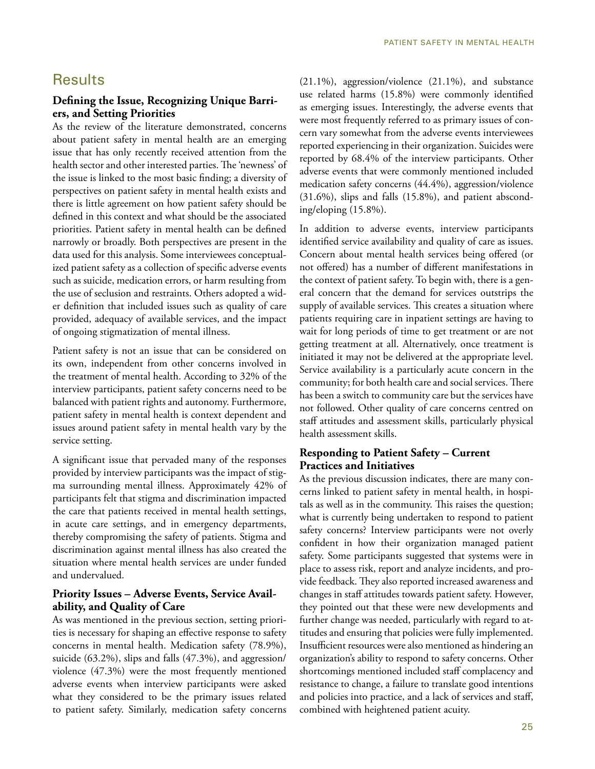# Results

### Defining the Issue, Recognizing Unique Barriers, and Setting Priorities

As the review of the literature demonstrated, concerns about patient safety in mental health are an emerging issue that has only recently received attention from the health sector and other interested parties. The 'newness' of the issue is linked to the most basic finding; a diversity of perspectives on patient safety in mental health exists and there is little agreement on how patient safety should be defined in this context and what should be the associated priorities. Patient safety in mental health can be defined narrowly or broadly. Both perspectives are present in the data used for this analysis. Some interviewees conceptualized patient safety as a collection of specific adverse events such as suicide, medication errors, or harm resulting from the use of seclusion and restraints. Others adopted a wider definition that included issues such as quality of care provided, adequacy of available services, and the impact of ongoing stigmatization of mental illness.

Patient safety is not an issue that can be considered on its own, independent from other concerns involved in the treatment of mental health. According to 32% of the interview participants, patient safety concerns need to be balanced with patient rights and autonomy. Furthermore, patient safety in mental health is context dependent and issues around patient safety in mental health vary by the service setting.

A significant issue that pervaded many of the responses provided by interview participants was the impact of stigma surrounding mental illness. Approximately 42% of participants felt that stigma and discrimination impacted the care that patients received in mental health settings, in acute care settings, and in emergency departments, thereby compromising the safety of patients. Stigma and discrimination against mental illness has also created the situation where mental health services are under funded and undervalued.

### Priority Issues – Adverse Events, Service Availability, and Quality of Care

As was mentioned in the previous section, setting priorities is necessary for shaping an effective response to safety concerns in mental health. Medication safety (78.9%), suicide (63.2%), slips and falls (47.3%), and aggression/violence (47.3%) were the most frequently mentioned adverse events when interview participants were asked what they considered to be the primary issues related to patient safety. Similarly, medication safety concerns (21.1%), aggression/violence (21.1%), and substance use related harms (15.8%) were commonly identified as emerging issues. Interestingly, the adverse events that were most frequently referred to as primary issues of concern vary somewhat from the adverse events interviewees reported experiencing in their organization. Suicides were reported by 68.4% of the interview participants. Other adverse events that were commonly mentioned included medication safety concerns (44.4%), aggression/violence (31.6%), slips and falls (15.8%), and patient absconding/eloping (15.8%).

In addition to adverse events, interview participants identified service availability and quality of care as issues. Concern about mental health services being offered (or not offered) has a number of different manifestations in the context of patient safety. To begin with, there is a general concern that the demand for services outstrips the supply of available services. This creates a situation where patients requiring care in inpatient settings are having to wait for long periods of time to get treatment or are not getting treatment at all. Alternatively, once treatment is initiated it may not be delivered at the appropriate level. Service availability is a particularly acute concern in the community; for both health care and social services. There has been a switch to community care but the services have not followed. Other quality of care concerns centred on staff attitudes and assessment skills, particularly physical health assessment skills.

### Responding to Patient Safety – Current Practices and Initiatives

As the previous discussion indicates, there are many concerns linked to patient safety in mental health, in hospitals as well as in the community. This raises the question; what is currently being undertaken to respond to patient safety concerns? Interview participants were not overly confident in how their organization managed patient safety. Some participants suggested that systems were in place to assess risk, report and analyze incidents, and provide feedback. They also reported increased awareness and changes in staff attitudes towards patient safety. However, they pointed out that these were new developments and further change was needed, particularly with regard to attitudes and ensuring that policies were fully implemented. Insufficient resources were also mentioned as hindering an organization's ability to respond to safety concerns. Other shortcomings mentioned included staff complacency and resistance to change, a failure to translate good intentions and policies into practice, and a lack of services and staff, combined with heightened patient acuity.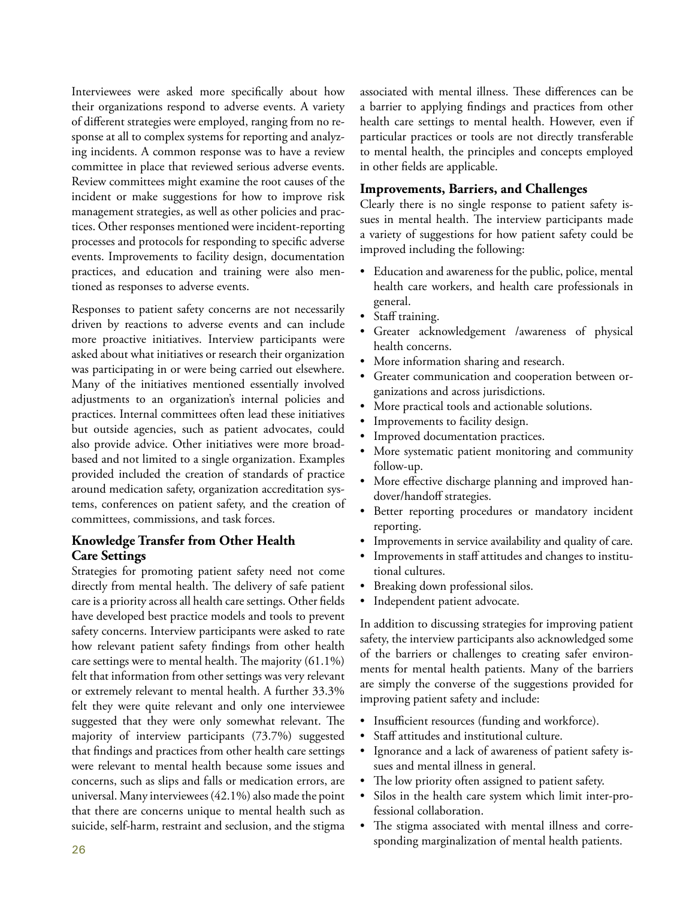Interviewees were asked more specifically about how their organizations respond to adverse events. A variety of different strategies were employed, ranging from no response at all to complex systems for reporting and analyzing incidents. A common response was to have a review committee in place that reviewed serious adverse events. Review committees might examine the root causes of the incident or make suggestions for how to improve risk management strategies, as well as other policies and practices. Other responses mentioned were incident-reporting processes and protocols for responding to specific adverse events. Improvements to facility design, documentation practices, and education and training were also mentioned as responses to adverse events.

Responses to patient safety concerns are not necessarily driven by reactions to adverse events and can include more proactive initiatives. Interview participants were asked about what initiatives or research their organization was participating in or were being carried out elsewhere. Many of the initiatives mentioned essentially involved adjustments to an organization's internal policies and practices. Internal committees often lead these initiatives but outside agencies, such as patient advocates, could also provide advice. Other initiatives were more broad-based and not limited to a single organization. Examples provided included the creation of standards of practice around medication safety, organization accreditation systems, conferences on patient safety, and the creation of committees, commissions, and task forces.

### Knowledge Transfer from Other Health Care Settings

Strategies for promoting patient safety need not come directly from mental health. The delivery of safe patient care is a priority across all health care settings. Other fields have developed best practice models and tools to prevent safety concerns. Interview participants were asked to rate how relevant patient safety findings from other health care settings were to mental health. The majority (61.1%) felt that information from other settings was very relevant or extremely relevant to mental health. A further 33.3% felt they were quite relevant and only one interviewee suggested that they were only somewhat relevant. The majority of interview participants (73.7%) suggested that findings and practices from other health care settings were relevant to mental health because some issues and concerns, such as slips and falls or medication errors, are universal. Many interviewees (42.1%) also made the point that there are concerns unique to mental health such as suicide, self-harm, restraint and seclusion, and the stigma associated with mental illness. These differences can be a barrier to applying findings and practices from other health care settings to mental health. However, even if particular practices or tools are not directly transferable to mental health, the principles and concepts employed in other fields are applicable.

### Improvements, Barriers, and Challenges

Clearly there is no single response to patient safety issues in mental health. The interview participants made a variety of suggestions for how patient safety could be improved including the following:

- Education and awareness for the public, police, mental health care workers, and health care professionals in general.
- Staff training.
- Greater acknowledgement /awareness of physical health concerns.
- More information sharing and research.
- Greater communication and cooperation between organizations and across jurisdictions.
- More practical tools and actionable solutions.
- Improvements to facility design.
- Improved documentation practices.
- More systematic patient monitoring and community follow-up.
- More effective discharge planning and improved handover/handoff strategies.
- Better reporting procedures or mandatory incident reporting.
- Improvements in service availability and quality of care.
- Improvements in staff attitudes and changes to institutional cultures.
- Breaking down professional silos.
- Independent patient advocate.

In addition to discussing strategies for improving patient safety, the interview participants also acknowledged some of the barriers or challenges to creating safer environments for mental health patients. Many of the barriers are simply the converse of the suggestions provided for improving patient safety and include:

- Insufficient resources (funding and workforce).
- Staff attitudes and institutional culture.
- Ignorance and a lack of awareness of patient safety issues and mental illness in general.
- The low priority often assigned to patient safety.
- Silos in the health care system which limit inter-professional collaboration.
- The stigma associated with mental illness and corresponding marginalization of mental health patients.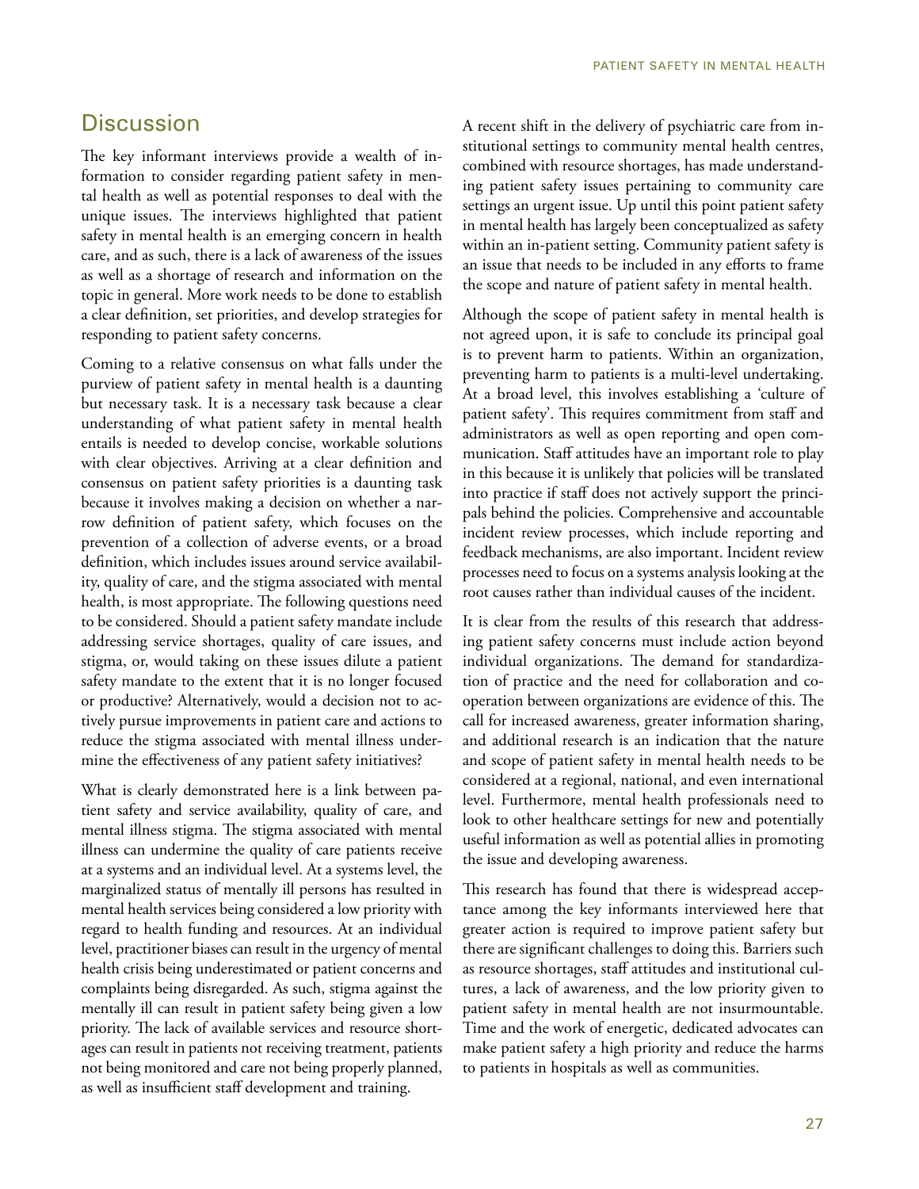## Discussion

The key informant interviews provide a wealth of information to consider regarding patient safety in mental health as well as potential responses to deal with the unique issues. The interviews highlighted that patient safety in mental health is an emerging concern in health care, and as such, there is a lack of awareness of the issues as well as a shortage of research and information on the topic in general. More work needs to be done to establish a clear definition, set priorities, and develop strategies for responding to patient safety concerns.

Coming to a relative consensus on what falls under the purview of patient safety in mental health is a daunting but necessary task. It is a necessary task because a clear understanding of what patient safety in mental health entails is needed to develop concise, workable solutions with clear objectives. Arriving at a clear definition and consensus on patient safety priorities is a daunting task because it involves making a decision on whether a narrow definition of patient safety, which focuses on the prevention of a collection of adverse events, or a broad definition, which includes issues around service availability, quality of care, and the stigma associated with mental health, is most appropriate. The following questions need to be considered. Should a patient safety mandate include addressing service shortages, quality of care issues, and stigma, or, would taking on these issues dilute a patient safety mandate to the extent that it is no longer focused or productive? Alternatively, would a decision not to actively pursue improvements in patient care and actions to reduce the stigma associated with mental illness undermine the effectiveness of any patient safety initiatives?

What is clearly demonstrated here is a link between patient safety and service availability, quality of care, and mental illness stigma. The stigma associated with mental illness can undermine the quality of care patients receive at a systems and an individual level. At a systems level, the marginalized status of mentally ill persons has resulted in mental health services being considered a low priority with regard to health funding and resources. At an individual level, practitioner biases can result in the urgency of mental health crisis being underestimated or patient concerns and complaints being disregarded. As such, stigma against the mentally ill can result in patient safety being given a low priority. The lack of available services and resource shortages can result in patients not receiving treatment, patients not being monitored and care not being properly planned, as well as insufficient staff development and training.

A recent shift in the delivery of psychiatric care from institutional settings to community mental health centres, combined with resource shortages, has made understanding patient safety issues pertaining to community care settings an urgent issue. Up until this point patient safety in mental health has largely been conceptualized as safety within an in-patient setting. Community patient safety is an issue that needs to be included in any efforts to frame the scope and nature of patient safety in mental health.

Although the scope of patient safety in mental health is not agreed upon, it is safe to conclude its principal goal is to prevent harm to patients. Within an organization, preventing harm to patients is a multi-level undertaking. At a broad level, this involves establishing a 'culture of patient safety'. This requires commitment from staff and administrators as well as open reporting and open communication. Staff attitudes have an important role to play in this because it is unlikely that policies will be translated into practice if staff does not actively support the principals behind the policies. Comprehensive and accountable incident review processes, which include reporting and feedback mechanisms, are also important. Incident review processes need to focus on a systems analysis looking at the root causes rather than individual causes of the incident.

It is clear from the results of this research that addressing patient safety concerns must include action beyond individual organizations. The demand for standardization of practice and the need for collaboration and cooperation between organizations are evidence of this. The call for increased awareness, greater information sharing, and additional research is an indication that the nature and scope of patient safety in mental health needs to be considered at a regional, national, and even international level. Furthermore, mental health professionals need to look to other healthcare settings for new and potentially useful information as well as potential allies in promoting the issue and developing awareness.

This research has found that there is widespread acceptance among the key informants interviewed here that greater action is required to improve patient safety but there are significant challenges to doing this. Barriers such as resource shortages, staff attitudes and institutional cultures, a lack of awareness, and the low priority given to patient safety in mental health are not insurmountable. Time and the work of energetic, dedicated advocates can make patient safety a high priority and reduce the harms to patients in hospitals as well as communities.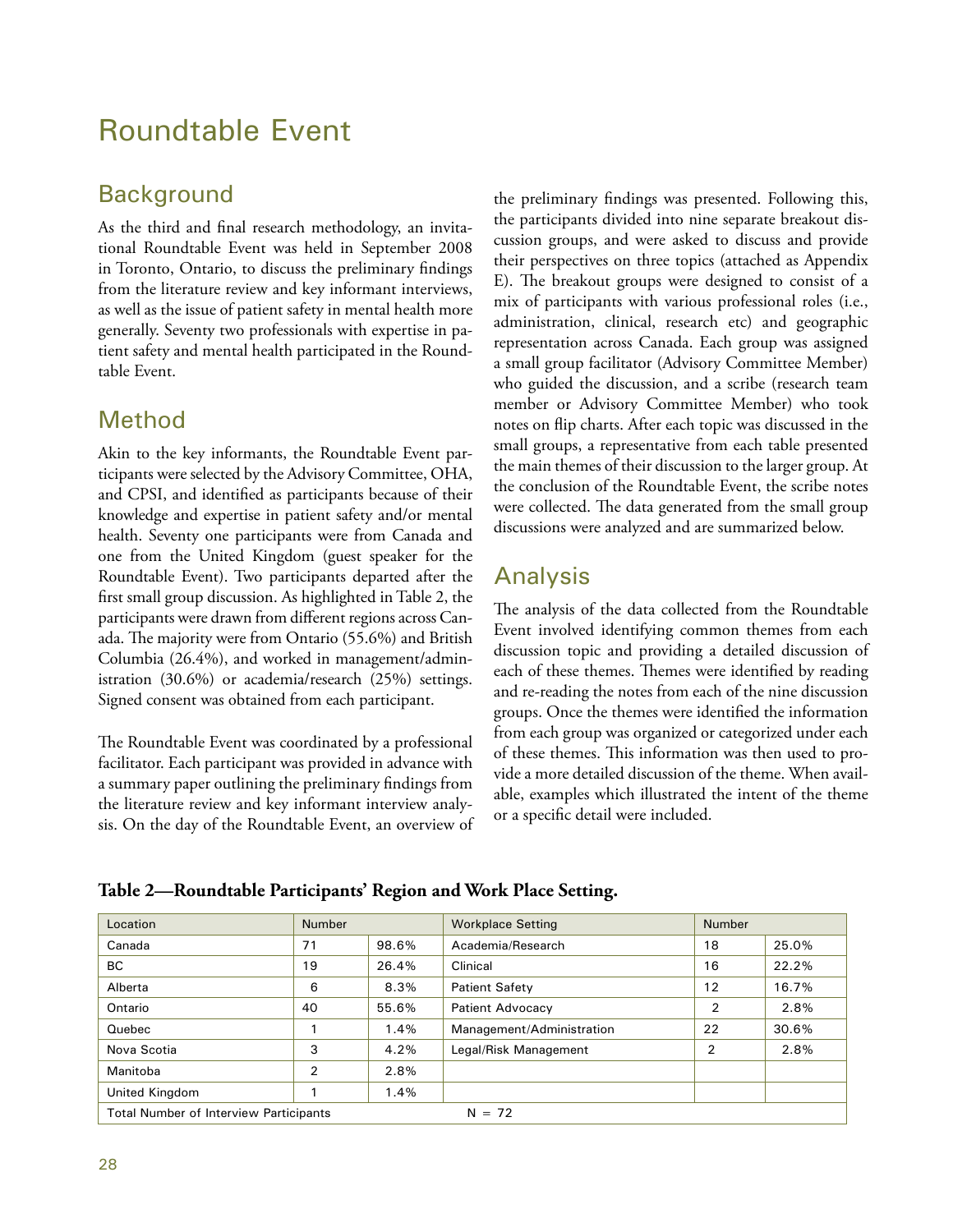# Roundtable Event

## Background

As the third and final research methodology, an invitational Roundtable Event was held in September 2008 in Toronto, Ontario, to discuss the preliminary findings from the literature review and key informant interviews, as well as the issue of patient safety in mental health more generally. Seventy two professionals with expertise in patient safety and mental health participated in the Roundtable Event.

## Method

Akin to the key informants, the Roundtable Event participants were selected by the Advisory Committee, OHA, and CPSI, and identified as participants because of their knowledge and expertise in patient safety and/or mental health. Seventy one participants were from Canada and one from the United Kingdom (guest speaker for the Roundtable Event). Two participants departed after the first small group discussion. As highlighted in Table 2, the participants were drawn from different regions across Canada. The majority were from Ontario (55.6%) and British Columbia (26.4%), and worked in management/administration (30.6%) or academia/research (25%) settings. Signed consent was obtained from each participant.

The Roundtable Event was coordinated by a professional facilitator. Each participant was provided in advance with a summary paper outlining the preliminary findings from the literature review and key informant interview analysis. On the day of the Roundtable Event, an overview of the preliminary findings was presented. Following this, the participants divided into nine separate breakout discussion groups, and were asked to discuss and provide their perspectives on three topics (attached as Appendix E). The breakout groups were designed to consist of a mix of participants with various professional roles (i.e., administration, clinical, research etc) and geographic representation across Canada. Each group was assigned a small group facilitator (Advisory Committee Member) who guided the discussion, and a scribe (research team member or Advisory Committee Member) who took notes on flip charts. After each topic was discussed in the small groups, a representative from each table presented the main themes of their discussion to the larger group. At the conclusion of the Roundtable Event, the scribe notes were collected. The data generated from the small group discussions were analyzed and are summarized below.

## Analysis

The analysis of the data collected from the Roundtable Event involved identifying common themes from each discussion topic and providing a detailed discussion of each of these themes. Themes were identified by reading and re-reading the notes from each of the nine discussion groups. Once the themes were identified the information from each group was organized or categorized under each of these themes. This information was then used to provide a more detailed discussion of the theme. When available, examples which illustrated the intent of the theme or a specific detail were included.

**Table 2—Roundtable Participants' Region and Work Place Setting.**

| Location | Number | | Workplace Setting | Number | |
|---|---|---|---|---|---|
| Canada | 71 | 98.6% | Academia/Research | 18 | 25.0% |
| BC | 19 | 26.4% | Clinical | 16 | 22.2% |
| Alberta | 6 | 8.3% | Patient Safety | 12 | 16.7% |
| Ontario | 40 | 55.6% | Patient Advocacy | 2 | 2.8% |
| Quebec | 1 | 1.4% | Management/Administration | 22 | 30.6% |
| Nova Scotia | 3 | 4.2% | Legal/Risk Management | 2 | 2.8% |
| Manitoba | 2 | 2.8% | | | |
| United Kingdom | 1 | 1.4% | | | |
| Total Number of Interview Participants | | | N = 72 | | |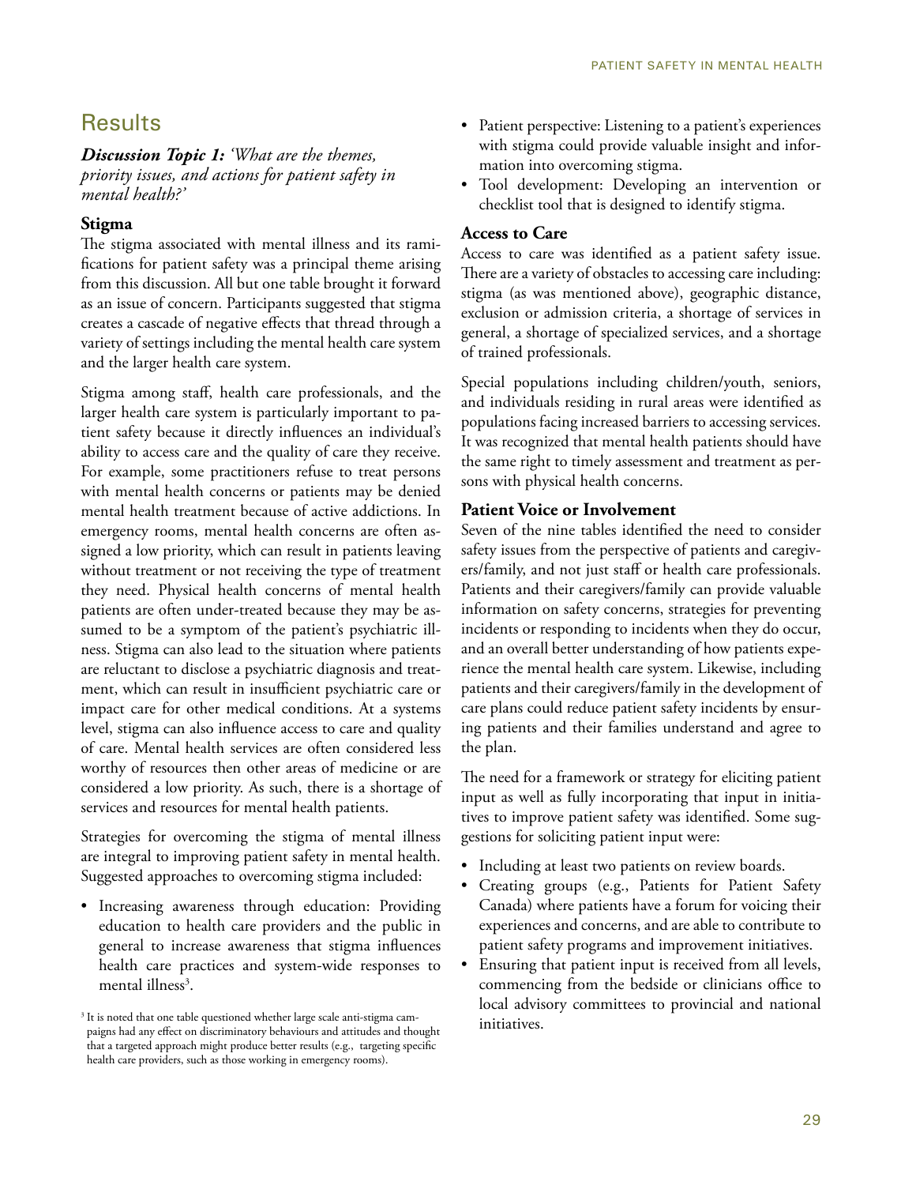## Results

***Discussion Topic 1:*** *'What are the themes, priority issues, and actions for patient safety in mental health?'*

### Stigma

The stigma associated with mental illness and its ramifications for patient safety was a principal theme arising from this discussion. All but one table brought it forward as an issue of concern. Participants suggested that stigma creates a cascade of negative effects that thread through a variety of settings including the mental health care system and the larger health care system.

Stigma among staff, health care professionals, and the larger health care system is particularly important to patient safety because it directly influences an individual's ability to access care and the quality of care they receive. For example, some practitioners refuse to treat persons with mental health concerns or patients may be denied mental health treatment because of active addictions. In emergency rooms, mental health concerns are often assigned a low priority, which can result in patients leaving without treatment or not receiving the type of treatment they need. Physical health concerns of mental health patients are often under-treated because they may be assumed to be a symptom of the patient's psychiatric illness. Stigma can also lead to the situation where patients are reluctant to disclose a psychiatric diagnosis and treatment, which can result in insufficient psychiatric care or impact care for other medical conditions. At a systems level, stigma can also influence access to care and quality of care. Mental health services are often considered less worthy of resources then other areas of medicine or are considered a low priority. As such, there is a shortage of services and resources for mental health patients.

Strategies for overcoming the stigma of mental illness are integral to improving patient safety in mental health. Suggested approaches to overcoming stigma included:

- Increasing awareness through education: Providing education to health care providers and the public in general to increase awareness that stigma influences health care practices and system-wide responses to mental illness[3].
- Patient perspective: Listening to a patient's experiences with stigma could provide valuable insight and information into overcoming stigma.
- Tool development: Developing an intervention or checklist tool that is designed to identify stigma.

[3] It is noted that one table questioned whether large scale anti-stigma campaigns had any effect on discriminatory behaviours and attitudes and thought that a targeted approach might produce better results (e.g., targeting specific health care providers, such as those working in emergency rooms).

### Access to Care

Access to care was identified as a patient safety issue. There are a variety of obstacles to accessing care including: stigma (as was mentioned above), geographic distance, exclusion or admission criteria, a shortage of services in general, a shortage of specialized services, and a shortage of trained professionals.

Special populations including children/youth, seniors, and individuals residing in rural areas were identified as populations facing increased barriers to accessing services. It was recognized that mental health patients should have the same right to timely assessment and treatment as persons with physical health concerns.

### Patient Voice or Involvement

Seven of the nine tables identified the need to consider safety issues from the perspective of patients and caregivers/family, and not just staff or health care professionals. Patients and their caregivers/family can provide valuable information on safety concerns, strategies for preventing incidents or responding to incidents when they do occur, and an overall better understanding of how patients experience the mental health care system. Likewise, including patients and their caregivers/family in the development of care plans could reduce patient safety incidents by ensuring patients and their families understand and agree to the plan.

The need for a framework or strategy for eliciting patient input as well as fully incorporating that input in initiatives to improve patient safety was identified. Some suggestions for soliciting patient input were:

- Including at least two patients on review boards.
- Creating groups (e.g., Patients for Patient Safety Canada) where patients have a forum for voicing their experiences and concerns, and are able to contribute to patient safety programs and improvement initiatives.
- Ensuring that patient input is received from all levels, commencing from the bedside or clinicians office to local advisory committees to provincial and national initiatives.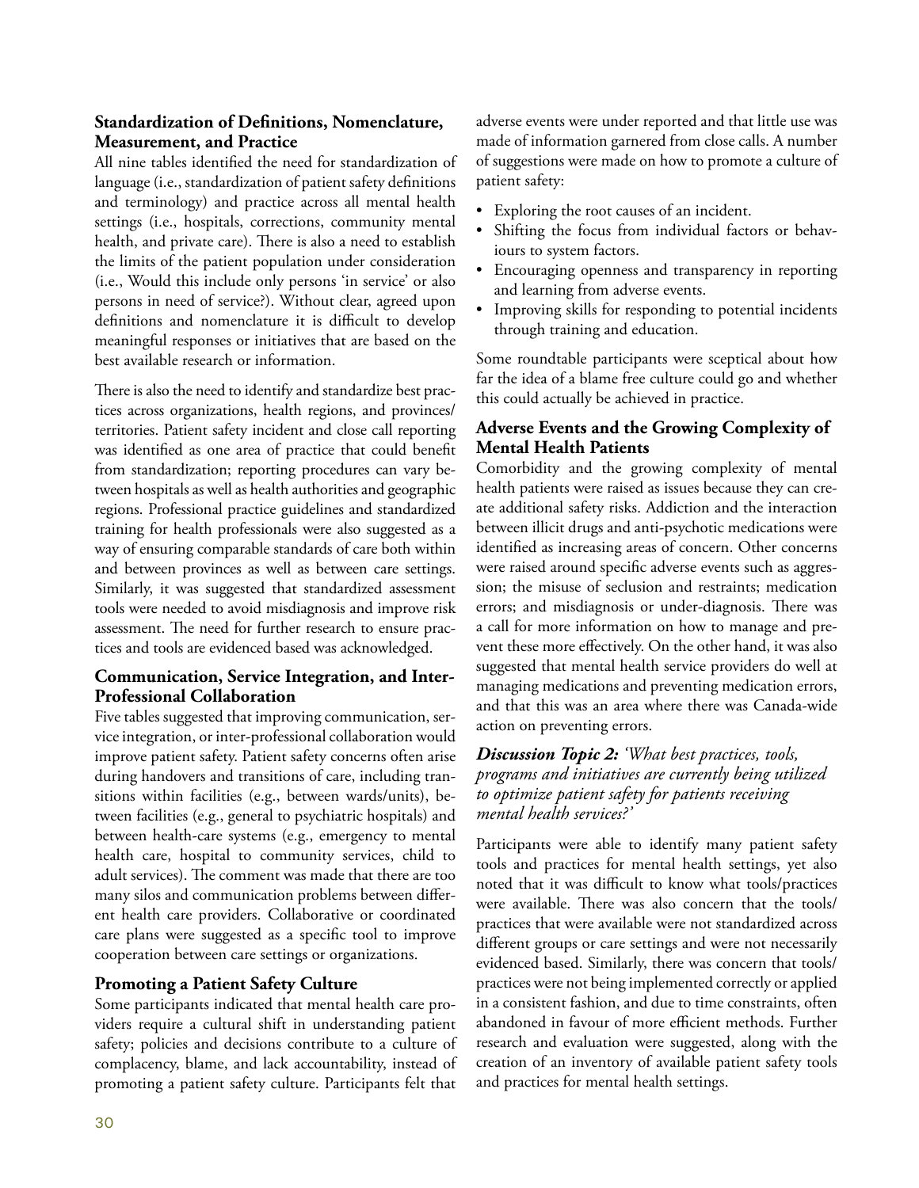### Standardization of Definitions, Nomenclature, Measurement, and Practice

All nine tables identified the need for standardization of language (i.e., standardization of patient safety definitions and terminology) and practice across all mental health settings (i.e., hospitals, corrections, community mental health, and private care). There is also a need to establish the limits of the patient population under consideration (i.e., Would this include only persons 'in service' or also persons in need of service?). Without clear, agreed upon definitions and nomenclature it is difficult to develop meaningful responses or initiatives that are based on the best available research or information.

There is also the need to identify and standardize best practices across organizations, health regions, and provinces/territories. Patient safety incident and close call reporting was identified as one area of practice that could benefit from standardization; reporting procedures can vary between hospitals as well as health authorities and geographic regions. Professional practice guidelines and standardized training for health professionals were also suggested as a way of ensuring comparable standards of care both within and between provinces as well as between care settings. Similarly, it was suggested that standardized assessment tools were needed to avoid misdiagnosis and improve risk assessment. The need for further research to ensure practices and tools are evidenced based was acknowledged.

### Communication, Service Integration, and Inter-Professional Collaboration

Five tables suggested that improving communication, service integration, or inter-professional collaboration would improve patient safety. Patient safety concerns often arise during handovers and transitions of care, including transitions within facilities (e.g., between wards/units), between facilities (e.g., general to psychiatric hospitals) and between health-care systems (e.g., emergency to mental health care, hospital to community services, child to adult services). The comment was made that there are too many silos and communication problems between different health care providers. Collaborative or coordinated care plans were suggested as a specific tool to improve cooperation between care settings or organizations.

### Promoting a Patient Safety Culture

Some participants indicated that mental health care providers require a cultural shift in understanding patient safety; policies and decisions contribute to a culture of complacency, blame, and lack accountability, instead of promoting a patient safety culture. Participants felt that adverse events were under reported and that little use was made of information garnered from close calls. A number of suggestions were made on how to promote a culture of patient safety:

- Exploring the root causes of an incident.
- Shifting the focus from individual factors or behaviours to system factors.
- Encouraging openness and transparency in reporting and learning from adverse events.
- Improving skills for responding to potential incidents through training and education.

Some roundtable participants were sceptical about how far the idea of a blame free culture could go and whether this could actually be achieved in practice.

### Adverse Events and the Growing Complexity of Mental Health Patients

Comorbidity and the growing complexity of mental health patients were raised as issues because they can create additional safety risks. Addiction and the interaction between illicit drugs and anti-psychotic medications were identified as increasing areas of concern. Other concerns were raised around specific adverse events such as aggression; the misuse of seclusion and restraints; medication errors; and misdiagnosis or under-diagnosis. There was a call for more information on how to manage and prevent these more effectively. On the other hand, it was also suggested that mental health service providers do well at managing medications and preventing medication errors, and that this was an area where there was Canada-wide action on preventing errors.

### ***Discussion Topic 2:*** *'What best practices, tools, programs and initiatives are currently being utilized to optimize patient safety for patients receiving mental health services?'*

Participants were able to identify many patient safety tools and practices for mental health settings, yet also noted that it was difficult to know what tools/practices were available. There was also concern that the tools/practices that were available were not standardized across different groups or care settings and were not necessarily evidenced based. Similarly, there was concern that tools/practices were not being implemented correctly or applied in a consistent fashion, and due to time constraints, often abandoned in favour of more efficient methods. Further research and evaluation were suggested, along with the creation of an inventory of available patient safety tools and practices for mental health settings.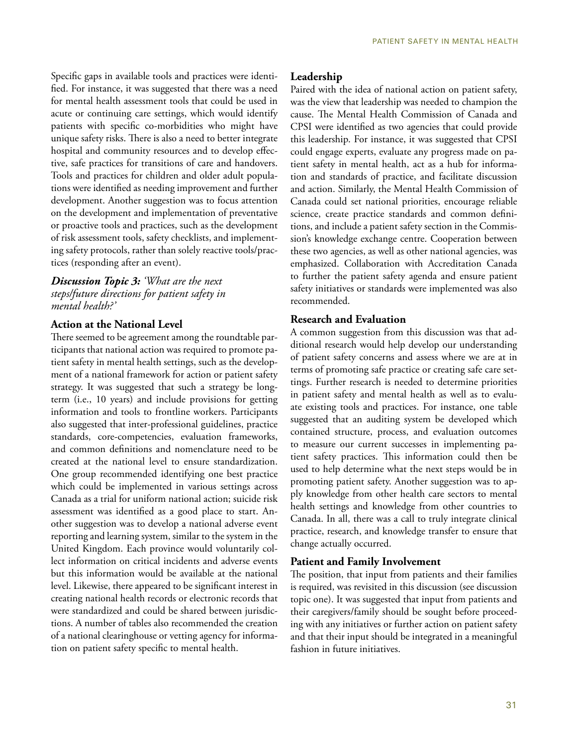Specific gaps in available tools and practices were identified. For instance, it was suggested that there was a need for mental health assessment tools that could be used in acute or continuing care settings, which would identify patients with specific co-morbidities who might have unique safety risks. There is also a need to better integrate hospital and community resources and to develop effective, safe practices for transitions of care and handovers. Tools and practices for children and older adult populations were identified as needing improvement and further development. Another suggestion was to focus attention on the development and implementation of preventative or proactive tools and practices, such as the development of risk assessment tools, safety checklists, and implementing safety protocols, rather than solely reactive tools/practices (responding after an event).

***Discussion Topic 3:** 'What are the next steps/future directions for patient safety in mental health?'*

### Action at the National Level

There seemed to be agreement among the roundtable participants that national action was required to promote patient safety in mental health settings, such as the development of a national framework for action or patient safety strategy. It was suggested that such a strategy be long-term (i.e., 10 years) and include provisions for getting information and tools to frontline workers. Participants also suggested that inter-professional guidelines, practice standards, core-competencies, evaluation frameworks, and common definitions and nomenclature need to be created at the national level to ensure standardization. One group recommended identifying one best practice which could be implemented in various settings across Canada as a trial for uniform national action; suicide risk assessment was identified as a good place to start. Another suggestion was to develop a national adverse event reporting and learning system, similar to the system in the United Kingdom. Each province would voluntarily collect information on critical incidents and adverse events but this information would be available at the national level. Likewise, there appeared to be significant interest in creating national health records or electronic records that were standardized and could be shared between jurisdictions. A number of tables also recommended the creation of a national clearinghouse or vetting agency for information on patient safety specific to mental health.

### Leadership

Paired with the idea of national action on patient safety, was the view that leadership was needed to champion the cause. The Mental Health Commission of Canada and CPSI were identified as two agencies that could provide this leadership. For instance, it was suggested that CPSI could engage experts, evaluate any progress made on patient safety in mental health, act as a hub for information and standards of practice, and facilitate discussion and action. Similarly, the Mental Health Commission of Canada could set national priorities, encourage reliable science, create practice standards and common definitions, and include a patient safety section in the Commission's knowledge exchange centre. Cooperation between these two agencies, as well as other national agencies, was emphasized. Collaboration with Accreditation Canada to further the patient safety agenda and ensure patient safety initiatives or standards were implemented was also recommended.

### Research and Evaluation

A common suggestion from this discussion was that additional research would help develop our understanding of patient safety concerns and assess where we are at in terms of promoting safe practice or creating safe care settings. Further research is needed to determine priorities in patient safety and mental health as well as to evaluate existing tools and practices. For instance, one table suggested that an auditing system be developed which contained structure, process, and evaluation outcomes to measure our current successes in implementing patient safety practices. This information could then be used to help determine what the next steps would be in promoting patient safety. Another suggestion was to apply knowledge from other health care sectors to mental health settings and knowledge from other countries to Canada. In all, there was a call to truly integrate clinical practice, research, and knowledge transfer to ensure that change actually occurred.

### Patient and Family Involvement

The position, that input from patients and their families is required, was revisited in this discussion (see discussion topic one). It was suggested that input from patients and their caregivers/family should be sought before proceeding with any initiatives or further action on patient safety and that their input should be integrated in a meaningful fashion in future initiatives.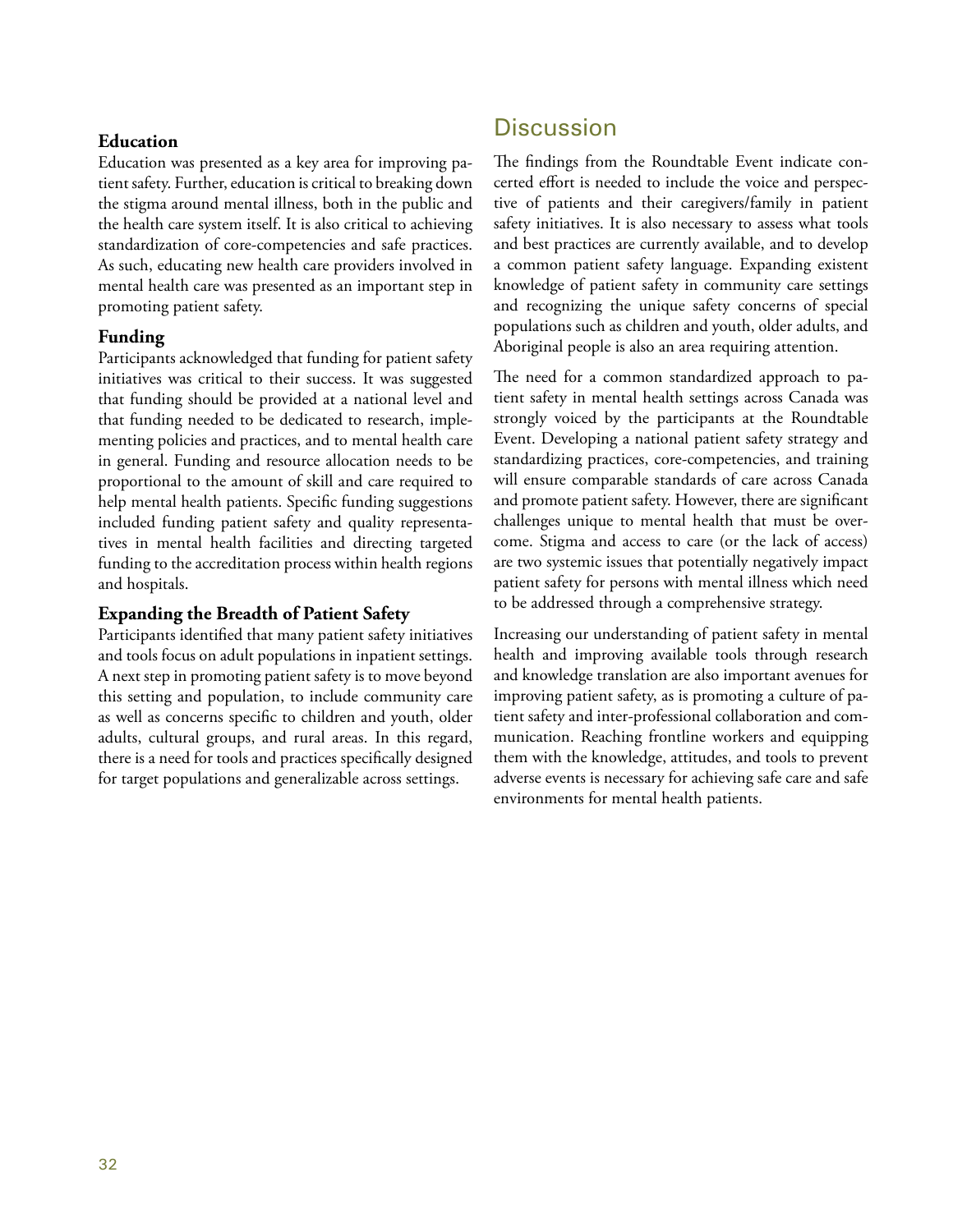### Education

Education was presented as a key area for improving patient safety. Further, education is critical to breaking down the stigma around mental illness, both in the public and the health care system itself. It is also critical to achieving standardization of core-competencies and safe practices. As such, educating new health care providers involved in mental health care was presented as an important step in promoting patient safety.

### Funding

Participants acknowledged that funding for patient safety initiatives was critical to their success. It was suggested that funding should be provided at a national level and that funding needed to be dedicated to research, implementing policies and practices, and to mental health care in general. Funding and resource allocation needs to be proportional to the amount of skill and care required to help mental health patients. Specific funding suggestions included funding patient safety and quality representatives in mental health facilities and directing targeted funding to the accreditation process within health regions and hospitals.

### Expanding the Breadth of Patient Safety

Participants identified that many patient safety initiatives and tools focus on adult populations in inpatient settings. A next step in promoting patient safety is to move beyond this setting and population, to include community care as well as concerns specific to children and youth, older adults, cultural groups, and rural areas. In this regard, there is a need for tools and practices specifically designed for target populations and generalizable across settings.

## Discussion

The findings from the Roundtable Event indicate concerted effort is needed to include the voice and perspective of patients and their caregivers/family in patient safety initiatives. It is also necessary to assess what tools and best practices are currently available, and to develop a common patient safety language. Expanding existent knowledge of patient safety in community care settings and recognizing the unique safety concerns of special populations such as children and youth, older adults, and Aboriginal people is also an area requiring attention.

The need for a common standardized approach to patient safety in mental health settings across Canada was strongly voiced by the participants at the Roundtable Event. Developing a national patient safety strategy and standardizing practices, core-competencies, and training will ensure comparable standards of care across Canada and promote patient safety. However, there are significant challenges unique to mental health that must be overcome. Stigma and access to care (or the lack of access) are two systemic issues that potentially negatively impact patient safety for persons with mental illness which need to be addressed through a comprehensive strategy.

Increasing our understanding of patient safety in mental health and improving available tools through research and knowledge translation are also important avenues for improving patient safety, as is promoting a culture of patient safety and inter-professional collaboration and communication. Reaching frontline workers and equipping them with the knowledge, attitudes, and tools to prevent adverse events is necessary for achieving safe care and safe environments for mental health patients.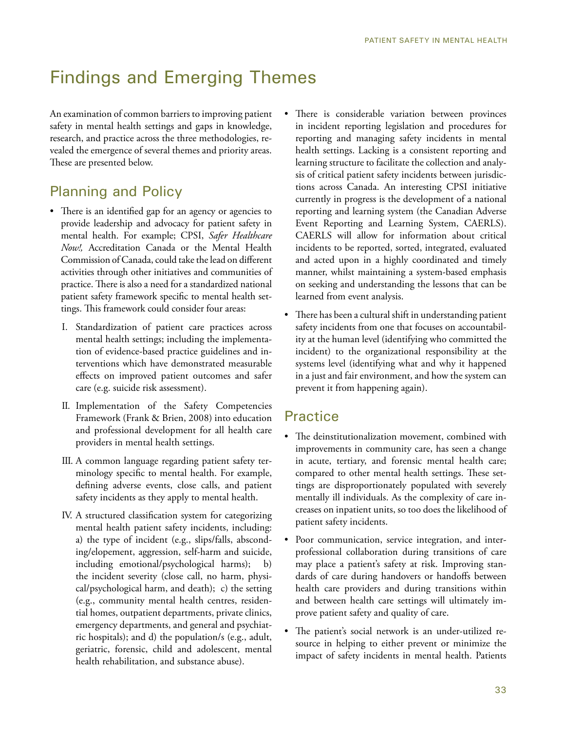# Findings and Emerging Themes

An examination of common barriers to improving patient safety in mental health settings and gaps in knowledge, research, and practice across the three methodologies, revealed the emergence of several themes and priority areas. These are presented below.

## Planning and Policy

- There is an identified gap for an agency or agencies to provide leadership and advocacy for patient safety in mental health. For example; CPSI, *Safer Healthcare Now!,* Accreditation Canada or the Mental Health Commission of Canada, could take the lead on different activities through other initiatives and communities of practice. There is also a need for a standardized national patient safety framework specific to mental health settings. This framework could consider four areas:
  - I. Standardization of patient care practices across mental health settings; including the implementation of evidence-based practice guidelines and interventions which have demonstrated measurable effects on improved patient outcomes and safer care (e.g. suicide risk assessment).
  - II. Implementation of the Safety Competencies Framework (Frank & Brien, 2008) into education and professional development for all health care providers in mental health settings.
  - III. A common language regarding patient safety terminology specific to mental health. For example, defining adverse events, close calls, and patient safety incidents as they apply to mental health.
  - IV. A structured classification system for categorizing mental health patient safety incidents, including: a) the type of incident (e.g., slips/falls, absconding/elopement, aggression, self-harm and suicide, including emotional/psychological harms); b) the incident severity (close call, no harm, physical/psychological harm, and death); c) the setting (e.g., community mental health centres, residential homes, outpatient departments, private clinics, emergency departments, and general and psychiatric hospitals); and d) the population/s (e.g., adult, geriatric, forensic, child and adolescent, mental health rehabilitation, and substance abuse).
- There is considerable variation between provinces in incident reporting legislation and procedures for reporting and managing safety incidents in mental health settings. Lacking is a consistent reporting and learning structure to facilitate the collection and analysis of critical patient safety incidents between jurisdictions across Canada. An interesting CPSI initiative currently in progress is the development of a national reporting and learning system (the Canadian Adverse Event Reporting and Learning System, CAERLS). CAERLS will allow for information about critical incidents to be reported, sorted, integrated, evaluated and acted upon in a highly coordinated and timely manner, whilst maintaining a system-based emphasis on seeking and understanding the lessons that can be learned from event analysis.
- There has been a cultural shift in understanding patient safety incidents from one that focuses on accountability at the human level (identifying who committed the incident) to the organizational responsibility at the systems level (identifying what and why it happened in a just and fair environment, and how the system can prevent it from happening again).

## Practice

- The deinstitutionalization movement, combined with improvements in community care, has seen a change in acute, tertiary, and forensic mental health care; compared to other mental health settings. These settings are disproportionately populated with severely mentally ill individuals. As the complexity of care increases on inpatient units, so too does the likelihood of patient safety incidents.
- Poor communication, service integration, and interprofessional collaboration during transitions of care may place a patient's safety at risk. Improving standards of care during handovers or handoffs between health care providers and during transitions within and between health care settings will ultimately improve patient safety and quality of care.
- The patient's social network is an under-utilized resource in helping to either prevent or minimize the impact of safety incidents in mental health. Patients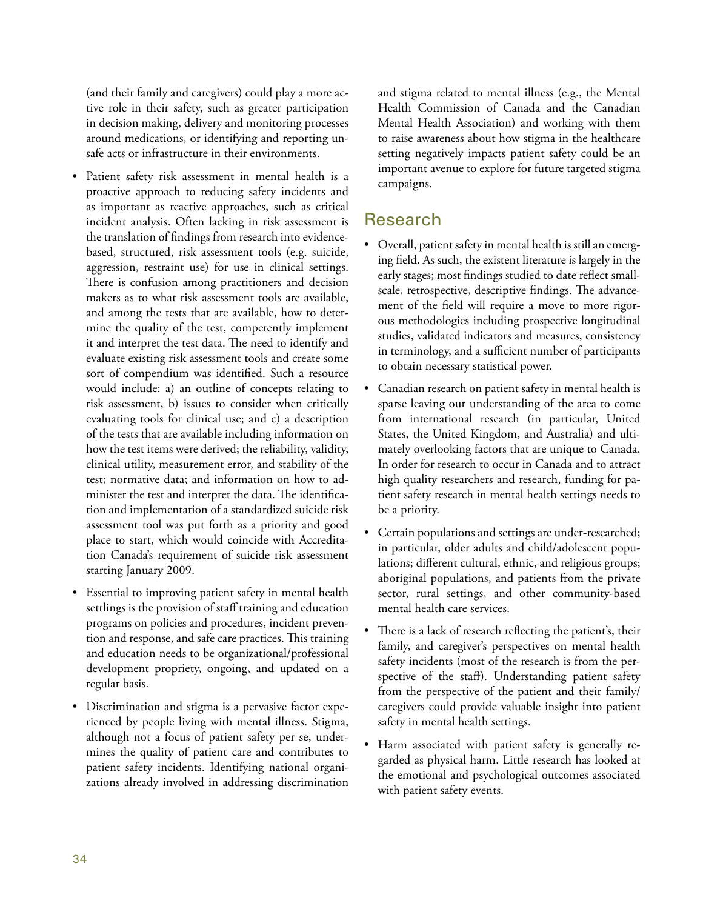(and their family and caregivers) could play a more active role in their safety, such as greater participation in decision making, delivery and monitoring processes around medications, or identifying and reporting unsafe acts or infrastructure in their environments.

- Patient safety risk assessment in mental health is a proactive approach to reducing safety incidents and as important as reactive approaches, such as critical incident analysis. Often lacking in risk assessment is the translation of findings from research into evidence-based, structured, risk assessment tools (e.g. suicide, aggression, restraint use) for use in clinical settings. There is confusion among practitioners and decision makers as to what risk assessment tools are available, and among the tests that are available, how to determine the quality of the test, competently implement it and interpret the test data. The need to identify and evaluate existing risk assessment tools and create some sort of compendium was identified. Such a resource would include: a) an outline of concepts relating to risk assessment, b) issues to consider when critically evaluating tools for clinical use; and c) a description of the tests that are available including information on how the test items were derived; the reliability, validity, clinical utility, measurement error, and stability of the test; normative data; and information on how to administer the test and interpret the data. The identification and implementation of a standardized suicide risk assessment tool was put forth as a priority and good place to start, which would coincide with Accreditation Canada's requirement of suicide risk assessment starting January 2009.
- Essential to improving patient safety in mental health settlings is the provision of staff training and education programs on policies and procedures, incident prevention and response, and safe care practices. This training and education needs to be organizational/professional development propriety, ongoing, and updated on a regular basis.
- Discrimination and stigma is a pervasive factor experienced by people living with mental illness. Stigma, although not a focus of patient safety per se, undermines the quality of patient care and contributes to patient safety incidents. Identifying national organizations already involved in addressing discrimination and stigma related to mental illness (e.g., the Mental Health Commission of Canada and the Canadian Mental Health Association) and working with them to raise awareness about how stigma in the healthcare setting negatively impacts patient safety could be an important avenue to explore for future targeted stigma campaigns.

## Research

- Overall, patient safety in mental health is still an emerging field. As such, the existent literature is largely in the early stages; most findings studied to date reflect small-scale, retrospective, descriptive findings. The advancement of the field will require a move to more rigorous methodologies including prospective longitudinal studies, validated indicators and measures, consistency in terminology, and a sufficient number of participants to obtain necessary statistical power.
- Canadian research on patient safety in mental health is sparse leaving our understanding of the area to come from international research (in particular, United States, the United Kingdom, and Australia) and ultimately overlooking factors that are unique to Canada. In order for research to occur in Canada and to attract high quality researchers and research, funding for patient safety research in mental health settings needs to be a priority.
- Certain populations and settings are under-researched; in particular, older adults and child/adolescent populations; different cultural, ethnic, and religious groups; aboriginal populations, and patients from the private sector, rural settings, and other community-based mental health care services.
- There is a lack of research reflecting the patient's, their family, and caregiver's perspectives on mental health safety incidents (most of the research is from the perspective of the staff). Understanding patient safety from the perspective of the patient and their family/caregivers could provide valuable insight into patient safety in mental health settings.
- Harm associated with patient safety is generally regarded as physical harm. Little research has looked at the emotional and psychological outcomes associated with patient safety events.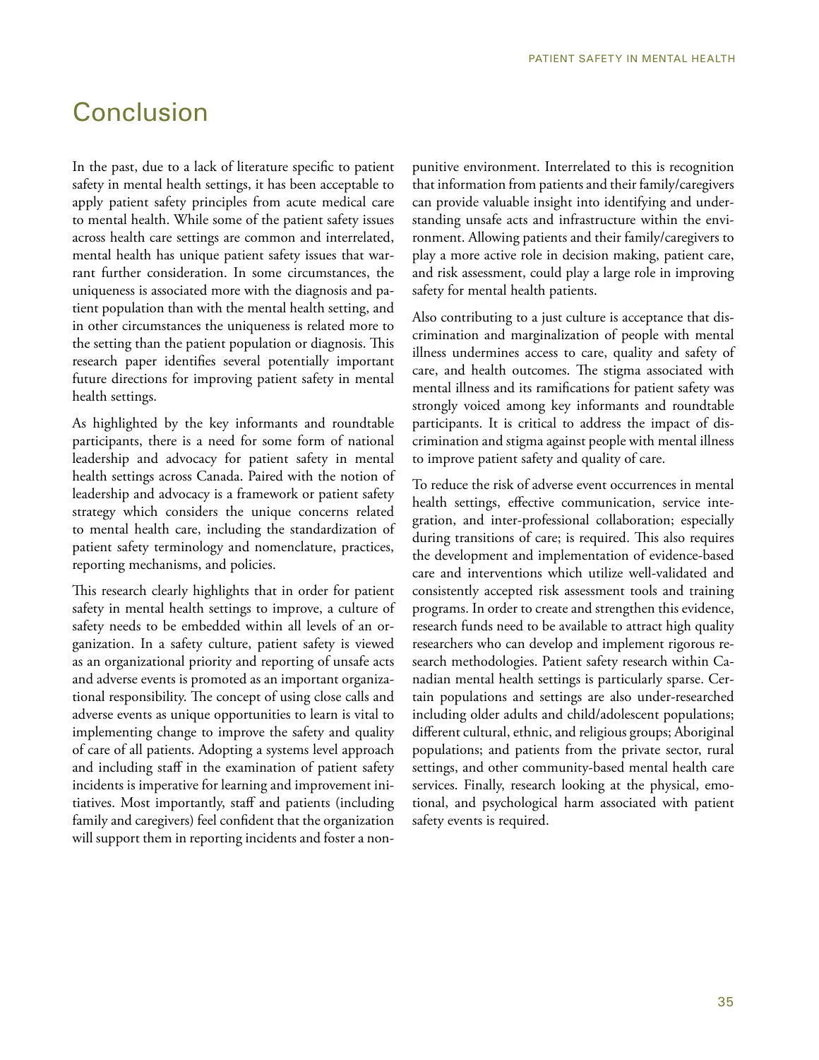# Conclusion

In the past, due to a lack of literature specific to patient safety in mental health settings, it has been acceptable to apply patient safety principles from acute medical care to mental health. While some of the patient safety issues across health care settings are common and interrelated, mental health has unique patient safety issues that warrant further consideration. In some circumstances, the uniqueness is associated more with the diagnosis and patient population than with the mental health setting, and in other circumstances the uniqueness is related more to the setting than the patient population or diagnosis. This research paper identifies several potentially important future directions for improving patient safety in mental health settings.

As highlighted by the key informants and roundtable participants, there is a need for some form of national leadership and advocacy for patient safety in mental health settings across Canada. Paired with the notion of leadership and advocacy is a framework or patient safety strategy which considers the unique concerns related to mental health care, including the standardization of patient safety terminology and nomenclature, practices, reporting mechanisms, and policies.

This research clearly highlights that in order for patient safety in mental health settings to improve, a culture of safety needs to be embedded within all levels of an organization. In a safety culture, patient safety is viewed as an organizational priority and reporting of unsafe acts and adverse events is promoted as an important organizational responsibility. The concept of using close calls and adverse events as unique opportunities to learn is vital to implementing change to improve the safety and quality of care of all patients. Adopting a systems level approach and including staff in the examination of patient safety incidents is imperative for learning and improvement initiatives. Most importantly, staff and patients (including family and caregivers) feel confident that the organization will support them in reporting incidents and foster a non-punitive environment. Interrelated to this is recognition that information from patients and their family/caregivers can provide valuable insight into identifying and understanding unsafe acts and infrastructure within the environment. Allowing patients and their family/caregivers to play a more active role in decision making, patient care, and risk assessment, could play a large role in improving safety for mental health patients.

Also contributing to a just culture is acceptance that discrimination and marginalization of people with mental illness undermines access to care, quality and safety of care, and health outcomes. The stigma associated with mental illness and its ramifications for patient safety was strongly voiced among key informants and roundtable participants. It is critical to address the impact of discrimination and stigma against people with mental illness to improve patient safety and quality of care.

To reduce the risk of adverse event occurrences in mental health settings, effective communication, service integration, and inter-professional collaboration; especially during transitions of care; is required. This also requires the development and implementation of evidence-based care and interventions which utilize well-validated and consistently accepted risk assessment tools and training programs. In order to create and strengthen this evidence, research funds need to be available to attract high quality researchers who can develop and implement rigorous research methodologies. Patient safety research within Canadian mental health settings is particularly sparse. Certain populations and settings are also under-researched including older adults and child/adolescent populations; different cultural, ethnic, and religious groups; Aboriginal populations; and patients from the private sector, rural settings, and other community-based mental health care services. Finally, research looking at the physical, emotional, and psychological harm associated with patient safety events is required.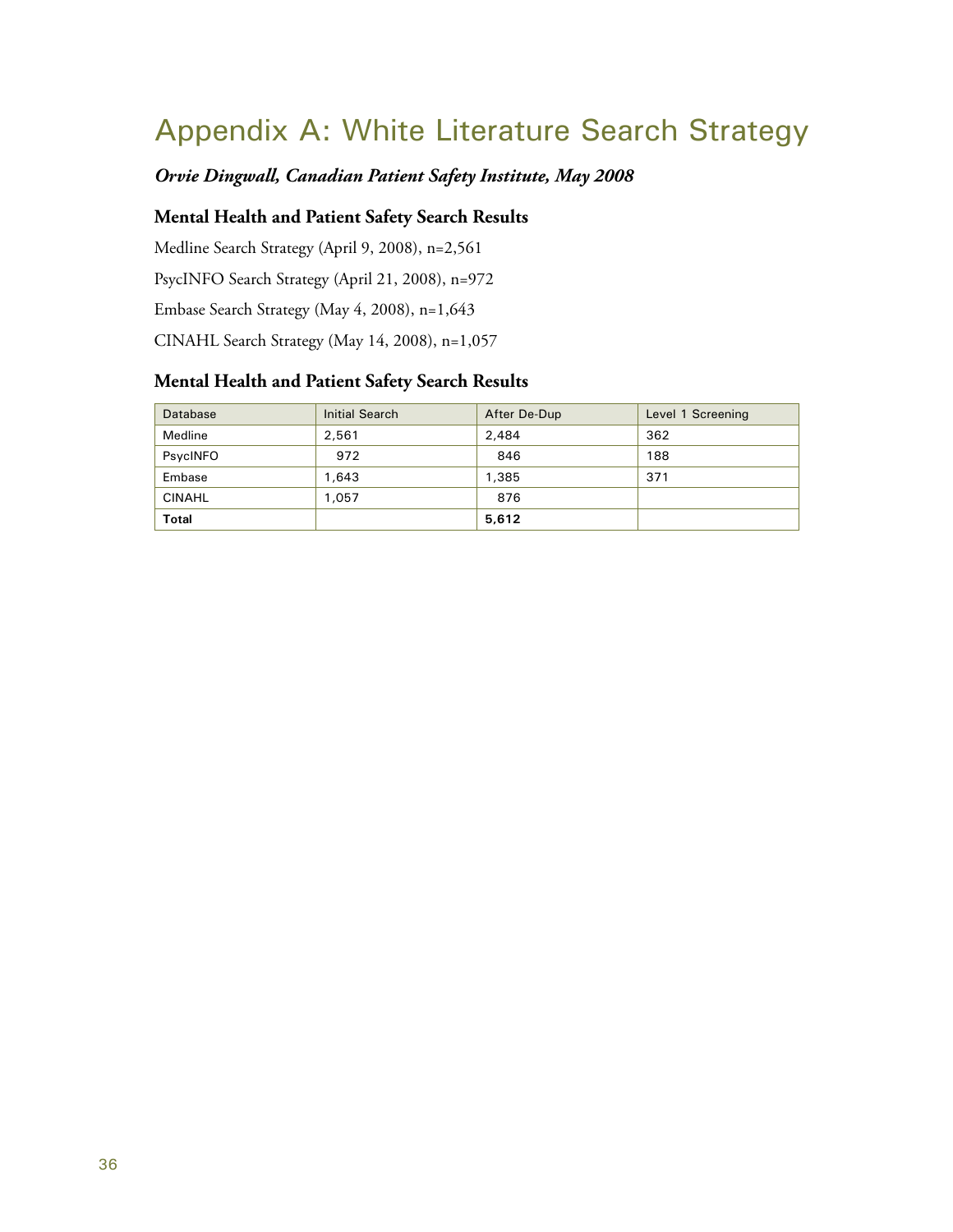# Appendix A: White Literature Search Strategy

***Orvie Dingwall, Canadian Patient Safety Institute, May 2008***

### Mental Health and Patient Safety Search Results

Medline Search Strategy (April 9, 2008), n=2,561

PsycINFO Search Strategy (April 21, 2008), n=972

Embase Search Strategy (May 4, 2008), n=1,643

CINAHL Search Strategy (May 14, 2008), n=1,057

### Mental Health and Patient Safety Search Results

| Database | Initial Search | After De-Dup | Level 1 Screening |
|---|---|---|---|
| Medline | 2,561 | 2,484 | 362 |
| PsycINFO | 972 | 846 | 188 |
| Embase | 1,643 | 1,385 | 371 |
| CINAHL | 1,057 | 876 | |
| **Total** | | **5,612** | |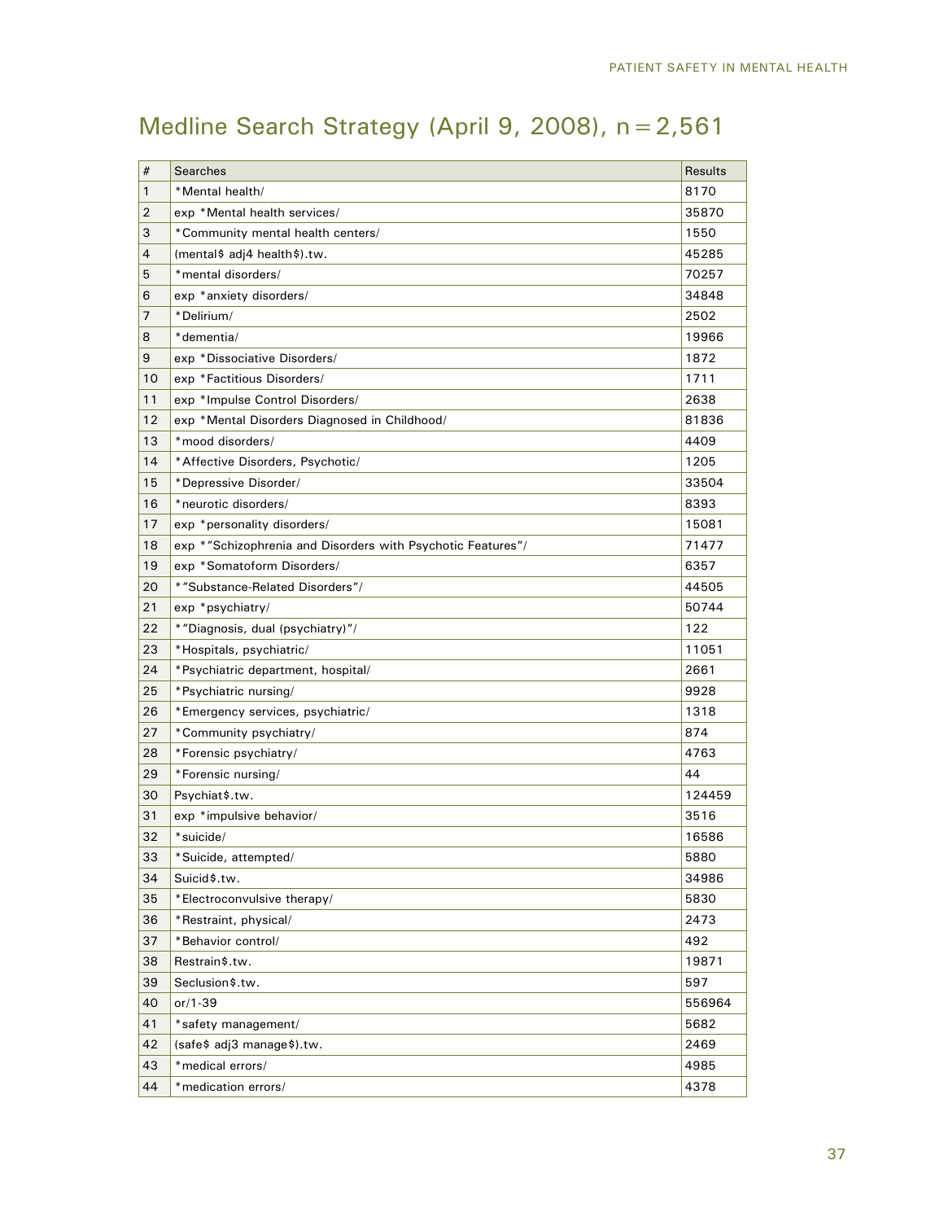## Medline Search Strategy (April 9, 2008), n = 2,561

| # | Searches | Results |
|---|---|---|
| 1 | *Mental health/ | 8170 |
| 2 | exp *Mental health services/ | 35870 |
| 3 | *Community mental health centers/ | 1550 |
| 4 | (mental$ adj4 health$).tw. | 45285 |
| 5 | *mental disorders/ | 70257 |
| 6 | exp *anxiety disorders/ | 34848 |
| 7 | *Delirium/ | 2502 |
| 8 | *dementia/ | 19966 |
| 9 | exp *Dissociative Disorders/ | 1872 |
| 10 | exp *Factitious Disorders/ | 1711 |
| 11 | exp *Impulse Control Disorders/ | 2638 |
| 12 | exp *Mental Disorders Diagnosed in Childhood/ | 81836 |
| 13 | *mood disorders/ | 4409 |
| 14 | *Affective Disorders, Psychotic/ | 1205 |
| 15 | *Depressive Disorder/ | 33504 |
| 16 | *neurotic disorders/ | 8393 |
| 17 | exp *personality disorders/ | 15081 |
| 18 | exp *"Schizophrenia and Disorders with Psychotic Features"/ | 71477 |
| 19 | exp *Somatoform Disorders/ | 6357 |
| 20 | *"Substance-Related Disorders"/ | 44505 |
| 21 | exp *psychiatry/ | 50744 |
| 22 | *"Diagnosis, dual (psychiatry)"/ | 122 |
| 23 | *Hospitals, psychiatric/ | 11051 |
| 24 | *Psychiatric department, hospital/ | 2661 |
| 25 | *Psychiatric nursing/ | 9928 |
| 26 | *Emergency services, psychiatric/ | 1318 |
| 27 | *Community psychiatry/ | 874 |
| 28 | *Forensic psychiatry/ | 4763 |
| 29 | *Forensic nursing/ | 44 |
| 30 | Psychiat$.tw. | 124459 |
| 31 | exp *impulsive behavior/ | 3516 |
| 32 | *suicide/ | 16586 |
| 33 | *Suicide, attempted/ | 5880 |
| 34 | Suicid$.tw. | 34986 |
| 35 | *Electroconvulsive therapy/ | 5830 |
| 36 | *Restraint, physical/ | 2473 |
| 37 | *Behavior control/ | 492 |
| 38 | Restrain$.tw. | 19871 |
| 39 | Seclusion$.tw. | 597 |
| 40 | or/1-39 | 556964 |
| 41 | *safety management/ | 5682 |
| 42 | (safe$ adj3 manage$).tw. | 2469 |
| 43 | *medical errors/ | 4985 |
| 44 | *medication errors/ | 4378 |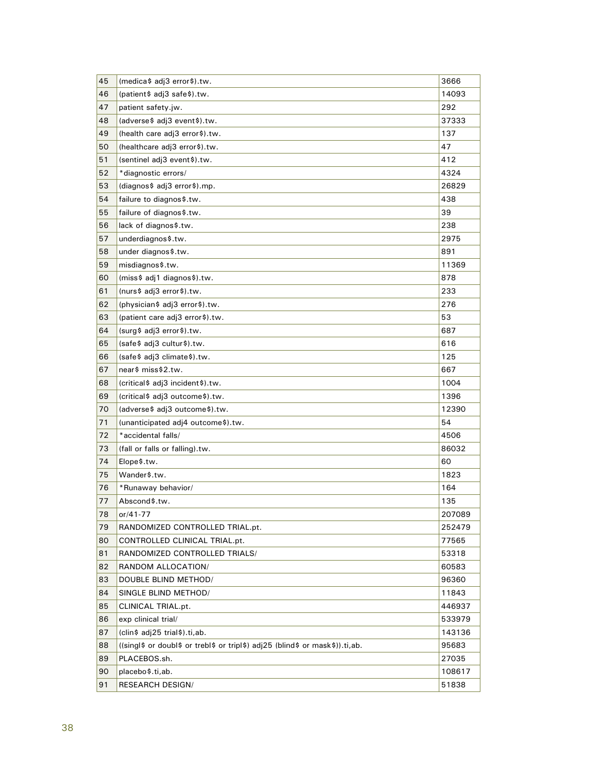| | | |
|---|---|---|
| 45 | (medica$ adj3 error$).tw. | 3666 |
| 46 | (patient$ adj3 safe$).tw. | 14093 |
| 47 | patient safety.jw. | 292 |
| 48 | (adverse$ adj3 event$).tw. | 37333 |
| 49 | (health care adj3 error$).tw. | 137 |
| 50 | (healthcare adj3 error$).tw. | 47 |
| 51 | (sentinel adj3 event$).tw. | 412 |
| 52 | *diagnostic errors/ | 4324 |
| 53 | (diagnos$ adj3 error$).mp. | 26829 |
| 54 | failure to diagnos$.tw. | 438 |
| 55 | failure of diagnos$.tw. | 39 |
| 56 | lack of diagnos$.tw. | 238 |
| 57 | underdiagnos$.tw. | 2975 |
| 58 | under diagnos$.tw. | 891 |
| 59 | misdiagnos$.tw. | 11369 |
| 60 | (miss$ adj1 diagnos$).tw. | 878 |
| 61 | (nurs$ adj3 error$).tw. | 233 |
| 62 | (physician$ adj3 error$).tw. | 276 |
| 63 | (patient care adj3 error$).tw. | 53 |
| 64 | (surg$ adj3 error$).tw. | 687 |
| 65 | (safe$ adj3 cultur$).tw. | 616 |
| 66 | (safe$ adj3 climate$).tw. | 125 |
| 67 | near$ miss$2.tw. | 667 |
| 68 | (critical$ adj3 incident$).tw. | 1004 |
| 69 | (critical$ adj3 outcome$).tw. | 1396 |
| 70 | (adverse$ adj3 outcome$).tw. | 12390 |
| 71 | (unanticipated adj4 outcome$).tw. | 54 |
| 72 | *accidental falls/ | 4506 |
| 73 | (fall or falls or falling).tw. | 86032 |
| 74 | Elope$.tw. | 60 |
| 75 | Wander$.tw. | 1823 |
| 76 | *Runaway behavior/ | 164 |
| 77 | Abscond$.tw. | 135 |
| 78 | or/41-77 | 207089 |
| 79 | RANDOMIZED CONTROLLED TRIAL.pt. | 252479 |
| 80 | CONTROLLED CLINICAL TRIAL.pt. | 77565 |
| 81 | RANDOMIZED CONTROLLED TRIALS/ | 53318 |
| 82 | RANDOM ALLOCATION/ | 60583 |
| 83 | DOUBLE BLIND METHOD/ | 96360 |
| 84 | SINGLE BLIND METHOD/ | 11843 |
| 85 | CLINICAL TRIAL.pt. | 446937 |
| 86 | exp clinical trial/ | 533979 |
| 87 | (clin$ adj25 trial$).ti,ab. | 143136 |
| 88 | ((singl$ or doubl$ or trebl$ or tripl$) adj25 (blind$ or mask$)).ti,ab. | 95683 |
| 89 | PLACEBOS.sh. | 27035 |
| 90 | placebo$.ti,ab. | 108617 |
| 91 | RESEARCH DESIGN/ | 51838 |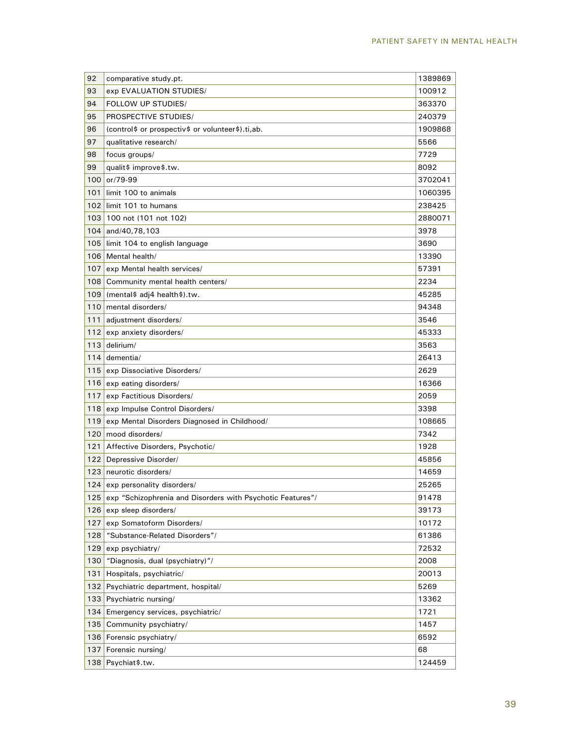| | | |
|---|---|---|
| 92 | comparative study.pt. | 1389869 |
| 93 | exp EVALUATION STUDIES/ | 100912 |
| 94 | FOLLOW UP STUDIES/ | 363370 |
| 95 | PROSPECTIVE STUDIES/ | 240379 |
| 96 | (control$ or prospectiv$ or volunteer$).ti,ab. | 1909868 |
| 97 | qualitative research/ | 5566 |
| 98 | focus groups/ | 7729 |
| 99 | qualit$ improve$.tw. | 8092 |
| 100 | or/79-99 | 3702041 |
| 101 | limit 100 to animals | 1060395 |
| 102 | limit 101 to humans | 238425 |
| 103 | 100 not (101 not 102) | 2880071 |
| 104 | and/40,78,103 | 3978 |
| 105 | limit 104 to english language | 3690 |
| 106 | Mental health/ | 13390 |
| 107 | exp Mental health services/ | 57391 |
| 108 | Community mental health centers/ | 2234 |
| 109 | (mental$ adj4 health$).tw. | 45285 |
| 110 | mental disorders/ | 94348 |
| 111 | adjustment disorders/ | 3546 |
| 112 | exp anxiety disorders/ | 45333 |
| 113 | delirium/ | 3563 |
| 114 | dementia/ | 26413 |
| 115 | exp Dissociative Disorders/ | 2629 |
| 116 | exp eating disorders/ | 16366 |
| 117 | exp Factitious Disorders/ | 2059 |
| 118 | exp Impulse Control Disorders/ | 3398 |
| 119 | exp Mental Disorders Diagnosed in Childhood/ | 108665 |
| 120 | mood disorders/ | 7342 |
| 121 | Affective Disorders, Psychotic/ | 1928 |
| 122 | Depressive Disorder/ | 45856 |
| 123 | neurotic disorders/ | 14659 |
| 124 | exp personality disorders/ | 25265 |
| 125 | exp "Schizophrenia and Disorders with Psychotic Features"/ | 91478 |
| 126 | exp sleep disorders/ | 39173 |
| 127 | exp Somatoform Disorders/ | 10172 |
| 128 | "Substance-Related Disorders"/ | 61386 |
| 129 | exp psychiatry/ | 72532 |
| 130 | "Diagnosis, dual (psychiatry)"/ | 2008 |
| 131 | Hospitals, psychiatric/ | 20013 |
| 132 | Psychiatric department, hospital/ | 5269 |
| 133 | Psychiatric nursing/ | 13362 |
| 134 | Emergency services, psychiatric/ | 1721 |
| 135 | Community psychiatry/ | 1457 |
| 136 | Forensic psychiatry/ | 6592 |
| 137 | Forensic nursing/ | 68 |
| 138 | Psychiat$.tw. | 124459 |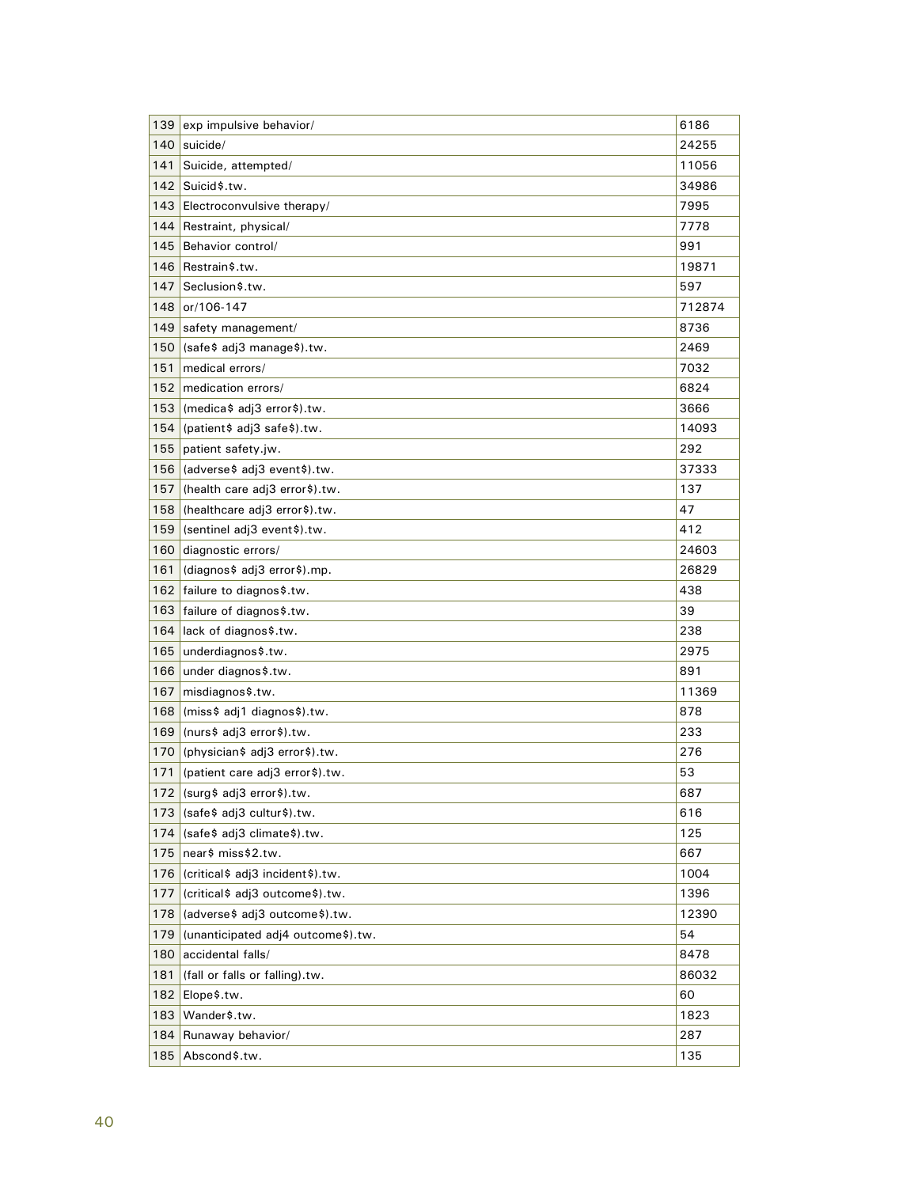| | | |
|---|---|---|
| 139 | exp impulsive behavior/ | 6186 |
| 140 | suicide/ | 24255 |
| 141 | Suicide, attempted/ | 11056 |
| 142 | Suicid$.tw. | 34986 |
| 143 | Electroconvulsive therapy/ | 7995 |
| 144 | Restraint, physical/ | 7778 |
| 145 | Behavior control/ | 991 |
| 146 | Restrain$.tw. | 19871 |
| 147 | Seclusion$.tw. | 597 |
| 148 | or/106-147 | 712874 |
| 149 | safety management/ | 8736 |
| 150 | (safe$ adj3 manage$).tw. | 2469 |
| 151 | medical errors/ | 7032 |
| 152 | medication errors/ | 6824 |
| 153 | (medica$ adj3 error$).tw. | 3666 |
| 154 | (patient$ adj3 safe$).tw. | 14093 |
| 155 | patient safety.jw. | 292 |
| 156 | (adverse$ adj3 event$).tw. | 37333 |
| 157 | (health care adj3 error$).tw. | 137 |
| 158 | (healthcare adj3 error$).tw. | 47 |
| 159 | (sentinel adj3 event$).tw. | 412 |
| 160 | diagnostic errors/ | 24603 |
| 161 | (diagnos$ adj3 error$).mp. | 26829 |
| 162 | failure to diagnos$.tw. | 438 |
| 163 | failure of diagnos$.tw. | 39 |
| 164 | lack of diagnos$.tw. | 238 |
| 165 | underdiagnos$.tw. | 2975 |
| 166 | under diagnos$.tw. | 891 |
| 167 | misdiagnos$.tw. | 11369 |
| 168 | (miss$ adj1 diagnos$).tw. | 878 |
| 169 | (nurs$ adj3 error$).tw. | 233 |
| 170 | (physician$ adj3 error$).tw. | 276 |
| 171 | (patient care adj3 error$).tw. | 53 |
| 172 | (surg$ adj3 error$).tw. | 687 |
| 173 | (safe$ adj3 cultur$).tw. | 616 |
| 174 | (safe$ adj3 climate$).tw. | 125 |
| 175 | near$ miss$2.tw. | 667 |
| 176 | (critical$ adj3 incident$).tw. | 1004 |
| 177 | (critical$ adj3 outcome$).tw. | 1396 |
| 178 | (adverse$ adj3 outcome$).tw. | 12390 |
| 179 | (unanticipated adj4 outcome$).tw. | 54 |
| 180 | accidental falls/ | 8478 |
| 181 | (fall or falls or falling).tw. | 86032 |
| 182 | Elope$.tw. | 60 |
| 183 | Wander$.tw. | 1823 |
| 184 | Runaway behavior/ | 287 |
| 185 | Abscond$.tw. | 135 |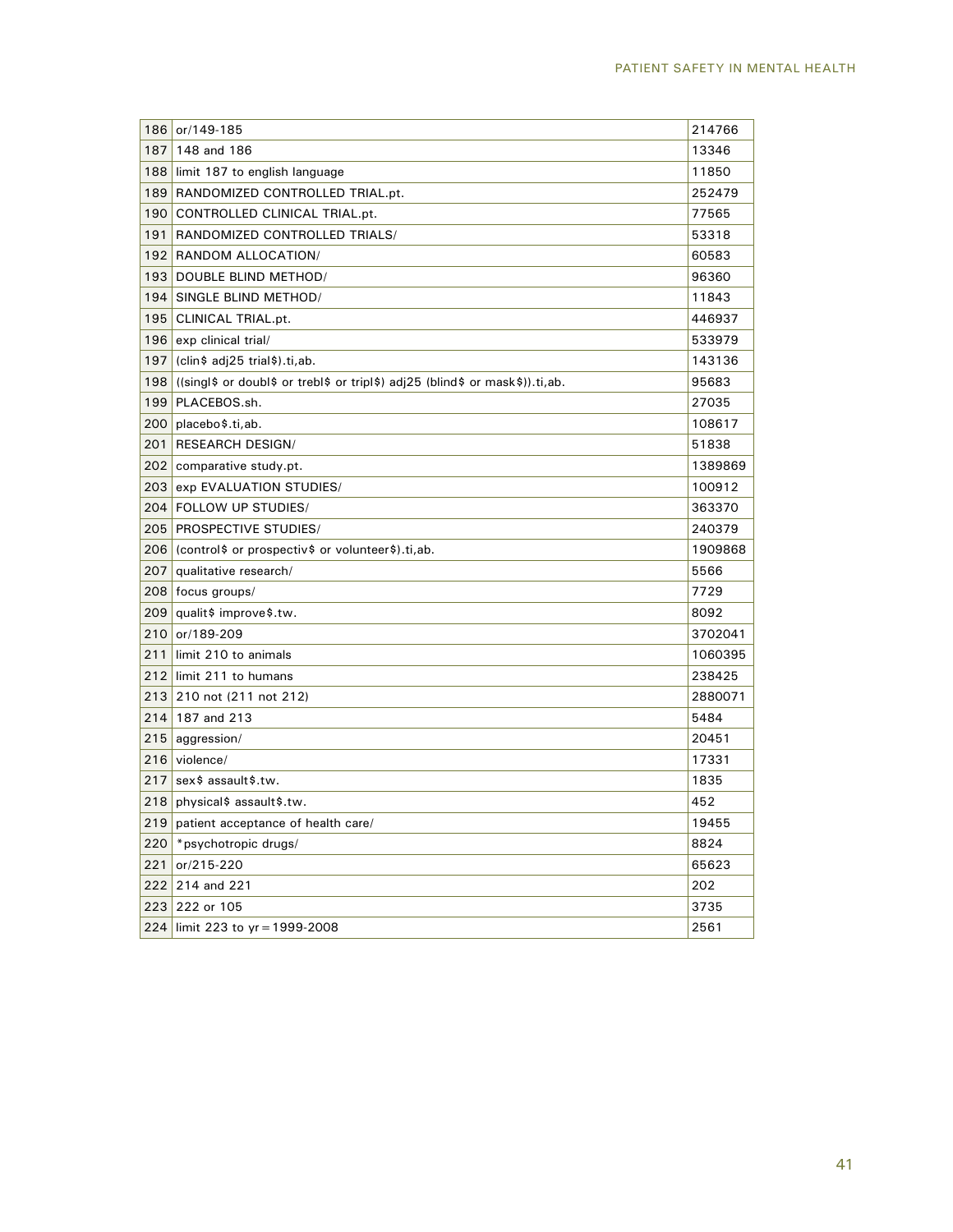| | | |
|---|---|---|
| 186 | or/149-185 | 214766 |
| 187 | 148 and 186 | 13346 |
| 188 | limit 187 to english language | 11850 |
| 189 | RANDOMIZED CONTROLLED TRIAL.pt. | 252479 |
| 190 | CONTROLLED CLINICAL TRIAL.pt. | 77565 |
| 191 | RANDOMIZED CONTROLLED TRIALS/ | 53318 |
| 192 | RANDOM ALLOCATION/ | 60583 |
| 193 | DOUBLE BLIND METHOD/ | 96360 |
| 194 | SINGLE BLIND METHOD/ | 11843 |
| 195 | CLINICAL TRIAL.pt. | 446937 |
| 196 | exp clinical trial/ | 533979 |
| 197 | (clin$ adj25 trial$).ti,ab. | 143136 |
| 198 | ((singl$ or doubl$ or trebl$ or tripl$) adj25 (blind$ or mask$)).ti,ab. | 95683 |
| 199 | PLACEBOS.sh. | 27035 |
| 200 | placebo$.ti,ab. | 108617 |
| 201 | RESEARCH DESIGN/ | 51838 |
| 202 | comparative study.pt. | 1389869 |
| 203 | exp EVALUATION STUDIES/ | 100912 |
| 204 | FOLLOW UP STUDIES/ | 363370 |
| 205 | PROSPECTIVE STUDIES/ | 240379 |
| 206 | (control$ or prospectiv$ or volunteer$).ti,ab. | 1909868 |
| 207 | qualitative research/ | 5566 |
| 208 | focus groups/ | 7729 |
| 209 | qualit$ improve$.tw. | 8092 |
| 210 | or/189-209 | 3702041 |
| 211 | limit 210 to animals | 1060395 |
| 212 | limit 211 to humans | 238425 |
| 213 | 210 not (211 not 212) | 2880071 |
| 214 | 187 and 213 | 5484 |
| 215 | aggression/ | 20451 |
| 216 | violence/ | 17331 |
| 217 | sex$ assault$.tw. | 1835 |
| 218 | physical$ assault$.tw. | 452 |
| 219 | patient acceptance of health care/ | 19455 |
| 220 | *psychotropic drugs/ | 8824 |
| 221 | or/215-220 | 65623 |
| 222 | 214 and 221 | 202 |
| 223 | 222 or 105 | 3735 |
| 224 | limit 223 to yr = 1999-2008 | 2561 |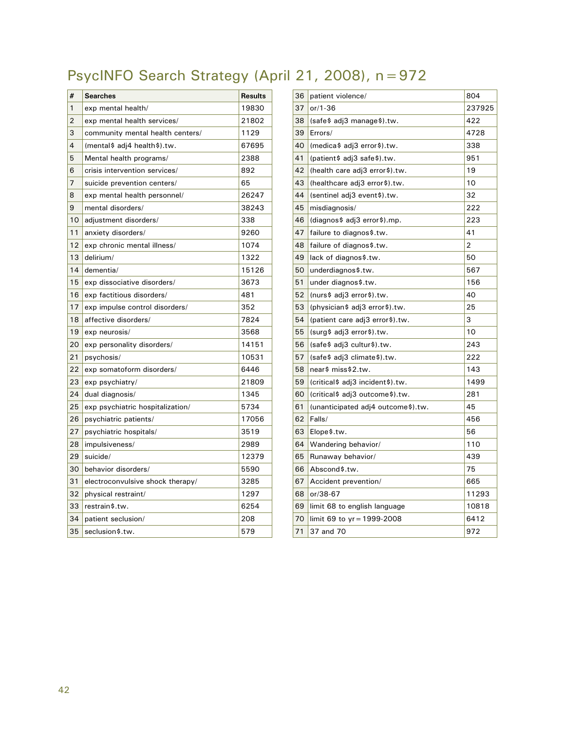# PsycINFO Search Strategy (April 21, 2008), n = 972

| # | Searches | Results |
|---|---|---|
| 1 | exp mental health/ | 19830 |
| 2 | exp mental health services/ | 21802 |
| 3 | community mental health centers/ | 1129 |
| 4 | (mental$ adj4 health$).tw. | 67695 |
| 5 | Mental health programs/ | 2388 |
| 6 | crisis intervention services/ | 892 |
| 7 | suicide prevention centers/ | 65 |
| 8 | exp mental health personnel/ | 26247 |
| 9 | mental disorders/ | 38243 |
| 10 | adjustment disorders/ | 338 |
| 11 | anxiety disorders/ | 9260 |
| 12 | exp chronic mental illness/ | 1074 |
| 13 | delirium/ | 1322 |
| 14 | dementia/ | 15126 |
| 15 | exp dissociative disorders/ | 3673 |
| 16 | exp factitious disorders/ | 481 |
| 17 | exp impulse control disorders/ | 352 |
| 18 | affective disorders/ | 7824 |
| 19 | exp neurosis/ | 3568 |
| 20 | exp personality disorders/ | 14151 |
| 21 | psychosis/ | 10531 |
| 22 | exp somatoform disorders/ | 6446 |
| 23 | exp psychiatry/ | 21809 |
| 24 | dual diagnosis/ | 1345 |
| 25 | exp psychiatric hospitalization/ | 5734 |
| 26 | psychiatric patients/ | 17056 |
| 27 | psychiatric hospitals/ | 3519 |
| 28 | impulsiveness/ | 2989 |
| 29 | suicide/ | 12379 |
| 30 | behavior disorders/ | 5590 |
| 31 | electroconvulsive shock therapy/ | 3285 |
| 32 | physical restraint/ | 1297 |
| 33 | restrain$.tw. | 6254 |
| 34 | patient seclusion/ | 208 |
| 35 | seclusion$.tw. | 579 |
| 36 | patient violence/ | 804 |
| 37 | or/1-36 | 237925 |
| 38 | (safe$ adj3 manage$).tw. | 422 |
| 39 | Errors/ | 4728 |
| 40 | (medica$ adj3 error$).tw. | 338 |
| 41 | (patient$ adj3 safe$).tw. | 951 |
| 42 | (health care adj3 error$).tw. | 19 |
| 43 | (healthcare adj3 error$).tw. | 10 |
| 44 | (sentinel adj3 event$).tw. | 32 |
| 45 | misdiagnosis/ | 222 |
| 46 | (diagnos$ adj3 error$).mp. | 223 |
| 47 | failure to diagnos$.tw. | 41 |
| 48 | failure of diagnos$.tw. | 2 |
| 49 | lack of diagnos$.tw. | 50 |
| 50 | underdiagnos$.tw. | 567 |
| 51 | under diagnos$.tw. | 156 |
| 52 | (nurs$ adj3 error$).tw. | 40 |
| 53 | (physician$ adj3 error$).tw. | 25 |
| 54 | (patient care adj3 error$).tw. | 3 |
| 55 | (surg$ adj3 error$).tw. | 10 |
| 56 | (safe$ adj3 cultur$).tw. | 243 |
| 57 | (safe$ adj3 climate$).tw. | 222 |
| 58 | near$ miss$2.tw. | 143 |
| 59 | (critical$ adj3 incident$).tw. | 1499 |
| 60 | (critical$ adj3 outcome$).tw. | 281 |
| 61 | (unanticipated adj4 outcome$).tw. | 45 |
| 62 | Falls/ | 456 |
| 63 | Elope$.tw. | 56 |
| 64 | Wandering behavior/ | 110 |
| 65 | Runaway behavior/ | 439 |
| 66 | Abscond$.tw. | 75 |
| 67 | Accident prevention/ | 665 |
| 68 | or/38-67 | 11293 |
| 69 | limit 68 to english language | 10818 |
| 70 | limit 69 to yr = 1999-2008 | 6412 |
| 71 | 37 and 70 | 972 |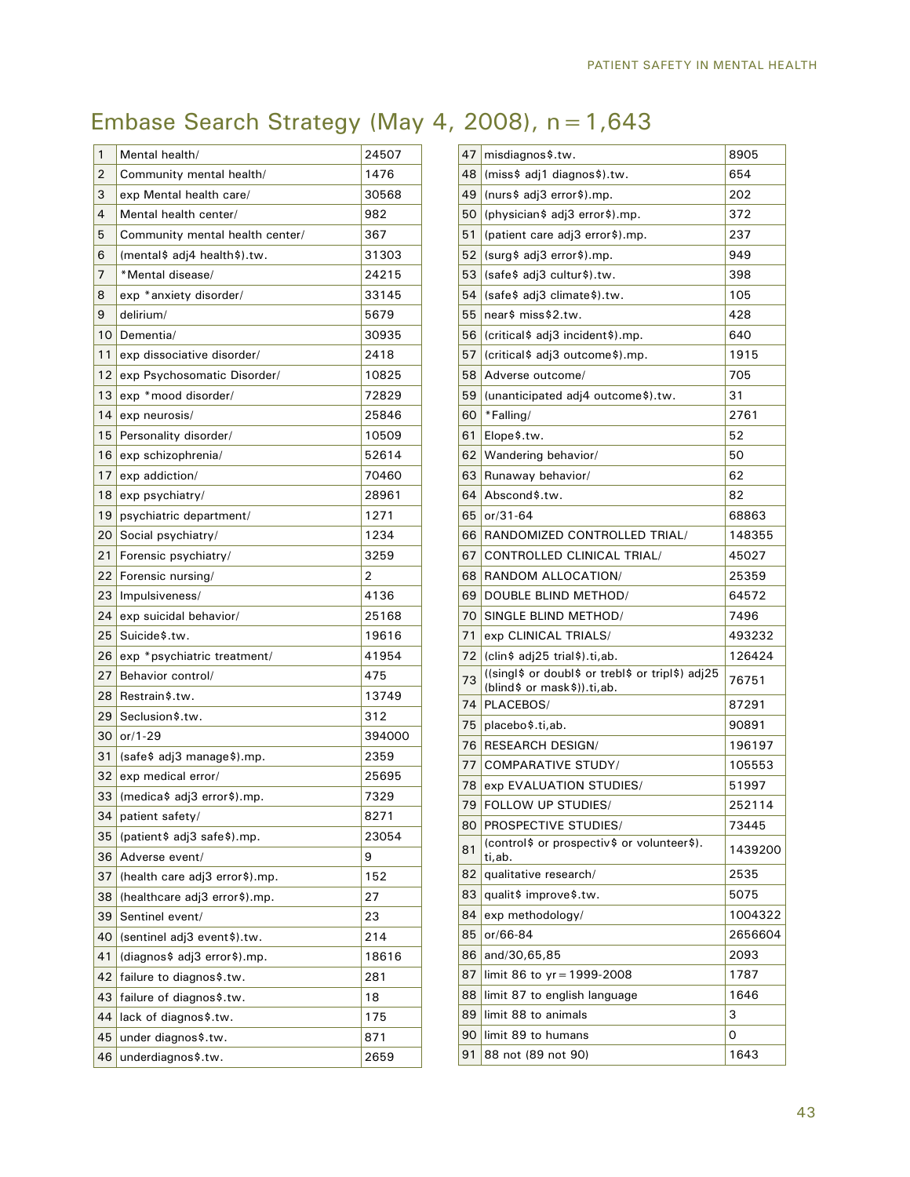# Embase Search Strategy (May 4, 2008), n = 1,643

| | | |
|---|---|---|
| 1 | Mental health/ | 24507 |
| 2 | Community mental health/ | 1476 |
| 3 | exp Mental health care/ | 30568 |
| 4 | Mental health center/ | 982 |
| 5 | Community mental health center/ | 367 |
| 6 | (mental$ adj4 health$).tw. | 31303 |
| 7 | *Mental disease/ | 24215 |
| 8 | exp *anxiety disorder/ | 33145 |
| 9 | delirium/ | 5679 |
| 10 | Dementia/ | 30935 |
| 11 | exp dissociative disorder/ | 2418 |
| 12 | exp Psychosomatic Disorder/ | 10825 |
| 13 | exp *mood disorder/ | 72829 |
| 14 | exp neurosis/ | 25846 |
| 15 | Personality disorder/ | 10509 |
| 16 | exp schizophrenia/ | 52614 |
| 17 | exp addiction/ | 70460 |
| 18 | exp psychiatry/ | 28961 |
| 19 | psychiatric department/ | 1271 |
| 20 | Social psychiatry/ | 1234 |
| 21 | Forensic psychiatry/ | 3259 |
| 22 | Forensic nursing/ | 2 |
| 23 | Impulsiveness/ | 4136 |
| 24 | exp suicidal behavior/ | 25168 |
| 25 | Suicide$.tw. | 19616 |
| 26 | exp *psychiatric treatment/ | 41954 |
| 27 | Behavior control/ | 475 |
| 28 | Restrain$.tw. | 13749 |
| 29 | Seclusion$.tw. | 312 |
| 30 | or/1-29 | 394000 |
| 31 | (safe$ adj3 manage$).mp. | 2359 |
| 32 | exp medical error/ | 25695 |
| 33 | (medica$ adj3 error$).mp. | 7329 |
| 34 | patient safety/ | 8271 |
| 35 | (patient$ adj3 safe$).mp. | 23054 |
| 36 | Adverse event/ | 9 |
| 37 | (health care adj3 error$).mp. | 152 |
| 38 | (healthcare adj3 error$).mp. | 27 |
| 39 | Sentinel event/ | 23 |
| 40 | (sentinel adj3 event$).tw. | 214 |
| 41 | (diagnos$ adj3 error$).mp. | 18616 |
| 42 | failure to diagnos$.tw. | 281 |
| 43 | failure of diagnos$.tw. | 18 |
| 44 | lack of diagnos$.tw. | 175 |
| 45 | under diagnos$.tw. | 871 |
| 46 | underdiagnos$.tw. | 2659 |
| 47 | misdiagnos$.tw. | 8905 |
| 48 | (miss$ adj1 diagnos$).tw. | 654 |
| 49 | (nurs$ adj3 error$).mp. | 202 |
| 50 | (physician$ adj3 error$).mp. | 372 |
| 51 | (patient care adj3 error$).mp. | 237 |
| 52 | (surg$ adj3 error$).mp. | 949 |
| 53 | (safe$ adj3 cultur$).tw. | 398 |
| 54 | (safe$ adj3 climate$).tw. | 105 |
| 55 | near$ miss$2.tw. | 428 |
| 56 | (critical$ adj3 incident$).mp. | 640 |
| 57 | (critical$ adj3 outcome$).mp. | 1915 |
| 58 | Adverse outcome/ | 705 |
| 59 | (unanticipated adj4 outcome$).tw. | 31 |
| 60 | *Falling/ | 2761 |
| 61 | Elope$.tw. | 52 |
| 62 | Wandering behavior/ | 50 |
| 63 | Runaway behavior/ | 62 |
| 64 | Abscond$.tw. | 82 |
| 65 | or/31-64 | 68863 |
| 66 | RANDOMIZED CONTROLLED TRIAL/ | 148355 |
| 67 | CONTROLLED CLINICAL TRIAL/ | 45027 |
| 68 | RANDOM ALLOCATION/ | 25359 |
| 69 | DOUBLE BLIND METHOD/ | 64572 |
| 70 | SINGLE BLIND METHOD/ | 7496 |
| 71 | exp CLINICAL TRIALS/ | 493232 |
| 72 | (clin$ adj25 trial$).ti,ab. | 126424 |
| 73 | ((singl$ or doubl$ or trebl$ or tripl$) adj25 (blind$ or mask$)).ti,ab. | 76751 |
| 74 | PLACEBOS/ | 87291 |
| 75 | placebo$.ti,ab. | 90891 |
| 76 | RESEARCH DESIGN/ | 196197 |
| 77 | COMPARATIVE STUDY/ | 105553 |
| 78 | exp EVALUATION STUDIES/ | 51997 |
| 79 | FOLLOW UP STUDIES/ | 252114 |
| 80 | PROSPECTIVE STUDIES/ | 73445 |
| 81 | (control$ or prospectiv$ or volunteer$).ti,ab. | 1439200 |
| 82 | qualitative research/ | 2535 |
| 83 | qualit$ improve$.tw. | 5075 |
| 84 | exp methodology/ | 1004322 |
| 85 | or/66-84 | 2656604 |
| 86 | and/30,65,85 | 2093 |
| 87 | limit 86 to yr = 1999-2008 | 1787 |
| 88 | limit 87 to english language | 1646 |
| 89 | limit 88 to animals | 3 |
| 90 | limit 89 to humans | 0 |
| 91 | 88 not (89 not 90) | 1643 |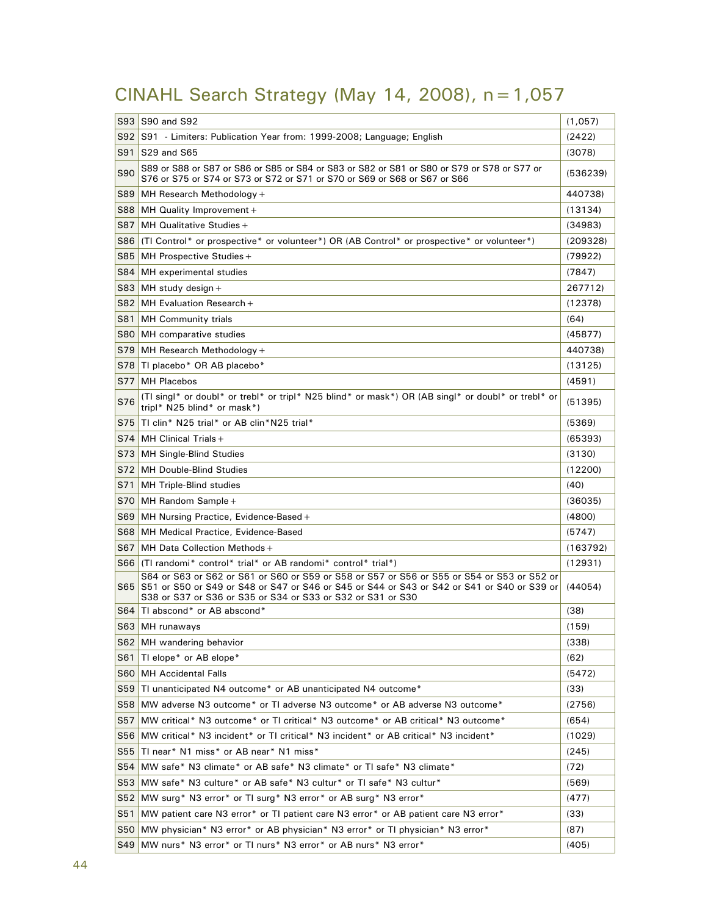# CINAHL Search Strategy (May 14, 2008), n = 1,057

| | | |
|---|---|---|
| S93 | S90 and S92 | (1,057) |
| S92 | S91 - Limiters: Publication Year from: 1999-2008; Language; English | (2422) |
| S91 | S29 and S65 | (3078) |
| S90 | S89 or S88 or S87 or S86 or S85 or S84 or S83 or S82 or S81 or S80 or S79 or S78 or S77 or S76 or S75 or S74 or S73 or S72 or S71 or S70 or S69 or S68 or S67 or S66 | (536239) |
| S89 | MH Research Methodology + | 440738) |
| S88 | MH Quality Improvement + | (13134) |
| S87 | MH Qualitative Studies + | (34983) |
| S86 | (TI Control* or prospective* or volunteer*) OR (AB Control* or prospective* or volunteer*) | (209328) |
| S85 | MH Prospective Studies + | (79922) |
| S84 | MH experimental studies | (7847) |
| S83 | MH study design + | 267712) |
| S82 | MH Evaluation Research + | (12378) |
| S81 | MH Community trials | (64) |
| S80 | MH comparative studies | (45877) |
| S79 | MH Research Methodology + | 440738) |
| S78 | TI placebo* OR AB placebo* | (13125) |
| S77 | MH Placebos | (4591) |
| S76 | (TI singl* or doubl* or trebl* or tripl* N25 blind* or mask*) OR (AB singl* or doubl* or trebl* or tripl* N25 blind* or mask*) | (51395) |
| S75 | TI clin* N25 trial* or AB clin*N25 trial* | (5369) |
| S74 | MH Clinical Trials + | (65393) |
| S73 | MH Single-Blind Studies | (3130) |
| S72 | MH Double-Blind Studies | (12200) |
| S71 | MH Triple-Blind studies | (40) |
| S70 | MH Random Sample + | (36035) |
| S69 | MH Nursing Practice, Evidence-Based + | (4800) |
| S68 | MH Medical Practice, Evidence-Based | (5747) |
| S67 | MH Data Collection Methods + | (163792) |
| S66 | (TI randomi* control* trial* or AB randomi* control* trial*) | (12931) |
| S65 | S64 or S63 or S62 or S61 or S60 or S59 or S58 or S57 or S56 or S55 or S54 or S53 or S52 or S51 or S50 or S49 or S48 or S47 or S46 or S45 or S44 or S43 or S42 or S41 or S40 or S39 or S38 or S37 or S36 or S35 or S34 or S33 or S32 or S31 or S30 | (44054) |
| S64 | TI abscond* or AB abscond* | (38) |
| S63 | MH runaways | (159) |
| S62 | MH wandering behavior | (338) |
| S61 | TI elope* or AB elope* | (62) |
| S60 | MH Accidental Falls | (5472) |
| S59 | TI unanticipated N4 outcome* or AB unanticipated N4 outcome* | (33) |
| S58 | MW adverse N3 outcome* or TI adverse N3 outcome* or AB adverse N3 outcome* | (2756) |
| S57 | MW critical* N3 outcome* or TI critical* N3 outcome* or AB critical* N3 outcome* | (654) |
| S56 | MW critical* N3 incident* or TI critical* N3 incident* or AB critical* N3 incident* | (1029) |
| S55 | TI near* N1 miss* or AB near* N1 miss* | (245) |
| S54 | MW safe* N3 climate* or AB safe* N3 climate* or TI safe* N3 climate* | (72) |
| S53 | MW safe* N3 culture* or AB safe* N3 cultur* or TI safe* N3 cultur* | (569) |
| S52 | MW surg* N3 error* or TI surg* N3 error* or AB surg* N3 error* | (477) |
| S51 | MW patient care N3 error* or TI patient care N3 error* or AB patient care N3 error* | (33) |
| S50 | MW physician* N3 error* or AB physician* N3 error* or TI physician* N3 error* | (87) |
| S49 | MW nurs* N3 error* or TI nurs* N3 error* or AB nurs* N3 error* | (405) |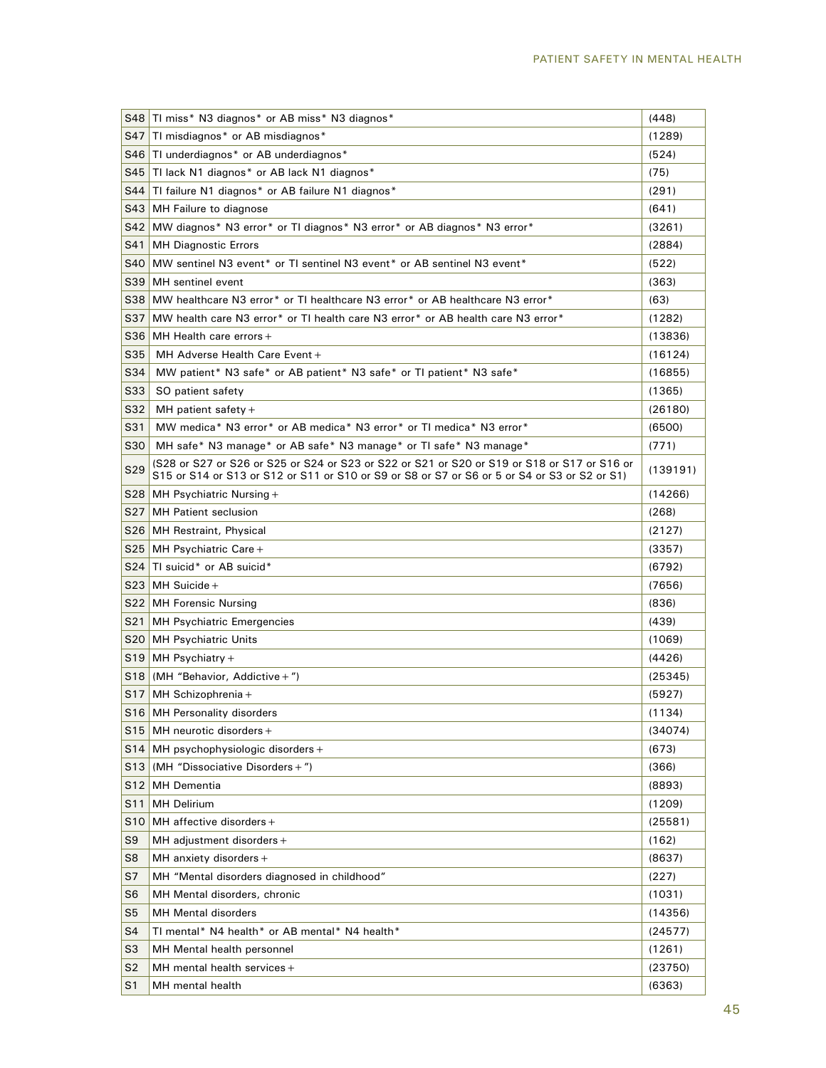| | | |
|---|---|---|
| S48 | TI miss* N3 diagnos* or AB miss* N3 diagnos* | (448) |
| S47 | TI misdiagnos* or AB misdiagnos* | (1289) |
| S46 | TI underdiagnos* or AB underdiagnos* | (524) |
| S45 | TI lack N1 diagnos* or AB lack N1 diagnos* | (75) |
| S44 | TI failure N1 diagnos* or AB failure N1 diagnos* | (291) |
| S43 | MH Failure to diagnose | (641) |
| S42 | MW diagnos* N3 error* or TI diagnos* N3 error* or AB diagnos* N3 error* | (3261) |
| S41 | MH Diagnostic Errors | (2884) |
| S40 | MW sentinel N3 event* or TI sentinel N3 event* or AB sentinel N3 event* | (522) |
| S39 | MH sentinel event | (363) |
| S38 | MW healthcare N3 error* or TI healthcare N3 error* or AB healthcare N3 error* | (63) |
| S37 | MW health care N3 error* or TI health care N3 error* or AB health care N3 error* | (1282) |
| S36 | MH Health care errors+ | (13836) |
| S35 | MH Adverse Health Care Event+ | (16124) |
| S34 | MW patient* N3 safe* or AB patient* N3 safe* or TI patient* N3 safe* | (16855) |
| S33 | SO patient safety | (1365) |
| S32 | MH patient safety+ | (26180) |
| S31 | MW medica* N3 error* or AB medica* N3 error* or TI medica* N3 error* | (6500) |
| S30 | MH safe* N3 manage* or AB safe* N3 manage* or TI safe* N3 manage* | (771) |
| S29 | (S28 or S27 or S26 or S25 or S24 or S23 or S22 or S21 or S20 or S19 or S18 or S17 or S16 or S15 or S14 or S13 or S12 or S11 or S10 or S9 or S8 or S7 or S6 or 5 or S4 or S3 or S2 or S1) | (139191) |
| S28 | MH Psychiatric Nursing+ | (14266) |
| S27 | MH Patient seclusion | (268) |
| S26 | MH Restraint, Physical | (2127) |
| S25 | MH Psychiatric Care+ | (3357) |
| S24 | TI suicid* or AB suicid* | (6792) |
| S23 | MH Suicide+ | (7656) |
| S22 | MH Forensic Nursing | (836) |
| S21 | MH Psychiatric Emergencies | (439) |
| S20 | MH Psychiatric Units | (1069) |
| S19 | MH Psychiatry+ | (4426) |
| S18 | (MH "Behavior, Addictive+") | (25345) |
| S17 | MH Schizophrenia+ | (5927) |
| S16 | MH Personality disorders | (1134) |
| S15 | MH neurotic disorders+ | (34074) |
| S14 | MH psychophysiologic disorders+ | (673) |
| S13 | (MH "Dissociative Disorders+") | (366) |
| S12 | MH Dementia | (8893) |
| S11 | MH Delirium | (1209) |
| S10 | MH affective disorders+ | (25581) |
| S9 | MH adjustment disorders+ | (162) |
| S8 | MH anxiety disorders+ | (8637) |
| S7 | MH "Mental disorders diagnosed in childhood" | (227) |
| S6 | MH Mental disorders, chronic | (1031) |
| S5 | MH Mental disorders | (14356) |
| S4 | TI mental* N4 health* or AB mental* N4 health* | (24577) |
| S3 | MH Mental health personnel | (1261) |
| S2 | MH mental health services+ | (23750) |
| S1 | MH mental health | (6363) |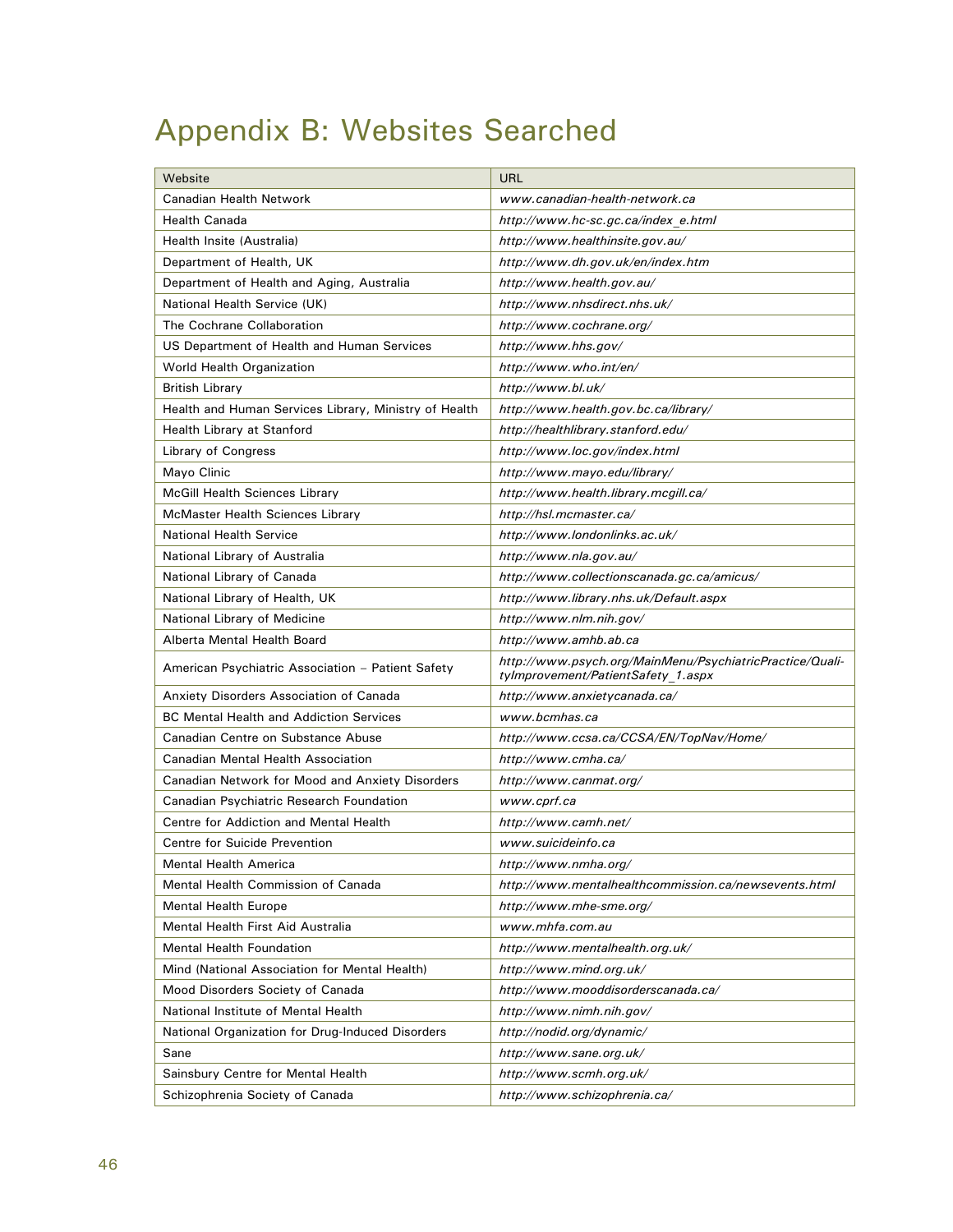# Appendix B: Websites Searched

| Website | URL |
|---|---|
| Canadian Health Network | *www.canadian-health-network.ca* |
| Health Canada | *http://www.hc-sc.gc.ca/index_e.html* |
| Health Insite (Australia) | *http://www.healthinsite.gov.au/* |
| Department of Health, UK | *http://www.dh.gov.uk/en/index.htm* |
| Department of Health and Aging, Australia | *http://www.health.gov.au/* |
| National Health Service (UK) | *http://www.nhsdirect.nhs.uk/* |
| The Cochrane Collaboration | *http://www.cochrane.org/* |
| US Department of Health and Human Services | *http://www.hhs.gov/* |
| World Health Organization | *http://www.who.int/en/* |
| British Library | *http://www.bl.uk/* |
| Health and Human Services Library, Ministry of Health | *http://www.health.gov.bc.ca/library/* |
| Health Library at Stanford | *http://healthlibrary.stanford.edu/* |
| Library of Congress | *http://www.loc.gov/index.html* |
| Mayo Clinic | *http://www.mayo.edu/library/* |
| McGill Health Sciences Library | *http://www.health.library.mcgill.ca/* |
| McMaster Health Sciences Library | *http://hsl.mcmaster.ca/* |
| National Health Service | *http://www.londonlinks.ac.uk/* |
| National Library of Australia | *http://www.nla.gov.au/* |
| National Library of Canada | *http://www.collectionscanada.gc.ca/amicus/* |
| National Library of Health, UK | *http://www.library.nhs.uk/Default.aspx* |
| National Library of Medicine | *http://www.nlm.nih.gov/* |
| Alberta Mental Health Board | *http://www.amhb.ab.ca* |
| American Psychiatric Association – Patient Safety | *http://www.psych.org/MainMenu/PsychiatricPractice/QualityImprovement/PatientSafety_1.aspx* |
| Anxiety Disorders Association of Canada | *http://www.anxietycanada.ca/* |
| BC Mental Health and Addiction Services | *www.bcmhas.ca* |
| Canadian Centre on Substance Abuse | *http://www.ccsa.ca/CCSA/EN/TopNav/Home/* |
| Canadian Mental Health Association | *http://www.cmha.ca/* |
| Canadian Network for Mood and Anxiety Disorders | *http://www.canmat.org/* |
| Canadian Psychiatric Research Foundation | *www.cprf.ca* |
| Centre for Addiction and Mental Health | *http://www.camh.net/* |
| Centre for Suicide Prevention | *www.suicideinfo.ca* |
| Mental Health America | *http://www.nmha.org/* |
| Mental Health Commission of Canada | *http://www.mentalhealthcommission.ca/newsevents.html* |
| Mental Health Europe | *http://www.mhe-sme.org/* |
| Mental Health First Aid Australia | *www.mhfa.com.au* |
| Mental Health Foundation | *http://www.mentalhealth.org.uk/* |
| Mind (National Association for Mental Health) | *http://www.mind.org.uk/* |
| Mood Disorders Society of Canada | *http://www.mooddisorderscanada.ca/* |
| National Institute of Mental Health | *http://www.nimh.nih.gov/* |
| National Organization for Drug-Induced Disorders | *http://nodid.org/dynamic/* |
| Sane | *http://www.sane.org.uk/* |
| Sainsbury Centre for Mental Health | *http://www.scmh.org.uk/* |
| Schizophrenia Society of Canada | *http://www.schizophrenia.ca/* |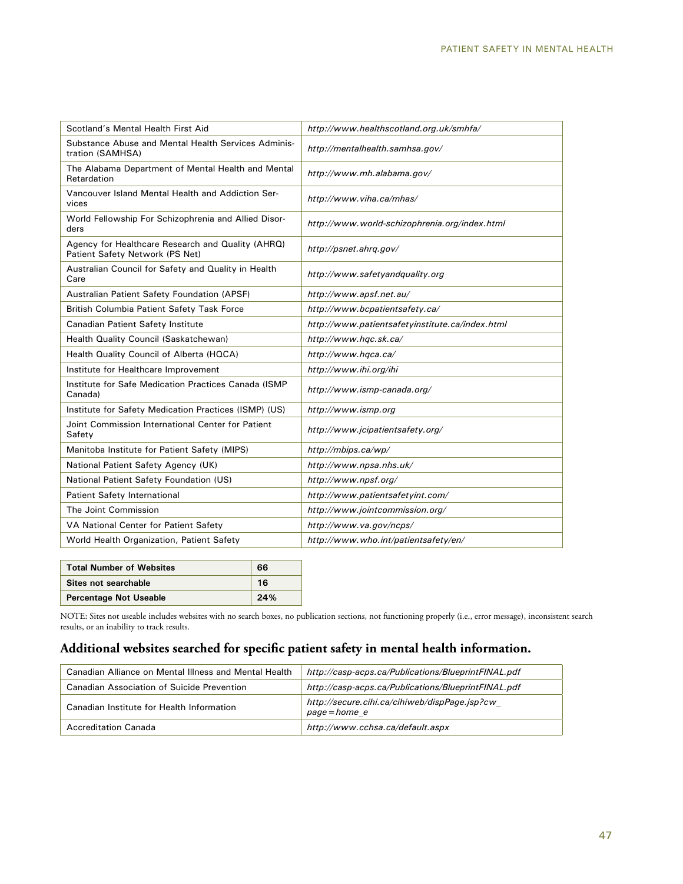| | |
|---|---|
| Scotland's Mental Health First Aid | *http://www.healthscotland.org.uk/smhfa/* |
| Substance Abuse and Mental Health Services Administration (SAMHSA) | *http://mentalhealth.samhsa.gov/* |
| The Alabama Department of Mental Health and Mental Retardation | *http://www.mh.alabama.gov/* |
| Vancouver Island Mental Health and Addiction Services | *http://www.viha.ca/mhas/* |
| World Fellowship For Schizophrenia and Allied Disorders | *http://www.world-schizophrenia.org/index.html* |
| Agency for Healthcare Research and Quality (AHRQ) Patient Safety Network (PS Net) | *http://psnet.ahrq.gov/* |
| Australian Council for Safety and Quality in Health Care | *http://www.safetyandquality.org* |
| Australian Patient Safety Foundation (APSF) | *http://www.apsf.net.au/* |
| British Columbia Patient Safety Task Force | *http://www.bcpatientsafety.ca/* |
| Canadian Patient Safety Institute | *http://www.patientsafetyinstitute.ca/index.html* |
| Health Quality Council (Saskatchewan) | *http://www.hqc.sk.ca/* |
| Health Quality Council of Alberta (HQCA) | *http://www.hqca.ca/* |
| Institute for Healthcare Improvement | *http://www.ihi.org/ihi* |
| Institute for Safe Medication Practices Canada (ISMP Canada) | *http://www.ismp-canada.org/* |
| Institute for Safety Medication Practices (ISMP) (US) | *http://www.ismp.org* |
| Joint Commission International Center for Patient Safety | *http://www.jcipatientsafety.org/* |
| Manitoba Institute for Patient Safety (MIPS) | *http://mbips.ca/wp/* |
| National Patient Safety Agency (UK) | *http://www.npsa.nhs.uk/* |
| National Patient Safety Foundation (US) | *http://www.npsf.org/* |
| Patient Safety International | *http://www.patientsafetyint.com/* |
| The Joint Commission | *http://www.jointcommission.org/* |
| VA National Center for Patient Safety | *http://www.va.gov/ncps/* |
| World Health Organization, Patient Safety | *http://www.who.int/patientsafety/en/* |

| | |
|---|---|
| **Total Number of Websites** | **66** |
| **Sites not searchable** | **16** |
| **Percentage Not Useable** | **24%** |

NOTE: Sites not useable includes websites with no search boxes, no publication sections, not functioning properly (i.e., error message), inconsistent search results, or an inability to track results.

## Additional websites searched for specific patient safety in mental health information.

| | |
|---|---|
| Canadian Alliance on Mental Illness and Mental Health | *http://casp-acps.ca/Publications/BlueprintFINAL.pdf* |
| Canadian Association of Suicide Prevention | *http://casp-acps.ca/Publications/BlueprintFINAL.pdf* |
| Canadian Institute for Health Information | *http://secure.cihi.ca/cihiweb/dispPage.jsp?cw_page=home_e* |
| Accreditation Canada | *http://www.cchsa.ca/default.aspx* |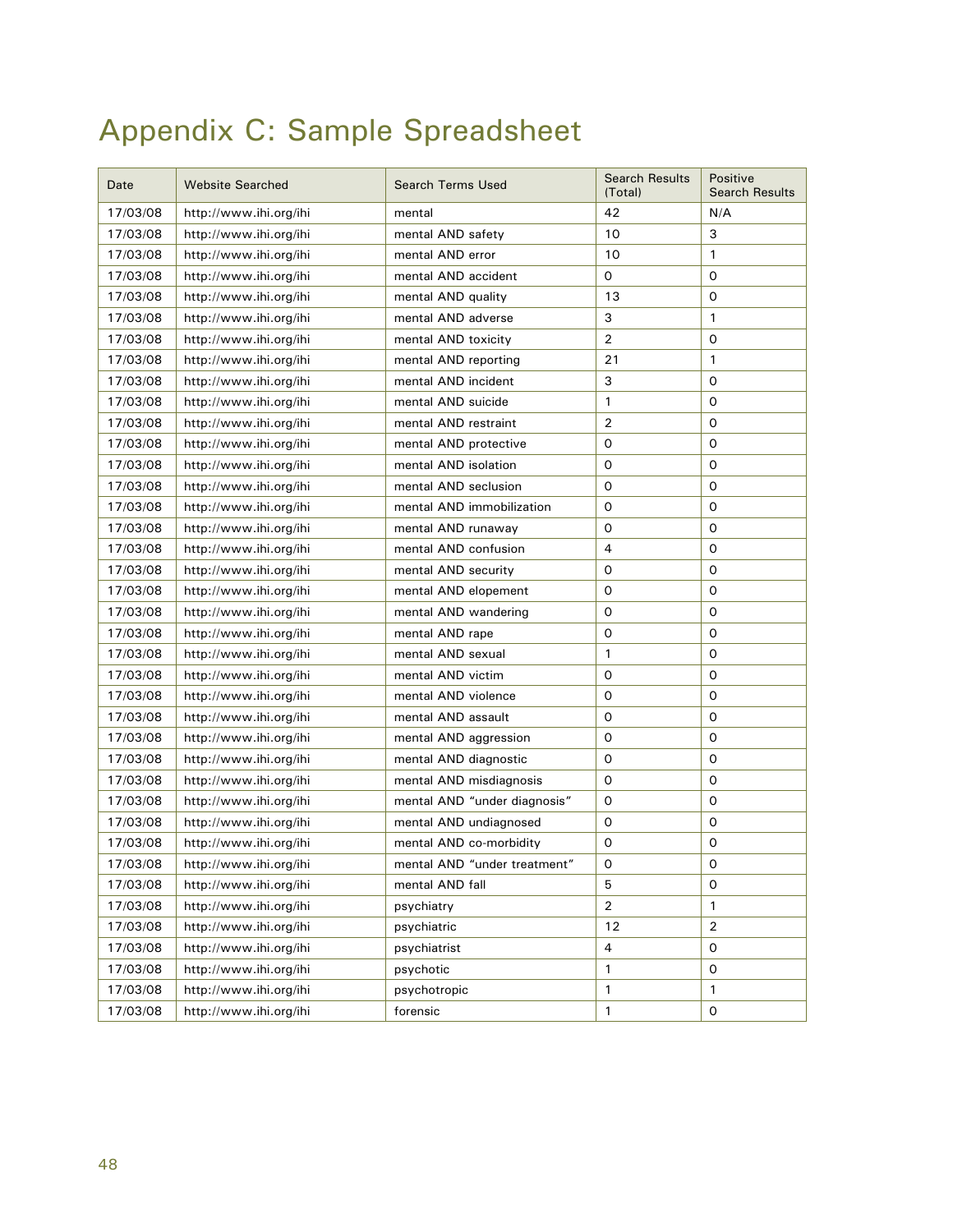# Appendix C: Sample Spreadsheet

| Date | Website Searched | Search Terms Used | Search Results (Total) | Positive Search Results |
|---|---|---|---|---|
| 17/03/08 | http://www.ihi.org/ihi | mental | 42 | N/A |
| 17/03/08 | http://www.ihi.org/ihi | mental AND safety | 10 | 3 |
| 17/03/08 | http://www.ihi.org/ihi | mental AND error | 10 | 1 |
| 17/03/08 | http://www.ihi.org/ihi | mental AND accident | 0 | 0 |
| 17/03/08 | http://www.ihi.org/ihi | mental AND quality | 13 | 0 |
| 17/03/08 | http://www.ihi.org/ihi | mental AND adverse | 3 | 1 |
| 17/03/08 | http://www.ihi.org/ihi | mental AND toxicity | 2 | 0 |
| 17/03/08 | http://www.ihi.org/ihi | mental AND reporting | 21 | 1 |
| 17/03/08 | http://www.ihi.org/ihi | mental AND incident | 3 | 0 |
| 17/03/08 | http://www.ihi.org/ihi | mental AND suicide | 1 | 0 |
| 17/03/08 | http://www.ihi.org/ihi | mental AND restraint | 2 | 0 |
| 17/03/08 | http://www.ihi.org/ihi | mental AND protective | 0 | 0 |
| 17/03/08 | http://www.ihi.org/ihi | mental AND isolation | 0 | 0 |
| 17/03/08 | http://www.ihi.org/ihi | mental AND seclusion | 0 | 0 |
| 17/03/08 | http://www.ihi.org/ihi | mental AND immobilization | 0 | 0 |
| 17/03/08 | http://www.ihi.org/ihi | mental AND runaway | 0 | 0 |
| 17/03/08 | http://www.ihi.org/ihi | mental AND confusion | 4 | 0 |
| 17/03/08 | http://www.ihi.org/ihi | mental AND security | 0 | 0 |
| 17/03/08 | http://www.ihi.org/ihi | mental AND elopement | 0 | 0 |
| 17/03/08 | http://www.ihi.org/ihi | mental AND wandering | 0 | 0 |
| 17/03/08 | http://www.ihi.org/ihi | mental AND rape | 0 | 0 |
| 17/03/08 | http://www.ihi.org/ihi | mental AND sexual | 1 | 0 |
| 17/03/08 | http://www.ihi.org/ihi | mental AND victim | 0 | 0 |
| 17/03/08 | http://www.ihi.org/ihi | mental AND violence | 0 | 0 |
| 17/03/08 | http://www.ihi.org/ihi | mental AND assault | 0 | 0 |
| 17/03/08 | http://www.ihi.org/ihi | mental AND aggression | 0 | 0 |
| 17/03/08 | http://www.ihi.org/ihi | mental AND diagnostic | 0 | 0 |
| 17/03/08 | http://www.ihi.org/ihi | mental AND misdiagnosis | 0 | 0 |
| 17/03/08 | http://www.ihi.org/ihi | mental AND "under diagnosis" | 0 | 0 |
| 17/03/08 | http://www.ihi.org/ihi | mental AND undiagnosed | 0 | 0 |
| 17/03/08 | http://www.ihi.org/ihi | mental AND co-morbidity | 0 | 0 |
| 17/03/08 | http://www.ihi.org/ihi | mental AND "under treatment" | 0 | 0 |
| 17/03/08 | http://www.ihi.org/ihi | mental AND fall | 5 | 0 |
| 17/03/08 | http://www.ihi.org/ihi | psychiatry | 2 | 1 |
| 17/03/08 | http://www.ihi.org/ihi | psychiatric | 12 | 2 |
| 17/03/08 | http://www.ihi.org/ihi | psychiatrist | 4 | 0 |
| 17/03/08 | http://www.ihi.org/ihi | psychotic | 1 | 0 |
| 17/03/08 | http://www.ihi.org/ihi | psychotropic | 1 | 1 |
| 17/03/08 | http://www.ihi.org/ihi | forensic | 1 | 0 |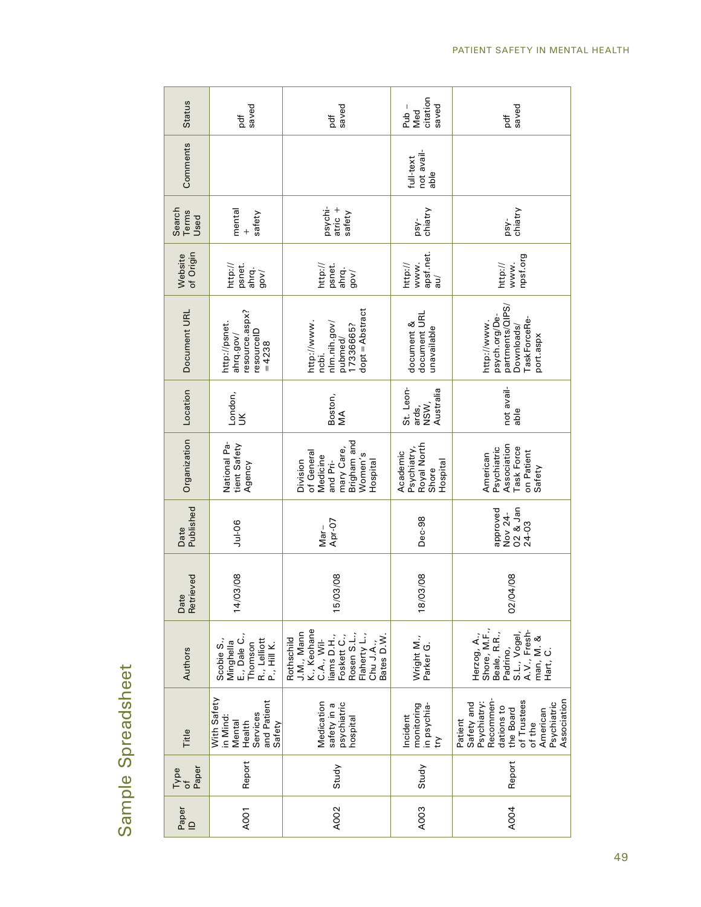# Sample Spreadsheet

| Paper ID | Type of Paper | Title | Authors | Date Retrieved | Date Published | Organization | Location | Document URL | Website of Origin | Search Terms Used | Comments | Status |
|---|---|---|---|---|---|---|---|---|---|---|---|---|
| A001 | Report | With Safety in Mind: Mental Health Services and Patient Safety | Scobie S., Minghella E., Dale C., Thomson R., Lelliott P., Hill K. | 14/03/08 | Jul-06 | National Patient Safety Agency | London, UK | http://psnet.ahrq.gov/resource.aspx?resourceID=4238 | http://psnet.ahrq.gov/ | mental + safety | | pdf saved |
| A002 | Study | Medication safety in a psychiatric hospital | Rothschild J.M., Mann K., Keohane C.A., Williams D.H., Foskett C., Rosen S.L., Flaherty L., Chu J.A., Bates D.W. | 15/03/08 | Mar–Apr-07 | Division of General Medicine and Primary Care, Brigham and Women's Hospital | Boston, MA | http://www.ncbi.nlm.nih.gov/pubmed/17336665?dopt=Abstract | http://psnet.ahrq.gov/ | psychiatric + safety | | pdf saved |
| A003 | Study | Incident monitoring in psychiatry | Wright M., Parker G. | 18/03/08 | Dec-98 | Academic Psychiatry, Royal North Shore Hospital | St. Leonards, NSW, Australia | document & document URL unavailable | http://www.apsf.net.au/ | psychiatry | full-text not available | Pub – Med citation saved |
| A004 | Report | Patient Safety and Psychiatry: Recommendations to the Board of Trustees of the American Psychiatric Association | Herzog, A., Shore, M.F., Beale, R.R., Padrino, S.L., Vogel, A.V., Freshman, M. & Hart, C. | 02/04/08 | approved Nov 24-02 & Jan 24-03 | American Psychiatric Association Task Force on Patient Safety | not available | http://www.psych.org/Departments/QIPS/Downloads/TaskForceReport.aspx | http://www.npsf.org | psychiatry | | pdf saved |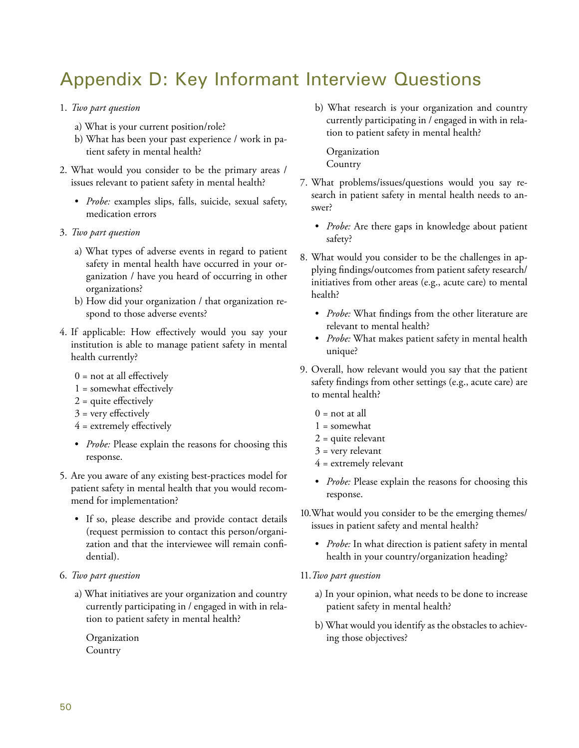# Appendix D: Key Informant Interview Questions

1. *Two part question*

   a) What is your current position/role?

   b) What has been your past experience / work in patient safety in mental health?

2. What would you consider to be the primary areas / issues relevant to patient safety in mental health?

   - *Probe:* examples slips, falls, suicide, sexual safety, medication errors

3. *Two part question*

   a) What types of adverse events in regard to patient safety in mental health have occurred in your organization / have you heard of occurring in other organizations?

   b) How did your organization / that organization respond to those adverse events?

4. If applicable: How effectively would you say your institution is able to manage patient safety in mental health currently?

   0 = not at all effectively
   1 = somewhat effectively
   2 = quite effectively
   3 = very effectively
   4 = extremely effectively

   - *Probe:* Please explain the reasons for choosing this response.

5. Are you aware of any existing best-practices model for patient safety in mental health that you would recommend for implementation?

   - If so, please describe and provide contact details (request permission to contact this person/organization and that the interviewee will remain confidential).

6. *Two part question*

   a) What initiatives are your organization and country currently participating in / engaged in with in relation to patient safety in mental health?

      Organization
      Country

   b) What research is your organization and country currently participating in / engaged in with in relation to patient safety in mental health?

      Organization
      Country

7. What problems/issues/questions would you say research in patient safety in mental health needs to answer?

   - *Probe:* Are there gaps in knowledge about patient safety?

8. What would you consider to be the challenges in applying findings/outcomes from patient safety research/ initiatives from other areas (e.g., acute care) to mental health?

   - *Probe:* What findings from the other literature are relevant to mental health?
   - *Probe:* What makes patient safety in mental health unique?

9. Overall, how relevant would you say that the patient safety findings from other settings (e.g., acute care) are to mental health?

   0 = not at all
   1 = somewhat
   2 = quite relevant
   3 = very relevant
   4 = extremely relevant

   - *Probe:* Please explain the reasons for choosing this response.

10. What would you consider to be the emerging themes/ issues in patient safety and mental health?

    - *Probe:* In what direction is patient safety in mental health in your country/organization heading?

11. *Two part question*

    a) In your opinion, what needs to be done to increase patient safety in mental health?

    b) What would you identify as the obstacles to achieving those objectives?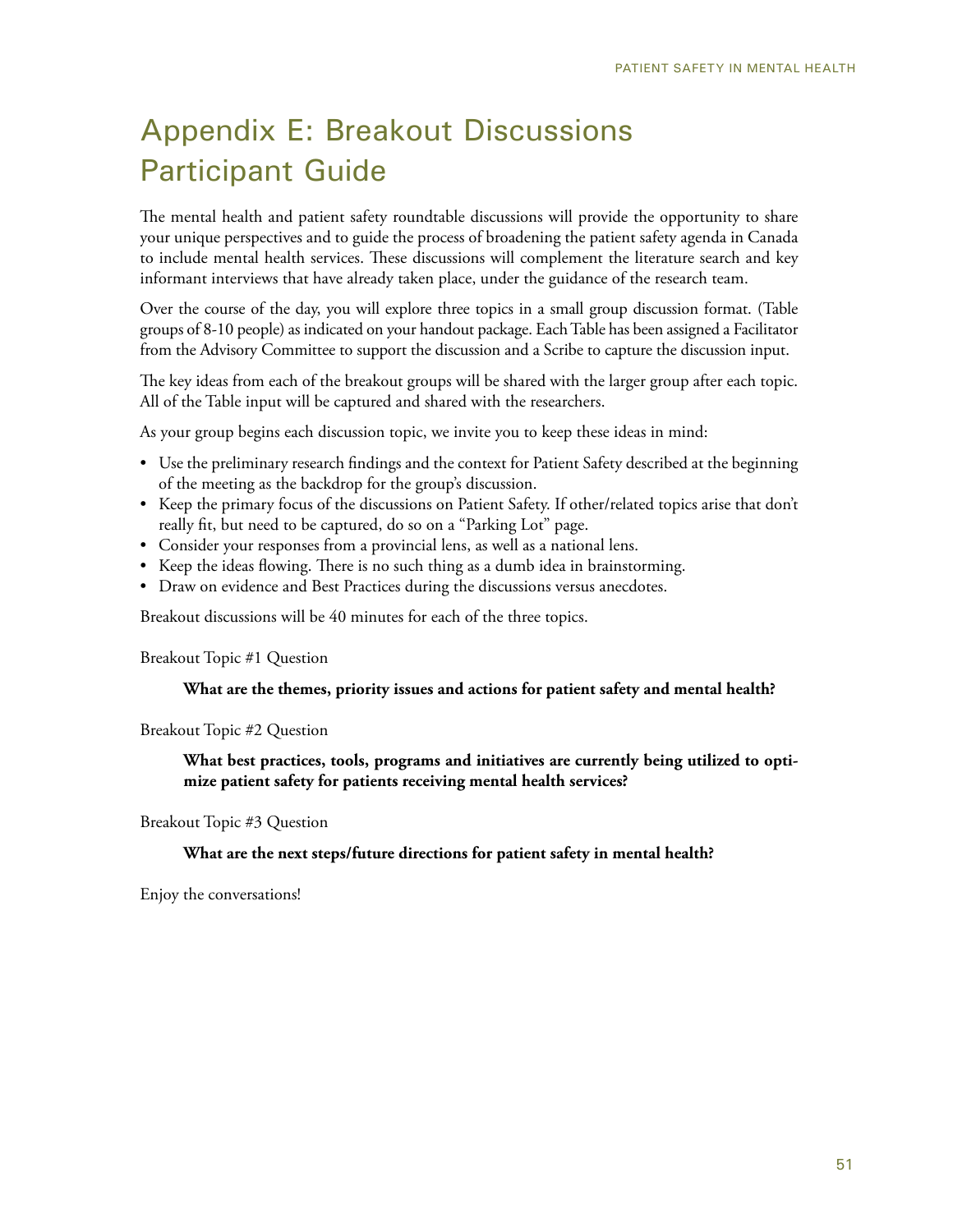# Appendix E: Breakout Discussions Participant Guide

The mental health and patient safety roundtable discussions will provide the opportunity to share your unique perspectives and to guide the process of broadening the patient safety agenda in Canada to include mental health services. These discussions will complement the literature search and key informant interviews that have already taken place, under the guidance of the research team.

Over the course of the day, you will explore three topics in a small group discussion format. (Table groups of 8-10 people) as indicated on your handout package. Each Table has been assigned a Facilitator from the Advisory Committee to support the discussion and a Scribe to capture the discussion input.

The key ideas from each of the breakout groups will be shared with the larger group after each topic. All of the Table input will be captured and shared with the researchers.

As your group begins each discussion topic, we invite you to keep these ideas in mind:

- Use the preliminary research findings and the context for Patient Safety described at the beginning of the meeting as the backdrop for the group's discussion.
- Keep the primary focus of the discussions on Patient Safety. If other/related topics arise that don't really fit, but need to be captured, do so on a "Parking Lot" page.
- Consider your responses from a provincial lens, as well as a national lens.
- Keep the ideas flowing. There is no such thing as a dumb idea in brainstorming.
- Draw on evidence and Best Practices during the discussions versus anecdotes.

Breakout discussions will be 40 minutes for each of the three topics.

Breakout Topic #1 Question

> **What are the themes, priority issues and actions for patient safety and mental health?**

Breakout Topic #2 Question

> **What best practices, tools, programs and initiatives are currently being utilized to optimize patient safety for patients receiving mental health services?**

Breakout Topic #3 Question

> **What are the next steps/future directions for patient safety in mental health?**

Enjoy the conversations!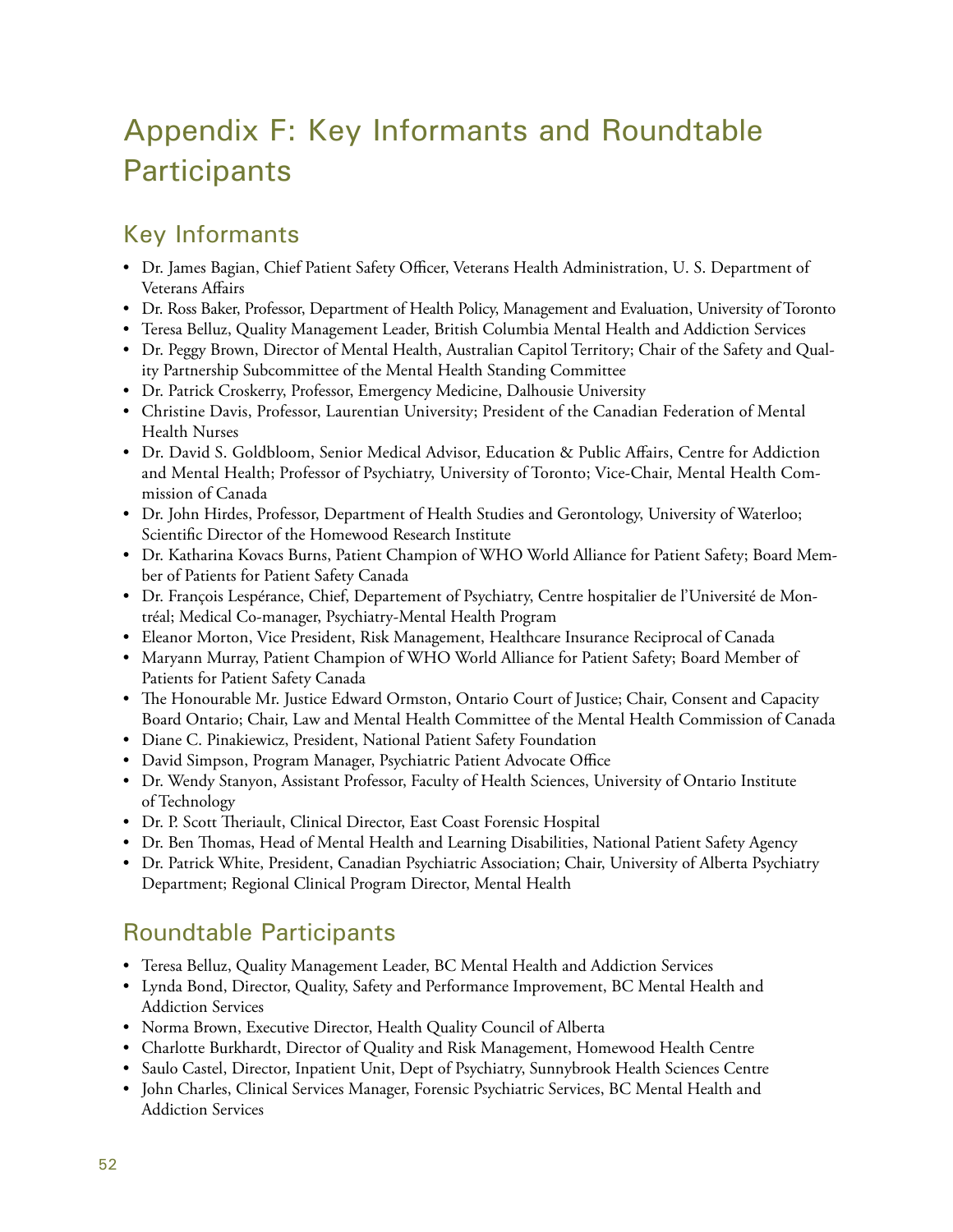# Appendix F: Key Informants and Roundtable Participants

## Key Informants

- Dr. James Bagian, Chief Patient Safety Officer, Veterans Health Administration, U. S. Department of Veterans Affairs
- Dr. Ross Baker, Professor, Department of Health Policy, Management and Evaluation, University of Toronto
- Teresa Belluz, Quality Management Leader, British Columbia Mental Health and Addiction Services
- Dr. Peggy Brown, Director of Mental Health, Australian Capitol Territory; Chair of the Safety and Quality Partnership Subcommittee of the Mental Health Standing Committee
- Dr. Patrick Croskerry, Professor, Emergency Medicine, Dalhousie University
- Christine Davis, Professor, Laurentian University; President of the Canadian Federation of Mental Health Nurses
- Dr. David S. Goldbloom, Senior Medical Advisor, Education & Public Affairs, Centre for Addiction and Mental Health; Professor of Psychiatry, University of Toronto; Vice-Chair, Mental Health Commission of Canada
- Dr. John Hirdes, Professor, Department of Health Studies and Gerontology, University of Waterloo; Scientific Director of the Homewood Research Institute
- Dr. Katharina Kovacs Burns, Patient Champion of WHO World Alliance for Patient Safety; Board Member of Patients for Patient Safety Canada
- Dr. François Lespérance, Chief, Departement of Psychiatry, Centre hospitalier de l'Université de Montréal; Medical Co-manager, Psychiatry-Mental Health Program
- Eleanor Morton, Vice President, Risk Management, Healthcare Insurance Reciprocal of Canada
- Maryann Murray, Patient Champion of WHO World Alliance for Patient Safety; Board Member of Patients for Patient Safety Canada
- The Honourable Mr. Justice Edward Ormston, Ontario Court of Justice; Chair, Consent and Capacity Board Ontario; Chair, Law and Mental Health Committee of the Mental Health Commission of Canada
- Diane C. Pinakiewicz, President, National Patient Safety Foundation
- David Simpson, Program Manager, Psychiatric Patient Advocate Office
- Dr. Wendy Stanyon, Assistant Professor, Faculty of Health Sciences, University of Ontario Institute of Technology
- Dr. P. Scott Theriault, Clinical Director, East Coast Forensic Hospital
- Dr. Ben Thomas, Head of Mental Health and Learning Disabilities, National Patient Safety Agency
- Dr. Patrick White, President, Canadian Psychiatric Association; Chair, University of Alberta Psychiatry Department; Regional Clinical Program Director, Mental Health

## Roundtable Participants

- Teresa Belluz, Quality Management Leader, BC Mental Health and Addiction Services
- Lynda Bond, Director, Quality, Safety and Performance Improvement, BC Mental Health and Addiction Services
- Norma Brown, Executive Director, Health Quality Council of Alberta
- Charlotte Burkhardt, Director of Quality and Risk Management, Homewood Health Centre
- Saulo Castel, Director, Inpatient Unit, Dept of Psychiatry, Sunnybrook Health Sciences Centre
- John Charles, Clinical Services Manager, Forensic Psychiatric Services, BC Mental Health and Addiction Services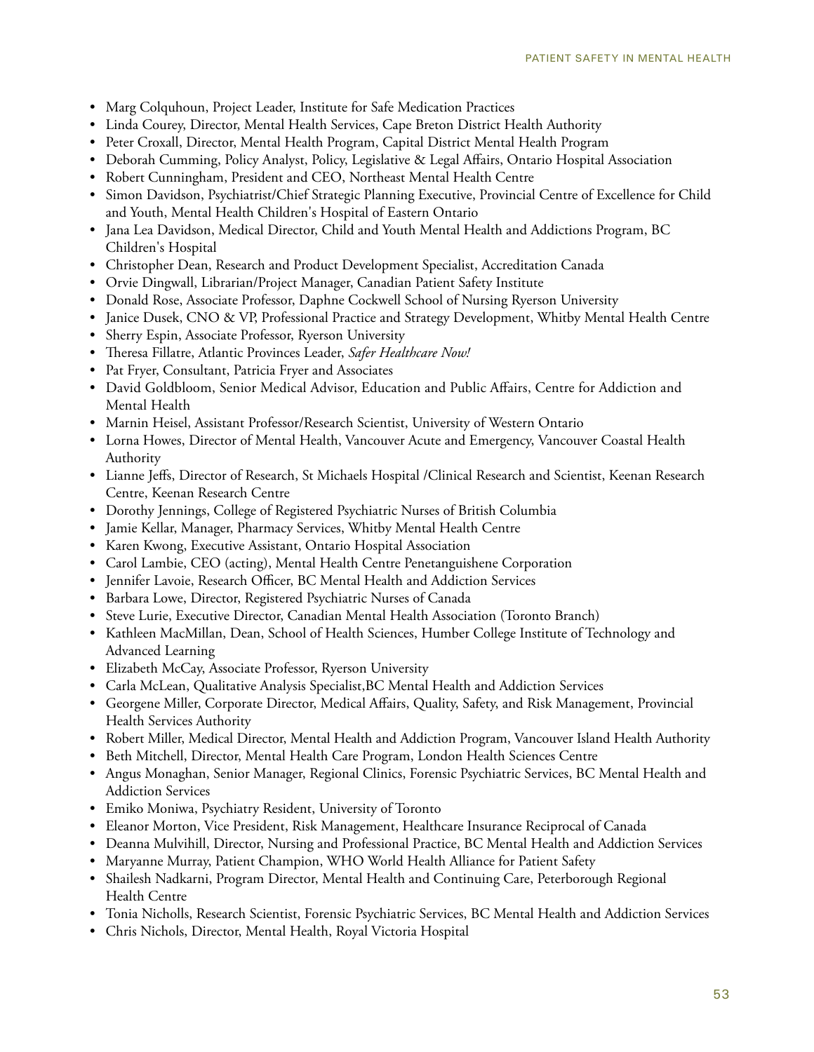- Marg Colquhoun, Project Leader, Institute for Safe Medication Practices
- Linda Courey, Director, Mental Health Services, Cape Breton District Health Authority
- Peter Croxall, Director, Mental Health Program, Capital District Mental Health Program
- Deborah Cumming, Policy Analyst, Policy, Legislative & Legal Affairs, Ontario Hospital Association
- Robert Cunningham, President and CEO, Northeast Mental Health Centre
- Simon Davidson, Psychiatrist/Chief Strategic Planning Executive, Provincial Centre of Excellence for Child and Youth, Mental Health Children's Hospital of Eastern Ontario
- Jana Lea Davidson, Medical Director, Child and Youth Mental Health and Addictions Program, BC Children's Hospital
- Christopher Dean, Research and Product Development Specialist, Accreditation Canada
- Orvie Dingwall, Librarian/Project Manager, Canadian Patient Safety Institute
- Donald Rose, Associate Professor, Daphne Cockwell School of Nursing Ryerson University
- Janice Dusek, CNO & VP, Professional Practice and Strategy Development, Whitby Mental Health Centre
- Sherry Espin, Associate Professor, Ryerson University
- Theresa Fillatre, Atlantic Provinces Leader, *Safer Healthcare Now!*
- Pat Fryer, Consultant, Patricia Fryer and Associates
- David Goldbloom, Senior Medical Advisor, Education and Public Affairs, Centre for Addiction and Mental Health
- Marnin Heisel, Assistant Professor/Research Scientist, University of Western Ontario
- Lorna Howes, Director of Mental Health, Vancouver Acute and Emergency, Vancouver Coastal Health Authority
- Lianne Jeffs, Director of Research, St Michaels Hospital /Clinical Research and Scientist, Keenan Research Centre, Keenan Research Centre
- Dorothy Jennings, College of Registered Psychiatric Nurses of British Columbia
- Jamie Kellar, Manager, Pharmacy Services, Whitby Mental Health Centre
- Karen Kwong, Executive Assistant, Ontario Hospital Association
- Carol Lambie, CEO (acting), Mental Health Centre Penetanguishene Corporation
- Jennifer Lavoie, Research Officer, BC Mental Health and Addiction Services
- Barbara Lowe, Director, Registered Psychiatric Nurses of Canada
- Steve Lurie, Executive Director, Canadian Mental Health Association (Toronto Branch)
- Kathleen MacMillan, Dean, School of Health Sciences, Humber College Institute of Technology and Advanced Learning
- Elizabeth McCay, Associate Professor, Ryerson University
- Carla McLean, Qualitative Analysis Specialist,BC Mental Health and Addiction Services
- Georgene Miller, Corporate Director, Medical Affairs, Quality, Safety, and Risk Management, Provincial Health Services Authority
- Robert Miller, Medical Director, Mental Health and Addiction Program, Vancouver Island Health Authority
- Beth Mitchell, Director, Mental Health Care Program, London Health Sciences Centre
- Angus Monaghan, Senior Manager, Regional Clinics, Forensic Psychiatric Services, BC Mental Health and Addiction Services
- Emiko Moniwa, Psychiatry Resident, University of Toronto
- Eleanor Morton, Vice President, Risk Management, Healthcare Insurance Reciprocal of Canada
- Deanna Mulvihill, Director, Nursing and Professional Practice, BC Mental Health and Addiction Services
- Maryanne Murray, Patient Champion, WHO World Health Alliance for Patient Safety
- Shailesh Nadkarni, Program Director, Mental Health and Continuing Care, Peterborough Regional Health Centre
- Tonia Nicholls, Research Scientist, Forensic Psychiatric Services, BC Mental Health and Addiction Services
- Chris Nichols, Director, Mental Health, Royal Victoria Hospital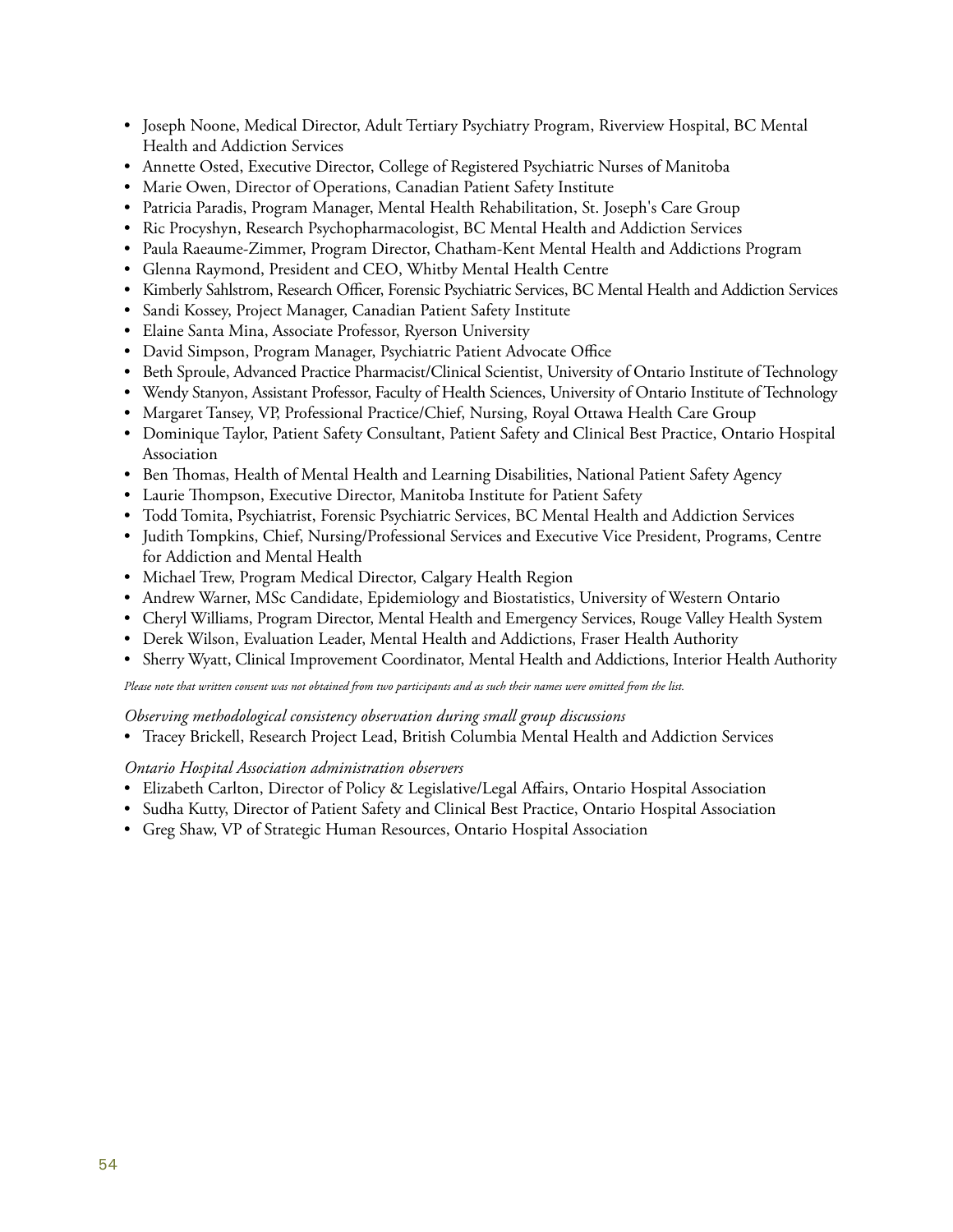- Joseph Noone, Medical Director, Adult Tertiary Psychiatry Program, Riverview Hospital, BC Mental Health and Addiction Services
- Annette Osted, Executive Director, College of Registered Psychiatric Nurses of Manitoba
- Marie Owen, Director of Operations, Canadian Patient Safety Institute
- Patricia Paradis, Program Manager, Mental Health Rehabilitation, St. Joseph's Care Group
- Ric Procyshyn, Research Psychopharmacologist, BC Mental Health and Addiction Services
- Paula Raeaume-Zimmer, Program Director, Chatham-Kent Mental Health and Addictions Program
- Glenna Raymond, President and CEO, Whitby Mental Health Centre
- Kimberly Sahlstrom, Research Officer, Forensic Psychiatric Services, BC Mental Health and Addiction Services
- Sandi Kossey, Project Manager, Canadian Patient Safety Institute
- Elaine Santa Mina, Associate Professor, Ryerson University
- David Simpson, Program Manager, Psychiatric Patient Advocate Office
- Beth Sproule, Advanced Practice Pharmacist/Clinical Scientist, University of Ontario Institute of Technology
- Wendy Stanyon, Assistant Professor, Faculty of Health Sciences, University of Ontario Institute of Technology
- Margaret Tansey, VP, Professional Practice/Chief, Nursing, Royal Ottawa Health Care Group
- Dominique Taylor, Patient Safety Consultant, Patient Safety and Clinical Best Practice, Ontario Hospital Association
- Ben Thomas, Health of Mental Health and Learning Disabilities, National Patient Safety Agency
- Laurie Thompson, Executive Director, Manitoba Institute for Patient Safety
- Todd Tomita, Psychiatrist, Forensic Psychiatric Services, BC Mental Health and Addiction Services
- Judith Tompkins, Chief, Nursing/Professional Services and Executive Vice President, Programs, Centre for Addiction and Mental Health
- Michael Trew, Program Medical Director, Calgary Health Region
- Andrew Warner, MSc Candidate, Epidemiology and Biostatistics, University of Western Ontario
- Cheryl Williams, Program Director, Mental Health and Emergency Services, Rouge Valley Health System
- Derek Wilson, Evaluation Leader, Mental Health and Addictions, Fraser Health Authority
- Sherry Wyatt, Clinical Improvement Coordinator, Mental Health and Addictions, Interior Health Authority

*Please note that written consent was not obtained from two participants and as such their names were omitted from the list.*

*Observing methodological consistency observation during small group discussions*

- Tracey Brickell, Research Project Lead, British Columbia Mental Health and Addiction Services

*Ontario Hospital Association administration observers*

- Elizabeth Carlton, Director of Policy & Legislative/Legal Affairs, Ontario Hospital Association
- Sudha Kutty, Director of Patient Safety and Clinical Best Practice, Ontario Hospital Association
- Greg Shaw, VP of Strategic Human Resources, Ontario Hospital Association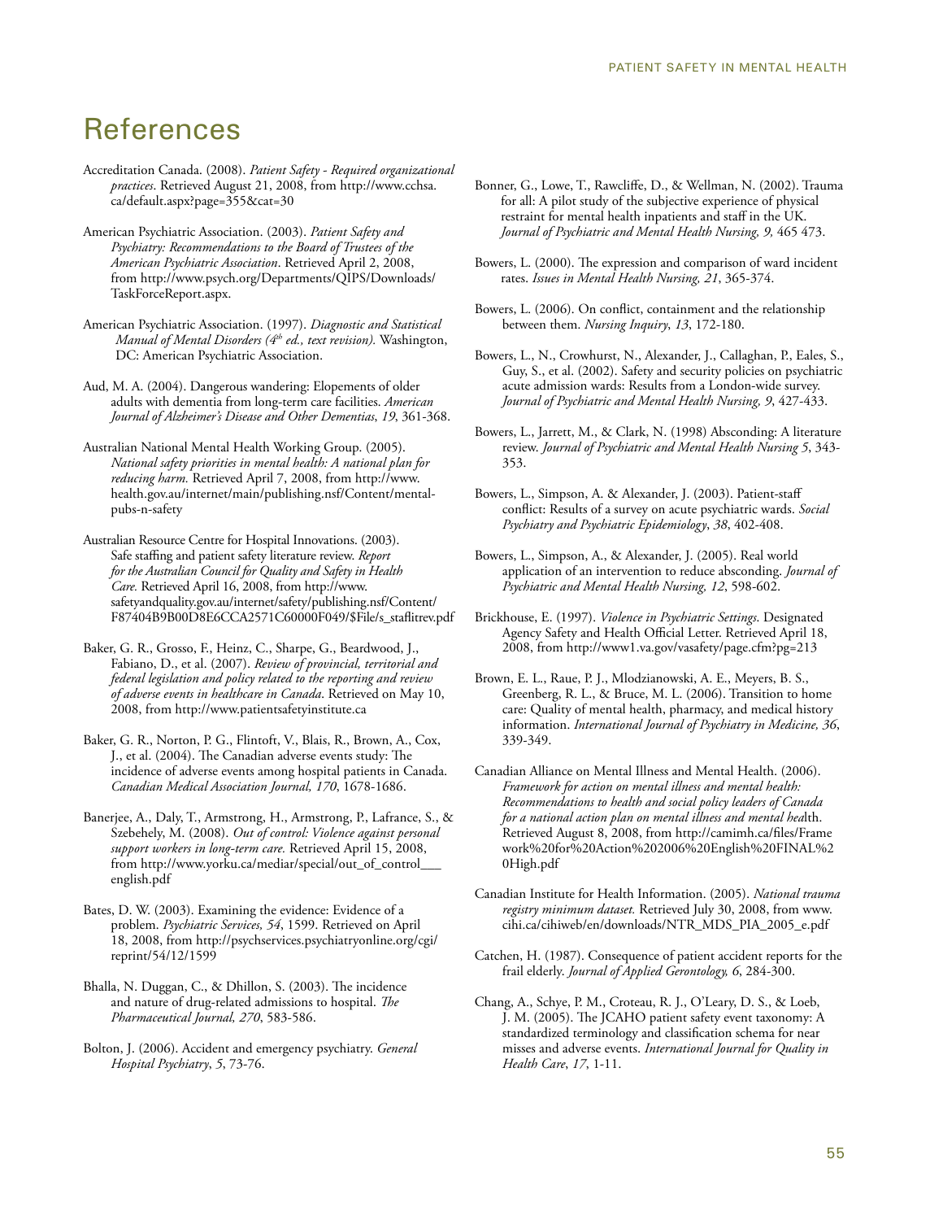# References

Accreditation Canada. (2008). *Patient Safety - Required organizational practices*. Retrieved August 21, 2008, from http://www.cchsa.ca/default.aspx?page=355&cat=30

American Psychiatric Association. (2003). *Patient Safety and Psychiatry: Recommendations to the Board of Trustees of the American Psychiatric Association*. Retrieved April 2, 2008, from http://www.psych.org/Departments/QIPS/Downloads/TaskForceReport.aspx.

American Psychiatric Association. (1997). *Diagnostic and Statistical Manual of Mental Disorders (4th ed., text revision).* Washington, DC: American Psychiatric Association.

Aud, M. A. (2004). Dangerous wandering: Elopements of older adults with dementia from long-term care facilities. *American Journal of Alzheimer's Disease and Other Dementias*, *19*, 361-368.

Australian National Mental Health Working Group. (2005). *National safety priorities in mental health: A national plan for reducing harm.* Retrieved April 7, 2008, from http://www.health.gov.au/internet/main/publishing.nsf/Content/mental-pubs-n-safety

Australian Resource Centre for Hospital Innovations. (2003). Safe staffing and patient safety literature review. *Report for the Australian Council for Quality and Safety in Health Care.* Retrieved April 16, 2008, from http://www.safetyandquality.gov.au/internet/safety/publishing.nsf/Content/F87404B9B00D8E6CCA2571C60000F049/$File/s_staflitrev.pdf

Baker, G. R., Grosso, F., Heinz, C., Sharpe, G., Beardwood, J., Fabiano, D., et al. (2007). *Review of provincial, territorial and federal legislation and policy related to the reporting and review of adverse events in healthcare in Canada*. Retrieved on May 10, 2008, from http://www.patientsafetyinstitute.ca

Baker, G. R., Norton, P. G., Flintoft, V., Blais, R., Brown, A., Cox, J., et al. (2004). The Canadian adverse events study: The incidence of adverse events among hospital patients in Canada. *Canadian Medical Association Journal, 170*, 1678-1686.

Banerjee, A., Daly, T., Armstrong, H., Armstrong, P., Lafrance, S., & Szebehely, M. (2008). *Out of control: Violence against personal support workers in long-term care.* Retrieved April 15, 2008, from http://www.yorku.ca/mediar/special/out_of_control___english.pdf

Bates, D. W. (2003). Examining the evidence: Evidence of a problem. *Psychiatric Services, 54*, 1599. Retrieved on April 18, 2008, from http://psychservices.psychiatryonline.org/cgi/reprint/54/12/1599

Bhalla, N. Duggan, C., & Dhillon, S. (2003). The incidence and nature of drug-related admissions to hospital. *The Pharmaceutical Journal, 270*, 583-586.

Bolton, J. (2006). Accident and emergency psychiatry. *General Hospital Psychiatry*, *5*, 73-76.

Bonner, G., Lowe, T., Rawcliffe, D., & Wellman, N. (2002). Trauma for all: A pilot study of the subjective experience of physical restraint for mental health inpatients and staff in the UK. *Journal of Psychiatric and Mental Health Nursing, 9,* 465 473.

Bowers, L. (2000). The expression and comparison of ward incident rates. *Issues in Mental Health Nursing, 21*, 365-374.

Bowers, L. (2006). On conflict, containment and the relationship between them. *Nursing Inquiry*, *13*, 172-180.

Bowers, L., N., Crowhurst, N., Alexander, J., Callaghan, P., Eales, S., Guy, S., et al. (2002). Safety and security policies on psychiatric acute admission wards: Results from a London-wide survey. *Journal of Psychiatric and Mental Health Nursing, 9*, 427-433.

Bowers, L., Jarrett, M., & Clark, N. (1998) Absconding: A literature review. *Journal of Psychiatric and Mental Health Nursing 5*, 343-353.

Bowers, L., Simpson, A. & Alexander, J. (2003). Patient-staff conflict: Results of a survey on acute psychiatric wards. *Social Psychiatry and Psychiatric Epidemiology*, *38*, 402-408.

Bowers, L., Simpson, A., & Alexander, J. (2005). Real world application of an intervention to reduce absconding. *Journal of Psychiatric and Mental Health Nursing, 12*, 598-602.

Brickhouse, E. (1997). *Violence in Psychiatric Settings.* Designated Agency Safety and Health Official Letter. Retrieved April 18, 2008, from http://www1.va.gov/vasafety/page.cfm?pg=213

Brown, E. L., Raue, P. J., Mlodzianowski, A. E., Meyers, B. S., Greenberg, R. L., & Bruce, M. L. (2006). Transition to home care: Quality of mental health, pharmacy, and medical history information. *International Journal of Psychiatry in Medicine, 36*, 339-349.

Canadian Alliance on Mental Illness and Mental Health. (2006). *Framework for action on mental illness and mental health: Recommendations to health and social policy leaders of Canada for a national action plan on mental illness and mental hea*lth. Retrieved August 8, 2008, from http://camimh.ca/files/Framework%20for%20Action%202006%20English%20FINAL%20High.pdf

Canadian Institute for Health Information. (2005). *National trauma registry minimum dataset.* Retrieved July 30, 2008, from www.cihi.ca/cihiweb/en/downloads/NTR_MDS_PIA_2005_e.pdf

Catchen, H. (1987). Consequence of patient accident reports for the frail elderly. *Journal of Applied Gerontology, 6*, 284-300.

Chang, A., Schye, P. M., Croteau, R. J., O'Leary, D. S., & Loeb, J. M. (2005). The JCAHO patient safety event taxonomy: A standardized terminology and classification schema for near misses and adverse events. *International Journal for Quality in Health Care*, *17*, 1-11.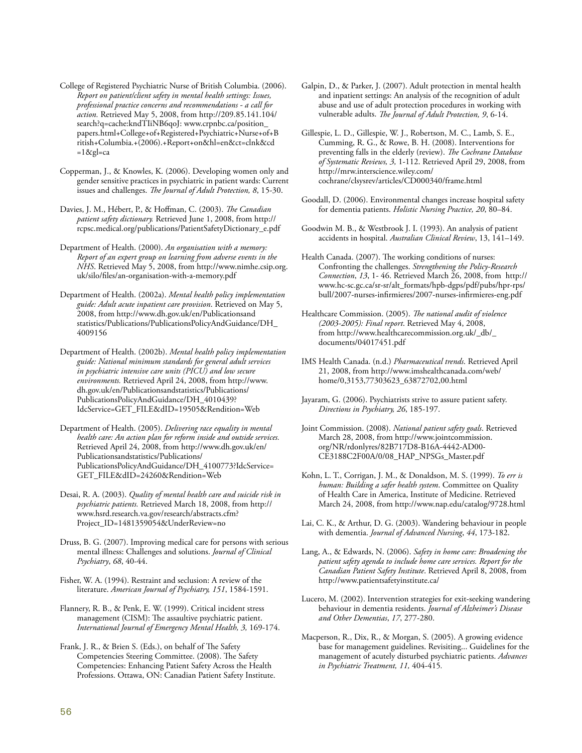College of Registered Psychiatric Nurse of British Columbia. (2006). *Report on patient/client safety in mental health settings: Issues, professional practice concerns and recommendations - a call for action.* Retrieved May 5, 2008, from http://209.85.141.104/search?q=cache:kndTIiNB6qoJ: www.crpnbc.ca/position_papers.html+College+of+Registered+Psychiatric+Nurse+of+British+Columbia.+(2006).+Report+on&hl=en&ct=clnk&cd=1&gl=ca

Copperman, J., & Knowles, K. (2006). Developing women only and gender sensitive practices in psychiatric in patient wards: Current issues and challenges. *The Journal of Adult Protection, 8*, 15-30.

Davies, J. M., Hébert, P., & Hoffman, C. (2003). *The Canadian patient safety dictionary.* Retrieved June 1, 2008, from http://rcpsc.medical.org/publications/PatientSafetyDictionary_e.pdf

Department of Health. (2000). *An organisation with a memory: Report of an expert group on learning from adverse events in the NHS*. Retrieved May 5, 2008, from http://www.nimhe.csip.org.uk/silo/files/an-organisation-with-a-memory.pdf

Department of Health. (2002a). *Mental health policy implementation guide: Adult acute inpatient care provision*. Retrieved on May 5, 2008, from http://www.dh.gov.uk/en/Publicationsand statistics/Publications/PublicationsPolicyAndGuidance/DH_4009156

Department of Health. (2002b). *Mental health policy implementation guide: National minimum standards for general adult services in psychiatric intensive care units (PICU) and low secure environments.* Retrieved April 24, 2008, from http://www.dh.gov.uk/en/Publicationsandstatistics/Publications/PublicationsPolicyAndGuidance/DH_4010439?IdcService=GET_FILE&dID=19505&Rendition=Web

Department of Health. (2005). *Delivering race equality in mental health care: An action plan for reform inside and outside services.* Retrieved April 24, 2008, from http://www.dh.gov.uk/en/Publicationsandstatistics/Publications/PublicationsPolicyAndGuidance/DH_4100773?IdcService=GET_FILE&dID=24260&Rendition=Web

Desai, R. A. (2003). *Quality of mental health care and suicide risk in psychiatric patients.* Retrieved March 18, 2008, from http://www.hsrd.research.va.gov/research/abstracts.cfm?Project_ID=1481359054&UnderReview=no

Druss, B. G. (2007). Improving medical care for persons with serious mental illness: Challenges and solutions. *Journal of Clinical Psychiatry*, *68*, 40-44.

Fisher, W. A. (1994). Restraint and seclusion: A review of the literature. *American Journal of Psychiatry, 151*, 1584-1591.

Flannery, R. B., & Penk, E. W. (1999). Critical incident stress management (CISM): The assaultive psychiatric patient. *International Journal of Emergency Mental Health, 3,* 169-174.

Frank, J. R., & Brien S. (Eds.), on behalf of The Safety Competencies Steering Committee. (2008). The Safety Competencies: Enhancing Patient Safety Across the Health Professions. Ottawa, ON: Canadian Patient Safety Institute.

Galpin, D., & Parker, J. (2007). Adult protection in mental health and inpatient settings: An analysis of the recognition of adult abuse and use of adult protection procedures in working with vulnerable adults. *The Journal of Adult Protection, 9*, 6-14.

Gillespie, L. D., Gillespie, W. J., Robertson, M. C., Lamb, S. E., Cumming, R. G., & Rowe, B. H. (2008). Interventions for preventing falls in the elderly (review). *The Cochrane Database of Systematic Reviews, 3,* 1-112. Retrieved April 29, 2008, from http://mrw.interscience.wiley.com/cochrane/clsysrev/articles/CD000340/frame.html

Goodall, D. (2006). Environmental changes increase hospital safety for dementia patients. *Holistic Nursing Practice, 20*, 80–84.

Goodwin M. B., & Westbrook J. I. (1993). An analysis of patient accidents in hospital. *Australian Clinical Review*, 13, 141–149.

Health Canada. (2007). The working conditions of nurses: Confronting the challenges. *Strengthening the Policy-Research Connection*, *13*, 1- 46. Retrieved March 26, 2008, from http://www.hc-sc.gc.ca/sr-sr/alt_formats/hpb-dgps/pdf/pubs/hpr-rps/bull/2007-nurses-infirmieres/2007-nurses-infirmieres-eng.pdf

Healthcare Commission. (2005). *The national audit of violence (2003-2005): Final report*. Retrieved May 4, 2008, from http://www.healthcarecommission.org.uk/_db/_documents/04017451.pdf

IMS Health Canada. (n.d.) *Pharmaceutical trends*. Retrieved April 21, 2008, from http://www.imshealthcanada.com/web/home/0,3153,77303623_63872702,00.html

Jayaram, G. (2006). Psychiatrists strive to assure patient safety. *Directions in Psychiatry, 26*, 185-197.

Joint Commission. (2008). *National patient safety goals*. Retrieved March 28, 2008, from http://www.jointcommission.org/NR/rdonlyres/82B717D8-B16A-4442-AD00-CE3188C2F00A/0/08_HAP_NPSGs_Master.pdf

Kohn, L. T., Corrigan, J. M., & Donaldson, M. S. (1999). *To err is human: Building a safer health system*. Committee on Quality of Health Care in America, Institute of Medicine. Retrieved March 24, 2008, from http://www.nap.edu/catalog/9728.html

Lai, C. K., & Arthur, D. G. (2003). Wandering behaviour in people with dementia. *Journal of Advanced Nursing*, *44*, 173-182.

Lang, A., & Edwards, N. (2006). *Safety in home care: Broadening the patient safety agenda to include home care services. Report for the Canadian Patient Safety Institute*. Retrieved April 8, 2008, from http://www.patientsafetyinstitute.ca/

Lucero, M. (2002). Intervention strategies for exit-seeking wandering behaviour in dementia residents. *Journal of Alzheimer's Disease and Other Dementias*, *17*, 277-280.

Macperson, R., Dix, R., & Morgan, S. (2005). A growing evidence base for management guidelines. Revisiting... Guidelines for the management of acutely disturbed psychiatric patients. *Advances in Psychiatric Treatment, 11,* 404-415*.*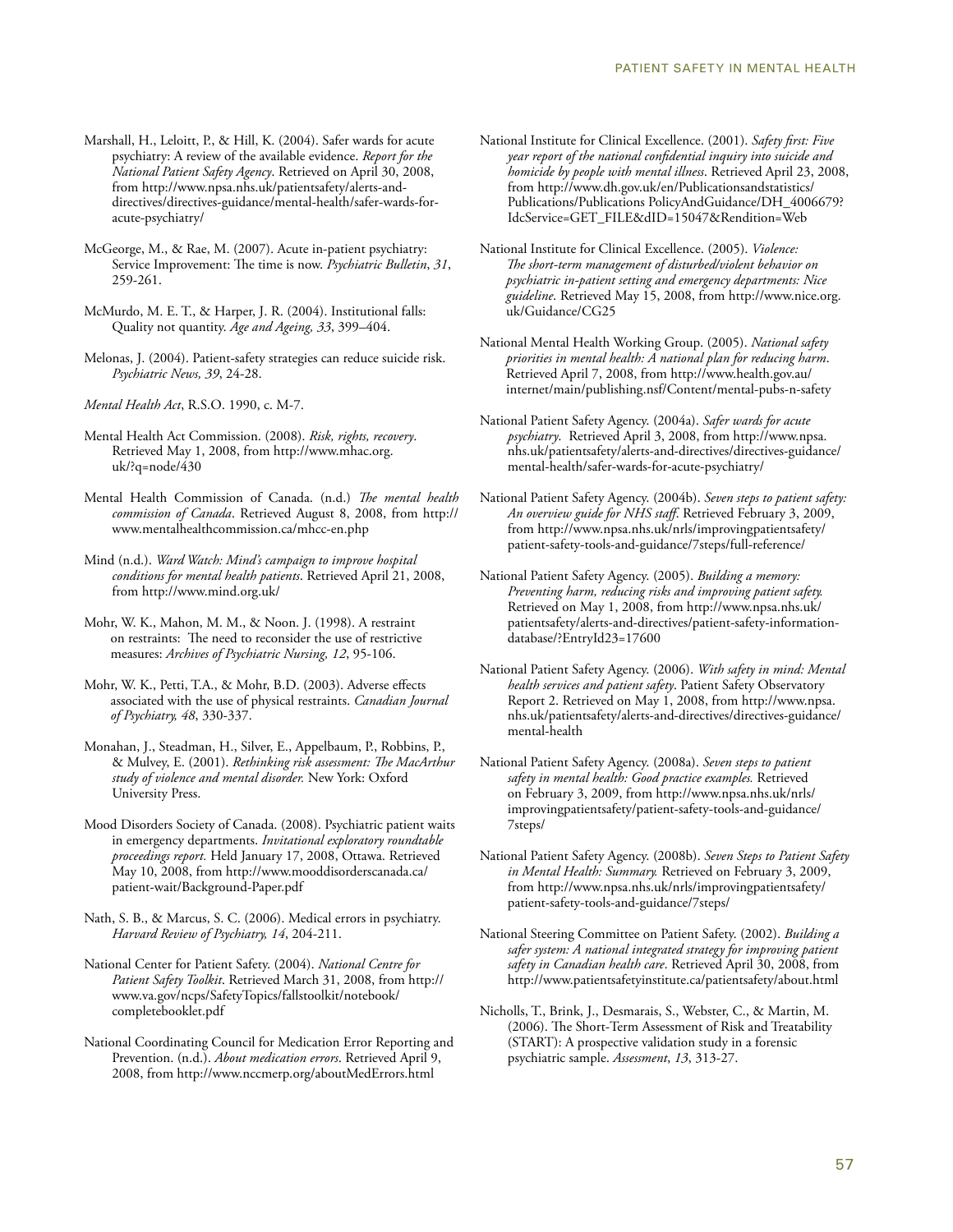Marshall, H., Leloitt, P., & Hill, K. (2004). Safer wards for acute psychiatry: A review of the available evidence. *Report for the National Patient Safety Agency*. Retrieved on April 30, 2008, from http://www.npsa.nhs.uk/patientsafety/alerts-and-directives/directives-guidance/mental-health/safer-wards-for-acute-psychiatry/

McGeorge, M., & Rae, M. (2007). Acute in-patient psychiatry: Service Improvement: The time is now. *Psychiatric Bulletin*, *31*, 259-261.

McMurdo, M. E. T., & Harper, J. R. (2004). Institutional falls: Quality not quantity. *Age and Ageing, 33*, 399–404.

Melonas, J. (2004). Patient-safety strategies can reduce suicide risk. *Psychiatric News, 39*, 24-28.

*Mental Health Act*, R.S.O. 1990, c. M-7.

Mental Health Act Commission. (2008). *Risk, rights, recovery*. Retrieved May 1, 2008, from http://www.mhac.org.uk/?q=node/430

Mental Health Commission of Canada. (n.d.) *The mental health commission of Canada*. Retrieved August 8, 2008, from http://www.mentalhealthcommission.ca/mhcc-en.php

Mind (n.d.). *Ward Watch: Mind's campaign to improve hospital conditions for mental health patients*. Retrieved April 21, 2008, from http://www.mind.org.uk/

Mohr, W. K., Mahon, M. M., & Noon. J. (1998). A restraint on restraints: The need to reconsider the use of restrictive measures: *Archives of Psychiatric Nursing, 12*, 95-106.

Mohr, W. K., Petti, T.A., & Mohr, B.D. (2003). Adverse effects associated with the use of physical restraints. *Canadian Journal of Psychiatry, 48*, 330-337.

Monahan, J., Steadman, H., Silver, E., Appelbaum, P., Robbins, P., & Mulvey, E. (2001). *Rethinking risk assessment: The MacArthur study of violence and mental disorder.* New York: Oxford University Press.

Mood Disorders Society of Canada. (2008). Psychiatric patient waits in emergency departments. *Invitational exploratory roundtable proceedings report.* Held January 17, 2008, Ottawa. Retrieved May 10, 2008, from http://www.mooddisorderscanada.ca/patient-wait/Background-Paper.pdf

Nath, S. B., & Marcus, S. C. (2006). Medical errors in psychiatry. *Harvard Review of Psychiatry, 14*, 204-211.

National Center for Patient Safety. (2004). *National Centre for Patient Safety Toolkit*. Retrieved March 31, 2008, from http://www.va.gov/ncps/SafetyTopics/fallstoolkit/notebook/completebooklet.pdf

National Coordinating Council for Medication Error Reporting and Prevention. (n.d.). *About medication errors*. Retrieved April 9, 2008, from http://www.nccmerp.org/aboutMedErrors.html

National Institute for Clinical Excellence. (2001). *Safety first: Five year report of the national confidential inquiry into suicide and homicide by people with mental illness*. Retrieved April 23, 2008, from http://www.dh.gov.uk/en/Publicationsandstatistics/Publications/Publications PolicyAndGuidance/DH_4006679?IdcService=GET_FILE&dID=15047&Rendition=Web

National Institute for Clinical Excellence. (2005). *Violence: The short-term management of disturbed/violent behavior on psychiatric in-patient setting and emergency departments: Nice guideline*. Retrieved May 15, 2008, from http://www.nice.org.uk/Guidance/CG25

National Mental Health Working Group. (2005). *National safety priorities in mental health: A national plan for reducing harm*. Retrieved April 7, 2008, from http://www.health.gov.au/internet/main/publishing.nsf/Content/mental-pubs-n-safety

National Patient Safety Agency. (2004a). *Safer wards for acute psychiatry*. Retrieved April 3, 2008, from http://www.npsa.nhs.uk/patientsafety/alerts-and-directives/directives-guidance/mental-health/safer-wards-for-acute-psychiatry/

National Patient Safety Agency. (2004b). *Seven steps to patient safety: An overview guide for NHS staff*. Retrieved February 3, 2009, from http://www.npsa.nhs.uk/nrls/improvingpatientsafety/patient-safety-tools-and-guidance/7steps/full-reference/

National Patient Safety Agency. (2005). *Building a memory: Preventing harm, reducing risks and improving patient safety.* Retrieved on May 1, 2008, from http://www.npsa.nhs.uk/patientsafety/alerts-and-directives/patient-safety-information-database/?EntryId23=17600

National Patient Safety Agency. (2006). *With safety in mind: Mental health services and patient safety*. Patient Safety Observatory Report 2. Retrieved on May 1, 2008, from http://www.npsa.nhs.uk/patientsafety/alerts-and-directives/directives-guidance/mental-health

National Patient Safety Agency. (2008a). *Seven steps to patient safety in mental health: Good practice examples.* Retrieved on February 3, 2009, from http://www.npsa.nhs.uk/nrls/improvingpatientsafety/patient-safety-tools-and-guidance/7steps/

National Patient Safety Agency. (2008b). *Seven Steps to Patient Safety in Mental Health: Summary.* Retrieved on February 3, 2009, from http://www.npsa.nhs.uk/nrls/improvingpatientsafety/patient-safety-tools-and-guidance/7steps/

National Steering Committee on Patient Safety. (2002). *Building a safer system: A national integrated strategy for improving patient safety in Canadian health care*. Retrieved April 30, 2008, from http://www.patientsafetyinstitute.ca/patientsafety/about.html

Nicholls, T., Brink, J., Desmarais, S., Webster, C., & Martin, M. (2006). The Short-Term Assessment of Risk and Treatability (START): A prospective validation study in a forensic psychiatric sample. *Assessment*, *13*, 313-27.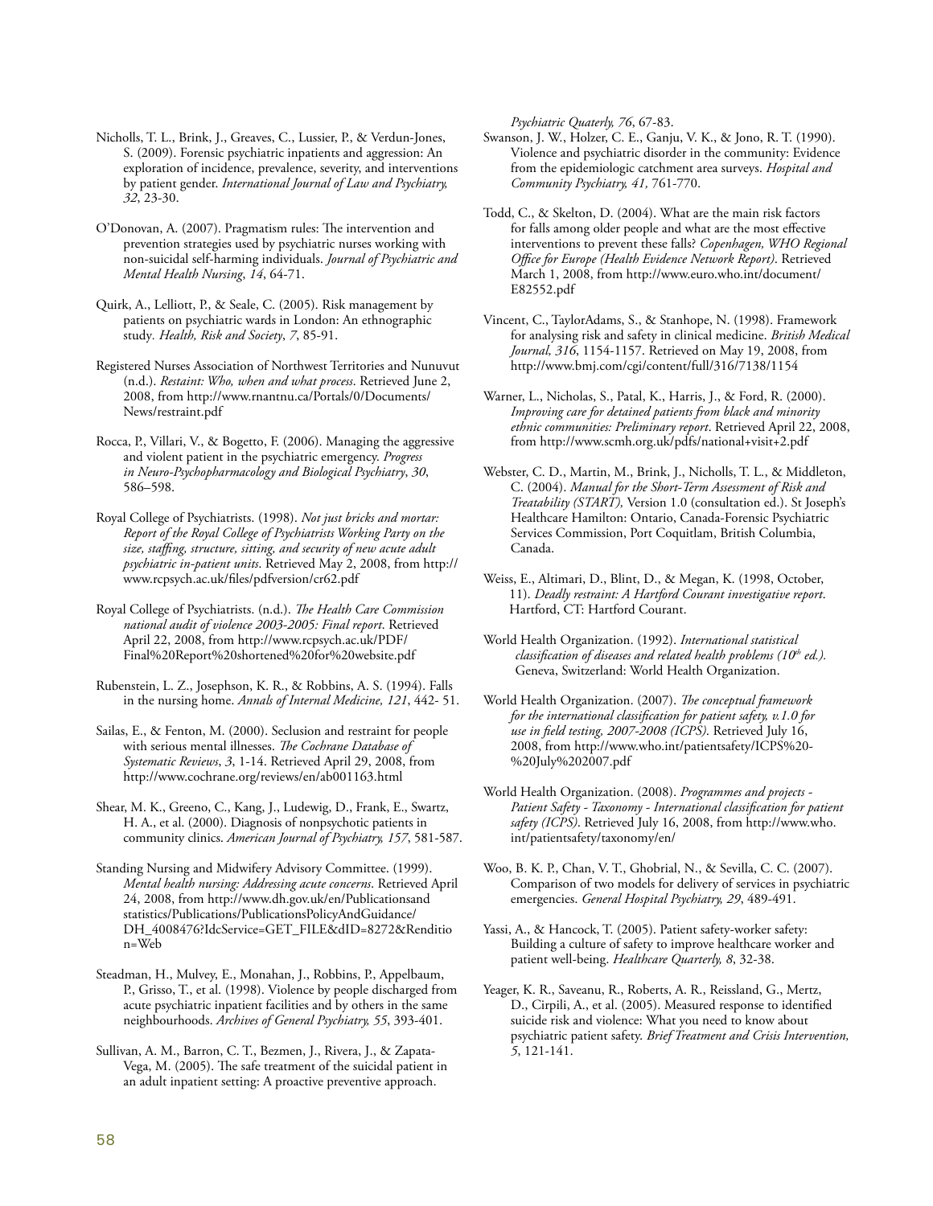Nicholls, T. L., Brink, J., Greaves, C., Lussier, P., & Verdun-Jones, S. (2009). Forensic psychiatric inpatients and aggression: An exploration of incidence, prevalence, severity, and interventions by patient gender. *International Journal of Law and Psychiatry, 32*, 23-30.

O'Donovan, A. (2007). Pragmatism rules: The intervention and prevention strategies used by psychiatric nurses working with non-suicidal self-harming individuals. *Journal of Psychiatric and Mental Health Nursing*, *14*, 64-71.

Quirk, A., Lelliott, P., & Seale, C. (2005). Risk management by patients on psychiatric wards in London: An ethnographic study. *Health, Risk and Society*, *7*, 85-91.

Registered Nurses Association of Northwest Territories and Nunuvut (n.d.). *Restaint: Who, when and what process*. Retrieved June 2, 2008, from http://www.rnantnu.ca/Portals/0/Documents/News/restraint.pdf

Rocca, P., Villari, V., & Bogetto, F. (2006). Managing the aggressive and violent patient in the psychiatric emergency. *Progress in Neuro-Psychopharmacology and Biological Psychiatry*, *30*, 586–598.

Royal College of Psychiatrists. (1998). *Not just bricks and mortar: Report of the Royal College of Psychiatrists Working Party on the size, staffing, structure, sitting, and security of new acute adult psychiatric in-patient units*. Retrieved May 2, 2008, from http://www.rcpsych.ac.uk/files/pdfversion/cr62.pdf

Royal College of Psychiatrists. (n.d.). *The Health Care Commission national audit of violence 2003-2005: Final report*. Retrieved April 22, 2008, from http://www.rcpsych.ac.uk/PDF/Final%20Report%20shortened%20for%20website.pdf

Rubenstein, L. Z., Josephson, K. R., & Robbins, A. S. (1994). Falls in the nursing home. *Annals of Internal Medicine, 121*, 442- 51.

Sailas, E., & Fenton, M. (2000). Seclusion and restraint for people with serious mental illnesses. *The Cochrane Database of Systematic Reviews*, *3*, 1-14. Retrieved April 29, 2008, from http://www.cochrane.org/reviews/en/ab001163.html

Shear, M. K., Greeno, C., Kang, J., Ludewig, D., Frank, E., Swartz, H. A., et al. (2000). Diagnosis of nonpsychotic patients in community clinics. *American Journal of Psychiatry, 157*, 581-587.

Standing Nursing and Midwifery Advisory Committee. (1999). *Mental health nursing: Addressing acute concerns*. Retrieved April 24, 2008, from http://www.dh.gov.uk/en/Publicationsandstatistics/Publications/PublicationsPolicyAndGuidance/DH_4008476?IdcService=GET_FILE&dID=8272&Rendition=Web

Steadman, H., Mulvey, E., Monahan, J., Robbins, P., Appelbaum, P., Grisso, T., et al. (1998). Violence by people discharged from acute psychiatric inpatient facilities and by others in the same neighbourhoods. *Archives of General Psychiatry, 55*, 393-401.

Sullivan, A. M., Barron, C. T., Bezmen, J., Rivera, J., & Zapata-Vega, M. (2005). The safe treatment of the suicidal patient in an adult inpatient setting: A proactive preventive approach. *Psychiatric Quaterly, 76*, 67-83.

Swanson, J. W., Holzer, C. E., Ganju, V. K., & Jono, R. T. (1990). Violence and psychiatric disorder in the community: Evidence from the epidemiologic catchment area surveys. *Hospital and Community Psychiatry, 41,* 761-770.

Todd, C., & Skelton, D. (2004). What are the main risk factors for falls among older people and what are the most effective interventions to prevent these falls? *Copenhagen, WHO Regional Office for Europe (Health Evidence Network Report)*. Retrieved March 1, 2008, from http://www.euro.who.int/document/E82552.pdf

Vincent, C., TaylorAdams, S., & Stanhope, N. (1998). Framework for analysing risk and safety in clinical medicine. *British Medical Journal, 316*, 1154-1157. Retrieved on May 19, 2008, from http://www.bmj.com/cgi/content/full/316/7138/1154

Warner, L., Nicholas, S., Patal, K., Harris, J., & Ford, R. (2000). *Improving care for detained patients from black and minority ethnic communities: Preliminary report*. Retrieved April 22, 2008, from http://www.scmh.org.uk/pdfs/national+visit+2.pdf

Webster, C. D., Martin, M., Brink, J., Nicholls, T. L., & Middleton, C. (2004). *Manual for the Short-Term Assessment of Risk and Treatability (START),* Version 1.0 (consultation ed.). St Joseph's Healthcare Hamilton: Ontario, Canada-Forensic Psychiatric Services Commission, Port Coquitlam, British Columbia, Canada.

Weiss, E., Altimari, D., Blint, D., & Megan, K. (1998, October, 11). *Deadly restraint: A Hartford Courant investigative report*. Hartford, CT: Hartford Courant.

World Health Organization. (1992). *International statistical classification of diseases and related health problems (10th ed.).* Geneva, Switzerland: World Health Organization.

World Health Organization. (2007). *The conceptual framework for the international classification for patient safety, v.1.0 for use in field testing, 2007-2008 (ICPS)*. Retrieved July 16, 2008, from http://www.who.int/patientsafety/ICPS%20-%20July%202007.pdf

World Health Organization. (2008). *Programmes and projects - Patient Safety - Taxonomy - International classification for patient safety (ICPS)*. Retrieved July 16, 2008, from http://www.who.int/patientsafety/taxonomy/en/

Woo, B. K. P., Chan, V. T., Ghobrial, N., & Sevilla, C. C. (2007). Comparison of two models for delivery of services in psychiatric emergencies. *General Hospital Psychiatry, 29*, 489-491.

Yassi, A., & Hancock, T. (2005). Patient safety-worker safety: Building a culture of safety to improve healthcare worker and patient well-being. *Healthcare Quarterly, 8*, 32-38.

Yeager, K. R., Saveanu, R., Roberts, A. R., Reissland, G., Mertz, D., Cirpili, A., et al. (2005). Measured response to identified suicide risk and violence: What you need to know about psychiatric patient safety. *Brief Treatment and Crisis Intervention, 5*, 121-141.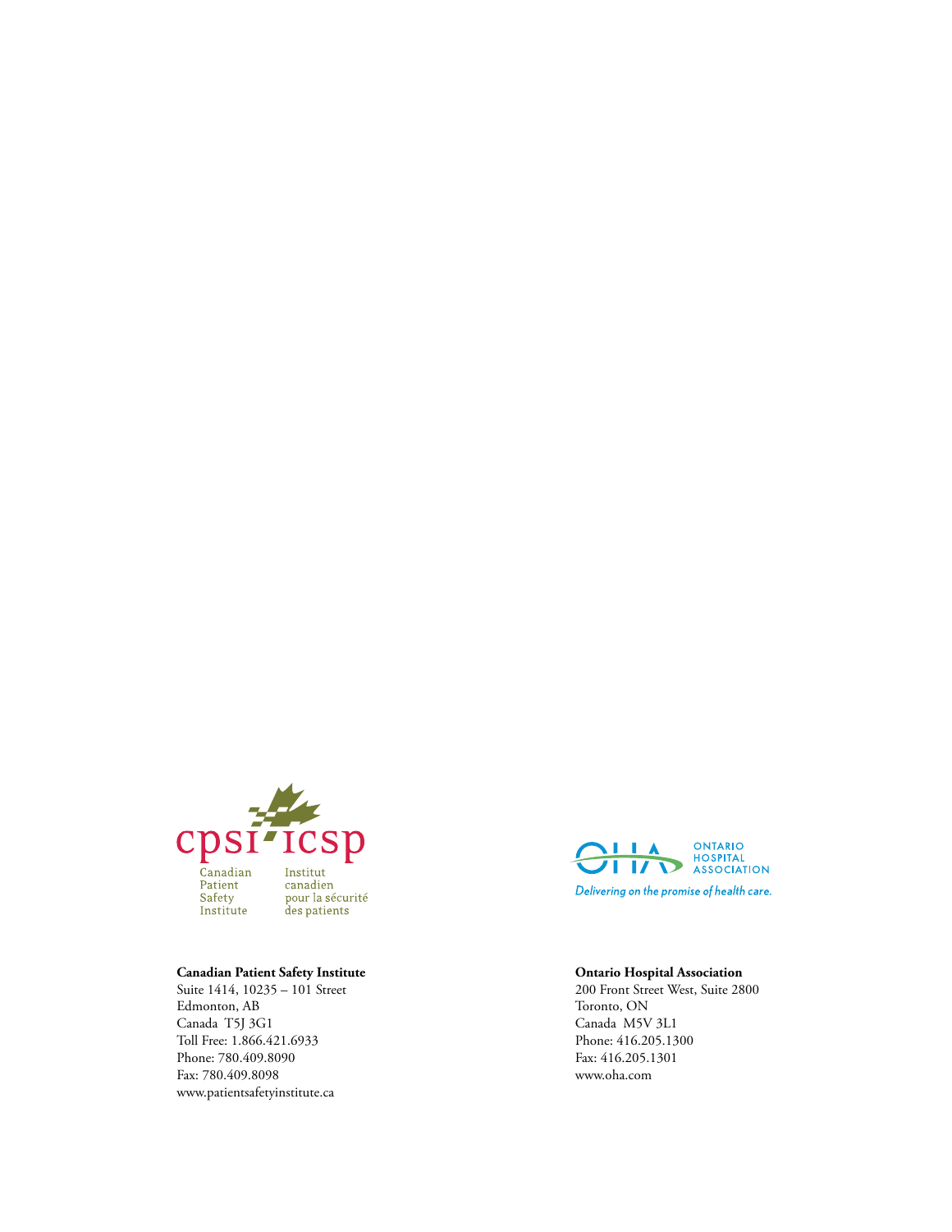cpsi icsp

Canadian Patient Safety Institute

Institut canadien pour la sécurité des patients

OHA ONTARIO HOSPITAL ASSOCIATION

*Delivering on the promise of health care.*

**Canadian Patient Safety Institute**
Suite 1414, 10235 – 101 Street
Edmonton, AB
Canada T5J 3G1
Toll Free: 1.866.421.6933
Phone: 780.409.8090
Fax: 780.409.8098
www.patientsafetyinstitute.ca

**Ontario Hospital Association**
200 Front Street West, Suite 2800
Toronto, ON
Canada M5V 3L1
Phone: 416.205.1300
Fax: 416.205.1301
www.oha.com